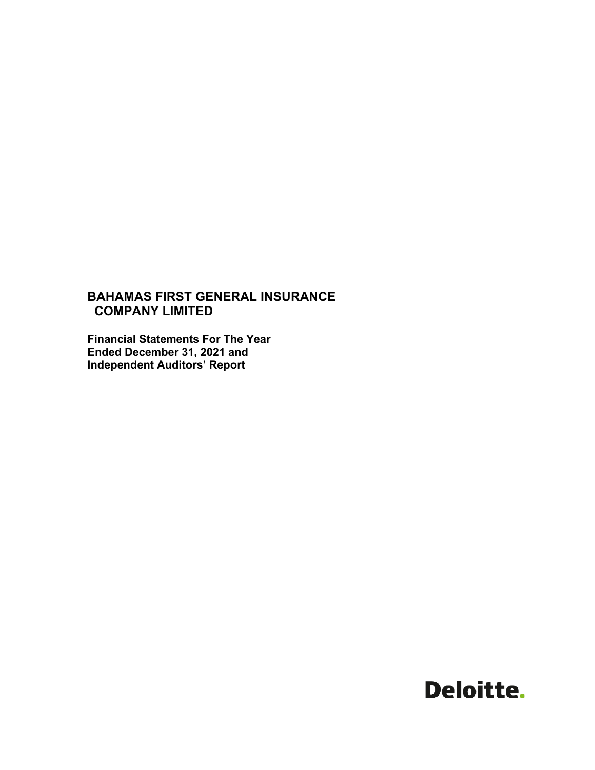# BAHAMAS FIRST GENERAL INSURANCE COMPANY LIMITED

**Financial Statements For The Year Ended December 31, 2021 and Independent Auditors' Report**

Deloitte.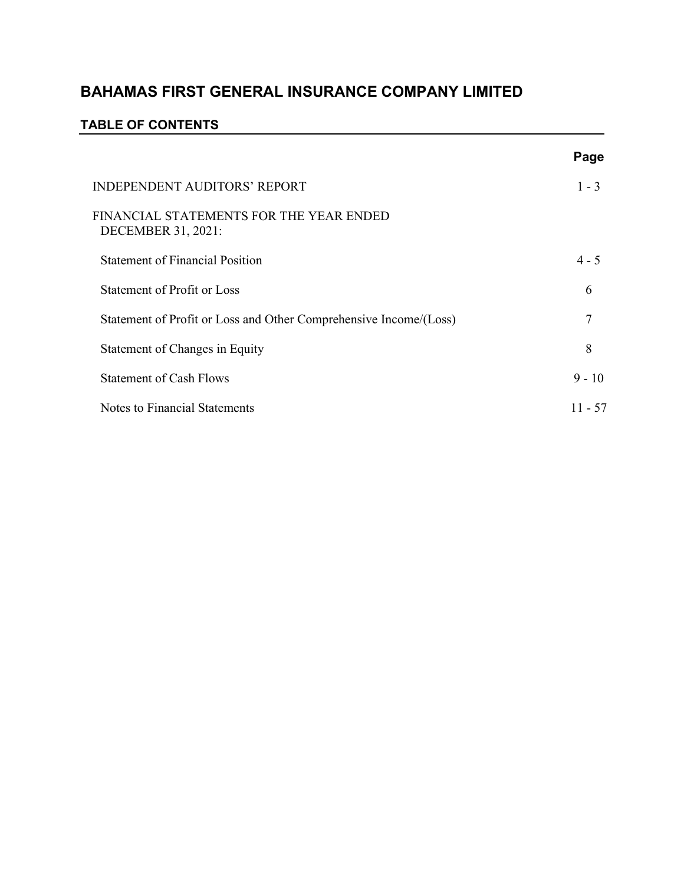# BAHAMAS FIRST GENERAL INSURANCE COMPANY LIMITED

## TABLE OF CONTENTS

| | Page |
|---|---|
| INDEPENDENT AUDITORS' REPORT | 1 - 3 |
| FINANCIAL STATEMENTS FOR THE YEAR ENDED DECEMBER 31, 2021: | |
| Statement of Financial Position | 4 - 5 |
| Statement of Profit or Loss | 6 |
| Statement of Profit or Loss and Other Comprehensive Income/(Loss) | 7 |
| Statement of Changes in Equity | 8 |
| Statement of Cash Flows | 9 - 10 |
| Notes to Financial Statements | 11 - 57 |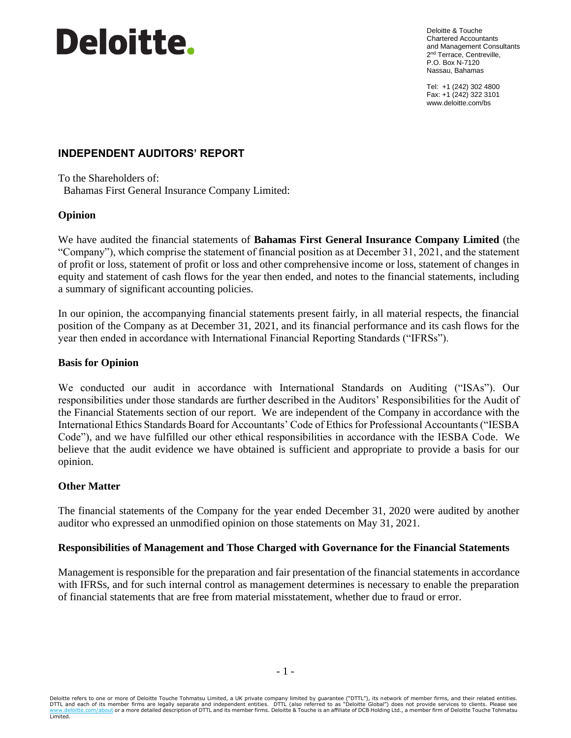Deloitte.

Deloitte & Touche
Chartered Accountants
and Management Consultants
2nd Terrace, Centreville,
P.O. Box N-7120
Nassau, Bahamas

Tel: +1 (242) 302 4800
Fax: +1 (242) 322 3101
www.deloitte.com/bs

## INDEPENDENT AUDITORS' REPORT

To the Shareholders of:
Bahamas First General Insurance Company Limited:

### Opinion

We have audited the financial statements of **Bahamas First General Insurance Company Limited** (the "Company"), which comprise the statement of financial position as at December 31, 2021, and the statement of profit or loss, statement of profit or loss and other comprehensive income or loss, statement of changes in equity and statement of cash flows for the year then ended, and notes to the financial statements, including a summary of significant accounting policies.

In our opinion, the accompanying financial statements present fairly, in all material respects, the financial position of the Company as at December 31, 2021, and its financial performance and its cash flows for the year then ended in accordance with International Financial Reporting Standards ("IFRSs").

### Basis for Opinion

We conducted our audit in accordance with International Standards on Auditing ("ISAs"). Our responsibilities under those standards are further described in the Auditors' Responsibilities for the Audit of the Financial Statements section of our report. We are independent of the Company in accordance with the International Ethics Standards Board for Accountants' Code of Ethics for Professional Accountants ("IESBA Code"), and we have fulfilled our other ethical responsibilities in accordance with the IESBA Code. We believe that the audit evidence we have obtained is sufficient and appropriate to provide a basis for our opinion.

### Other Matter

The financial statements of the Company for the year ended December 31, 2020 were audited by another auditor who expressed an unmodified opinion on those statements on May 31, 2021.

### Responsibilities of Management and Those Charged with Governance for the Financial Statements

Management is responsible for the preparation and fair presentation of the financial statements in accordance with IFRSs, and for such internal control as management determines is necessary to enable the preparation of financial statements that are free from material misstatement, whether due to fraud or error.

Deloitte refers to one or more of Deloitte Touche Tohmatsu Limited, a UK private company limited by guarantee ("DTTL"), its network of member firms, and their related entities. DTTL and each of its member firms are legally separate and independent entities. DTTL (also referred to as "Deloitte Global") does not provide services to clients. Please see www.deloitte.com/about or a more detailed description of DTTL and its member firms. Deloitte & Touche is an affiliate of DCB Holding Ltd., a member firm of Deloitte Touche Tohmatsu Limited.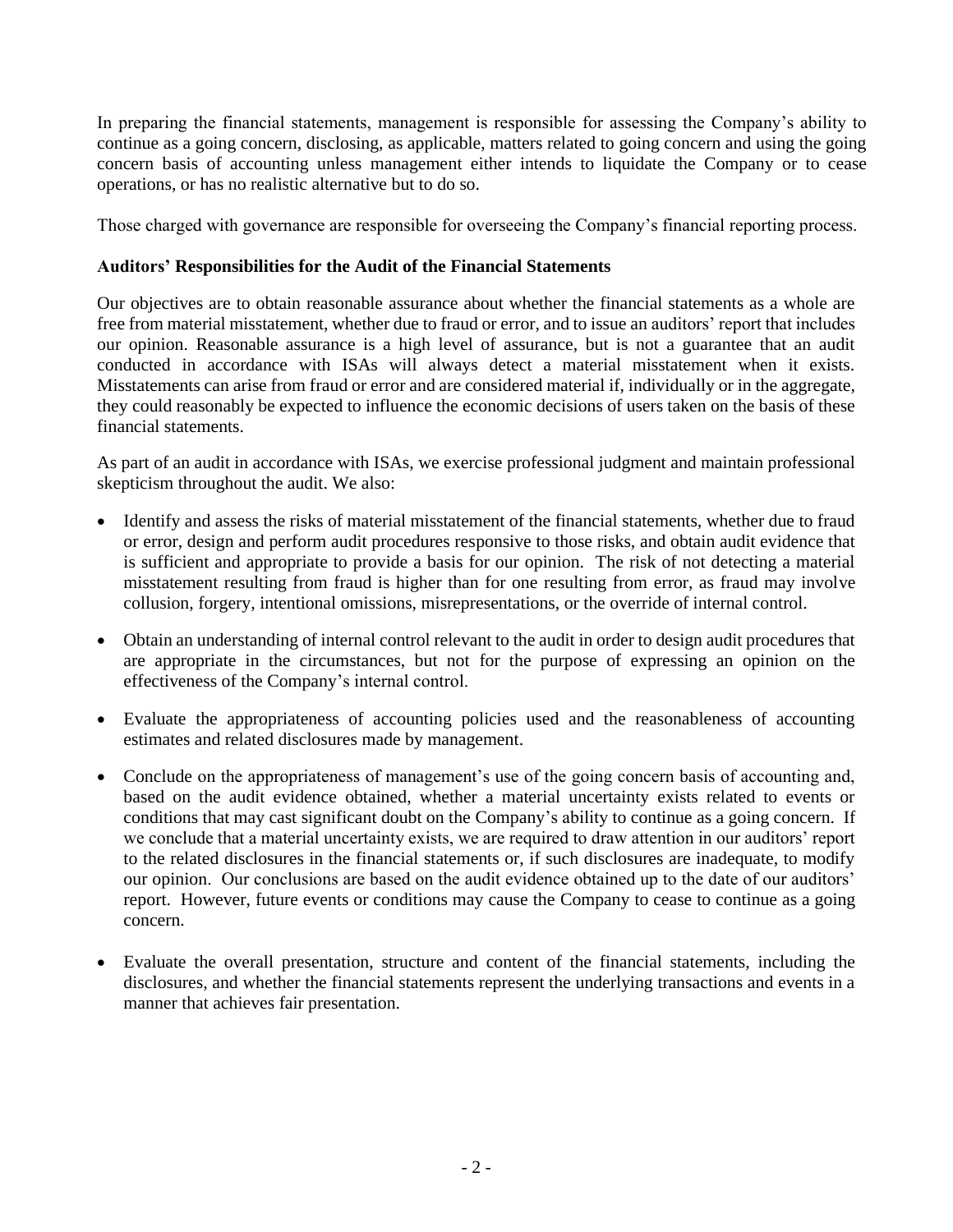In preparing the financial statements, management is responsible for assessing the Company's ability to continue as a going concern, disclosing, as applicable, matters related to going concern and using the going concern basis of accounting unless management either intends to liquidate the Company or to cease operations, or has no realistic alternative but to do so.

Those charged with governance are responsible for overseeing the Company's financial reporting process.

**Auditors' Responsibilities for the Audit of the Financial Statements**

Our objectives are to obtain reasonable assurance about whether the financial statements as a whole are free from material misstatement, whether due to fraud or error, and to issue an auditors' report that includes our opinion. Reasonable assurance is a high level of assurance, but is not a guarantee that an audit conducted in accordance with ISAs will always detect a material misstatement when it exists. Misstatements can arise from fraud or error and are considered material if, individually or in the aggregate, they could reasonably be expected to influence the economic decisions of users taken on the basis of these financial statements.

As part of an audit in accordance with ISAs, we exercise professional judgment and maintain professional skepticism throughout the audit. We also:

- Identify and assess the risks of material misstatement of the financial statements, whether due to fraud or error, design and perform audit procedures responsive to those risks, and obtain audit evidence that is sufficient and appropriate to provide a basis for our opinion. The risk of not detecting a material misstatement resulting from fraud is higher than for one resulting from error, as fraud may involve collusion, forgery, intentional omissions, misrepresentations, or the override of internal control.

- Obtain an understanding of internal control relevant to the audit in order to design audit procedures that are appropriate in the circumstances, but not for the purpose of expressing an opinion on the effectiveness of the Company's internal control.

- Evaluate the appropriateness of accounting policies used and the reasonableness of accounting estimates and related disclosures made by management.

- Conclude on the appropriateness of management's use of the going concern basis of accounting and, based on the audit evidence obtained, whether a material uncertainty exists related to events or conditions that may cast significant doubt on the Company's ability to continue as a going concern. If we conclude that a material uncertainty exists, we are required to draw attention in our auditors' report to the related disclosures in the financial statements or, if such disclosures are inadequate, to modify our opinion. Our conclusions are based on the audit evidence obtained up to the date of our auditors' report. However, future events or conditions may cause the Company to cease to continue as a going concern.

- Evaluate the overall presentation, structure and content of the financial statements, including the disclosures, and whether the financial statements represent the underlying transactions and events in a manner that achieves fair presentation.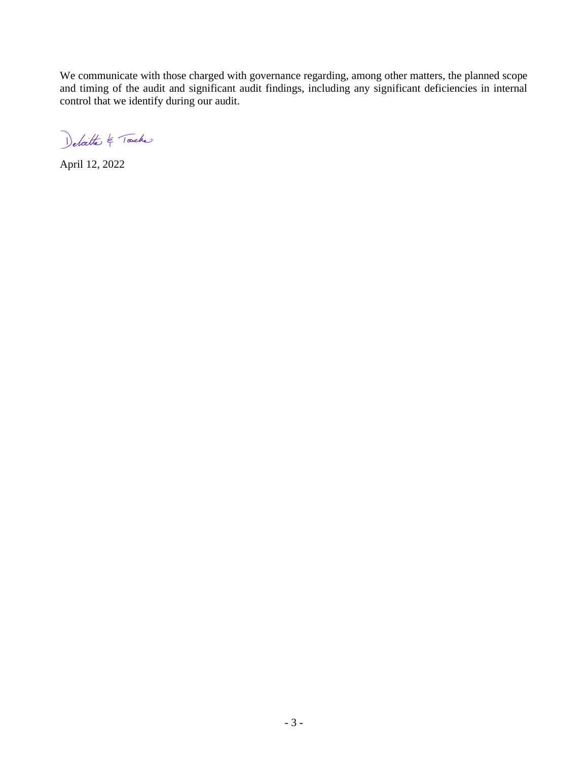We communicate with those charged with governance regarding, among other matters, the planned scope and timing of the audit and significant audit findings, including any significant deficiencies in internal control that we identify during our audit.

Deloitte & Touche

April 12, 2022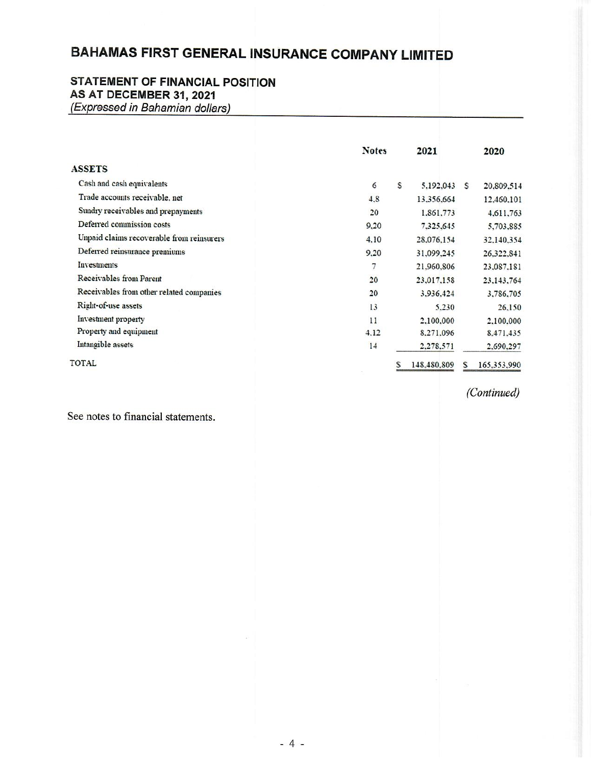# BAHAMAS FIRST GENERAL INSURANCE COMPANY LIMITED

## STATEMENT OF FINANCIAL POSITION
## AS AT DECEMBER 31, 2021
*(Expressed in Bahamian dollars)*

| | Notes | 2021 | 2020 |
|---|---|---|---|
| **ASSETS** | | | |
| Cash and cash equivalents | 6 | $ 5,192,043 | $ 20,809,514 |
| Trade accounts receivable, net | 4,8 | 13,356,664 | 12,460,101 |
| Sundry receivables and prepayments | 20 | 1,861,773 | 4,611,763 |
| Deferred commission costs | 9,20 | 7,325,645 | 5,703,885 |
| Unpaid claims recoverable from reinsurers | 4,10 | 28,076,154 | 32,140,354 |
| Deferred reinsurance premiums | 9,20 | 31,099,245 | 26,322,841 |
| Investments | 7 | 21,960,806 | 23,087,181 |
| Receivables from Parent | 20 | 23,017,158 | 23,143,764 |
| Receivables from other related companies | 20 | 3,936,424 | 3,786,705 |
| Right-of-use assets | 13 | 5,230 | 26,150 |
| Investment property | 11 | 2,100,000 | 2,100,000 |
| Property and equipment | 4,12 | 8,271,096 | 8,471,435 |
| Intangible assets | 14 | 2,278,571 | 2,690,297 |
| TOTAL | | $ 148,480,809 | $ 165,353,990 |

*(Continued)*

See notes to financial statements.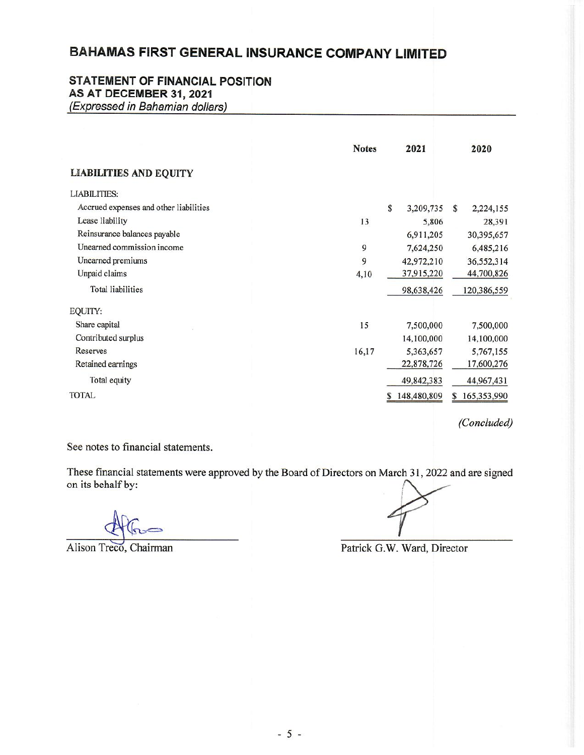# BAHAMAS FIRST GENERAL INSURANCE COMPANY LIMITED

## STATEMENT OF FINANCIAL POSITION
## AS AT DECEMBER 31, 2021
*(Expressed in Bahamian dollars)*

| | Notes | 2021 | 2020 |
|---|---|---|---|
| **LIABILITIES AND EQUITY** | | | |
| LIABILITIES: | | | |
| Accrued expenses and other liabilities | | $ 3,209,735 | $ 2,224,155 |
| Lease liability | 13 | 5,806 | 28,391 |
| Reinsurance balances payable | | 6,911,205 | 30,395,657 |
| Unearned commission income | 9 | 7,624,250 | 6,485,216 |
| Unearned premiums | 9 | 42,972,210 | 36,552,314 |
| Unpaid claims | 4,10 | 37,915,220 | 44,700,826 |
| Total liabilities | | 98,638,426 | 120,386,559 |
| EQUITY: | | | |
| Share capital | 15 | 7,500,000 | 7,500,000 |
| Contributed surplus | | 14,100,000 | 14,100,000 |
| Reserves | 16,17 | 5,363,657 | 5,767,155 |
| Retained earnings | | 22,878,726 | 17,600,276 |
| Total equity | | 49,842,383 | 44,967,431 |
| TOTAL | | $ 148,480,809 | $ 165,353,990 |

*(Concluded)*

See notes to financial statements.

These financial statements were approved by the Board of Directors on March 31, 2022 and are signed on its behalf by:

Alison Treco, Chairman

Patrick G.W. Ward, Director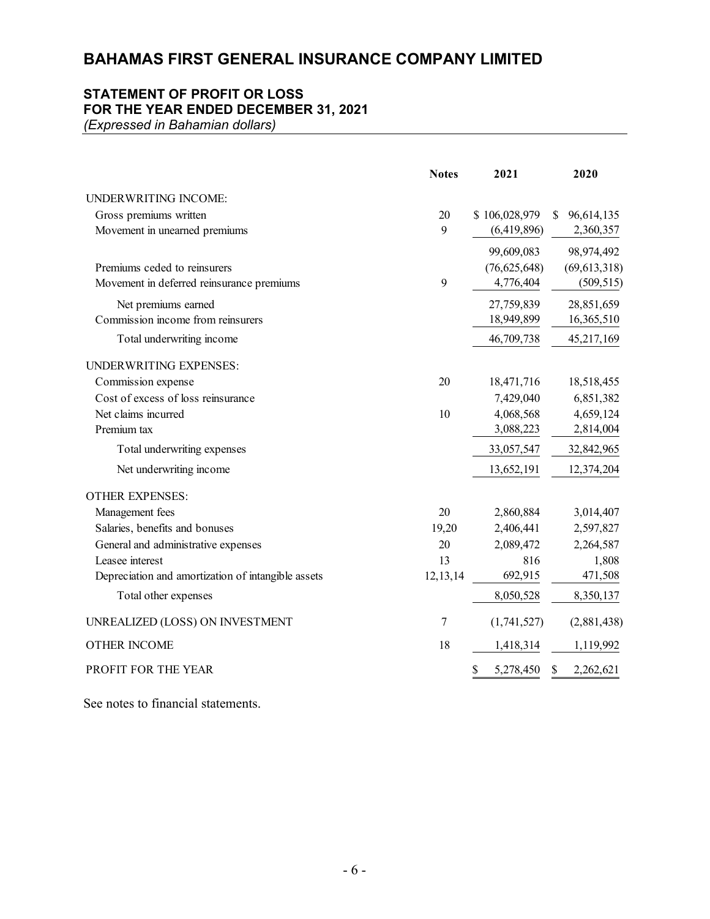# BAHAMAS FIRST GENERAL INSURANCE COMPANY LIMITED

## STATEMENT OF PROFIT OR LOSS
## FOR THE YEAR ENDED DECEMBER 31, 2021

*(Expressed in Bahamian dollars)*

| | Notes | 2021 | 2020 |
|---|---|---|---|
| UNDERWRITING INCOME: | | | |
| Gross premiums written | 20 | $ 106,028,979 | $ 96,614,135 |
| Movement in unearned premiums | 9 | (6,419,896) | 2,360,357 |
| | | 99,609,083 | 98,974,492 |
| Premiums ceded to reinsurers | | (76,625,648) | (69,613,318) |
| Movement in deferred reinsurance premiums | 9 | 4,776,404 | (509,515) |
| Net premiums earned | | 27,759,839 | 28,851,659 |
| Commission income from reinsurers | | 18,949,899 | 16,365,510 |
| Total underwriting income | | 46,709,738 | 45,217,169 |
| UNDERWRITING EXPENSES: | | | |
| Commission expense | 20 | 18,471,716 | 18,518,455 |
| Cost of excess of loss reinsurance | | 7,429,040 | 6,851,382 |
| Net claims incurred | 10 | 4,068,568 | 4,659,124 |
| Premium tax | | 3,088,223 | 2,814,004 |
| Total underwriting expenses | | 33,057,547 | 32,842,965 |
| Net underwriting income | | 13,652,191 | 12,374,204 |
| OTHER EXPENSES: | | | |
| Management fees | 20 | 2,860,884 | 3,014,407 |
| Salaries, benefits and bonuses | 19,20 | 2,406,441 | 2,597,827 |
| General and administrative expenses | 20 | 2,089,472 | 2,264,587 |
| Leasee interest | 13 | 816 | 1,808 |
| Depreciation and amortization of intangible assets | 12,13,14 | 692,915 | 471,508 |
| Total other expenses | | 8,050,528 | 8,350,137 |
| UNREALIZED (LOSS) ON INVESTMENT | 7 | (1,741,527) | (2,881,438) |
| OTHER INCOME | 18 | 1,418,314 | 1,119,992 |
| PROFIT FOR THE YEAR | | $ 5,278,450 | $ 2,262,621 |

See notes to financial statements.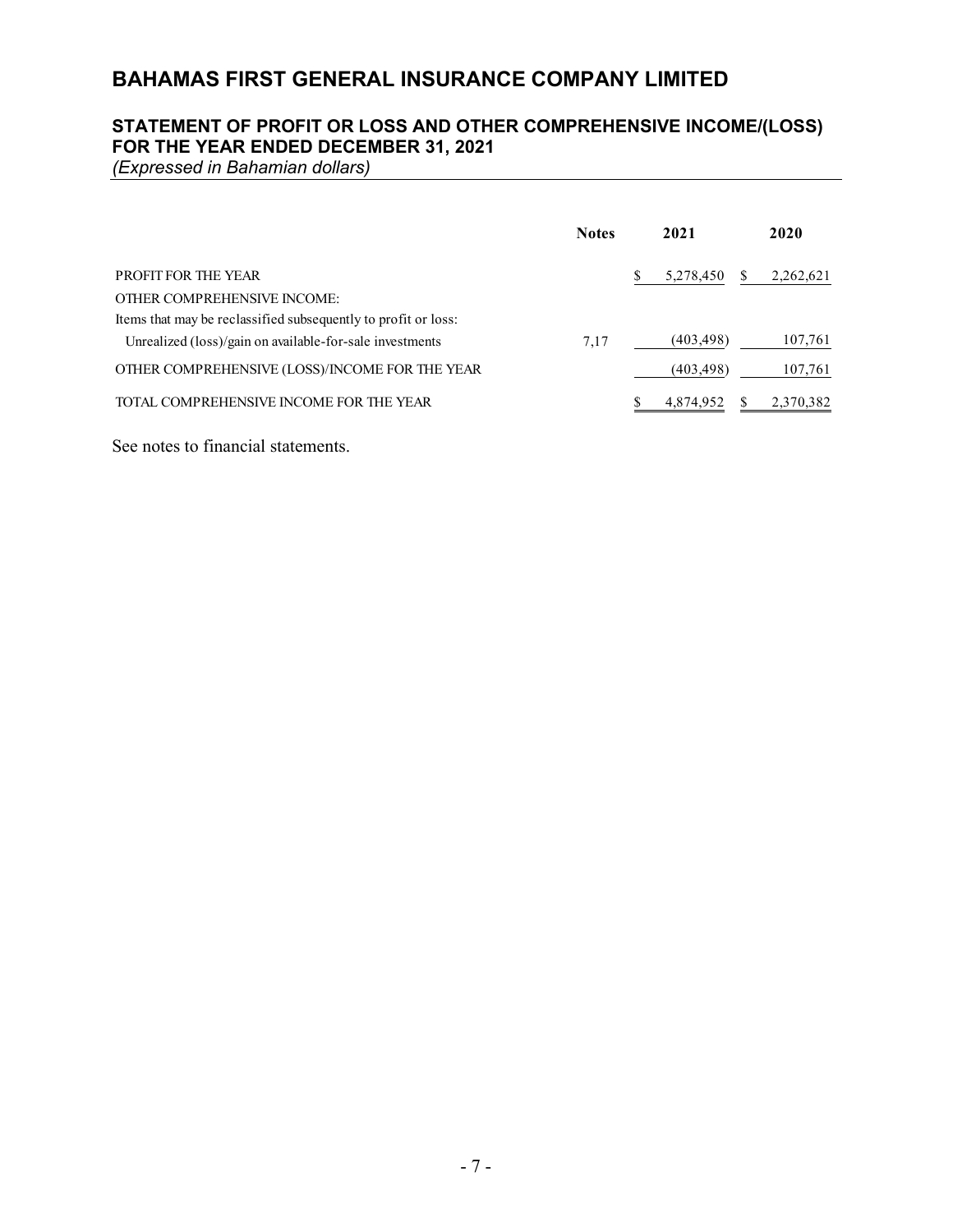# BAHAMAS FIRST GENERAL INSURANCE COMPANY LIMITED

## STATEMENT OF PROFIT OR LOSS AND OTHER COMPREHENSIVE INCOME/(LOSS) FOR THE YEAR ENDED DECEMBER 31, 2021

*(Expressed in Bahamian dollars)*

| | Notes | 2021 | 2020 |
|---|---|---|---|
| PROFIT FOR THE YEAR | | $ 5,278,450 | $ 2,262,621 |
| OTHER COMPREHENSIVE INCOME: | | | |
| Items that may be reclassified subsequently to profit or loss: | | | |
| Unrealized (loss)/gain on available-for-sale investments | 7,17 | (403,498) | 107,761 |
| OTHER COMPREHENSIVE (LOSS)/INCOME FOR THE YEAR | | (403,498) | 107,761 |
| TOTAL COMPREHENSIVE INCOME FOR THE YEAR | | $ 4,874,952 | $ 2,370,382 |

See notes to financial statements.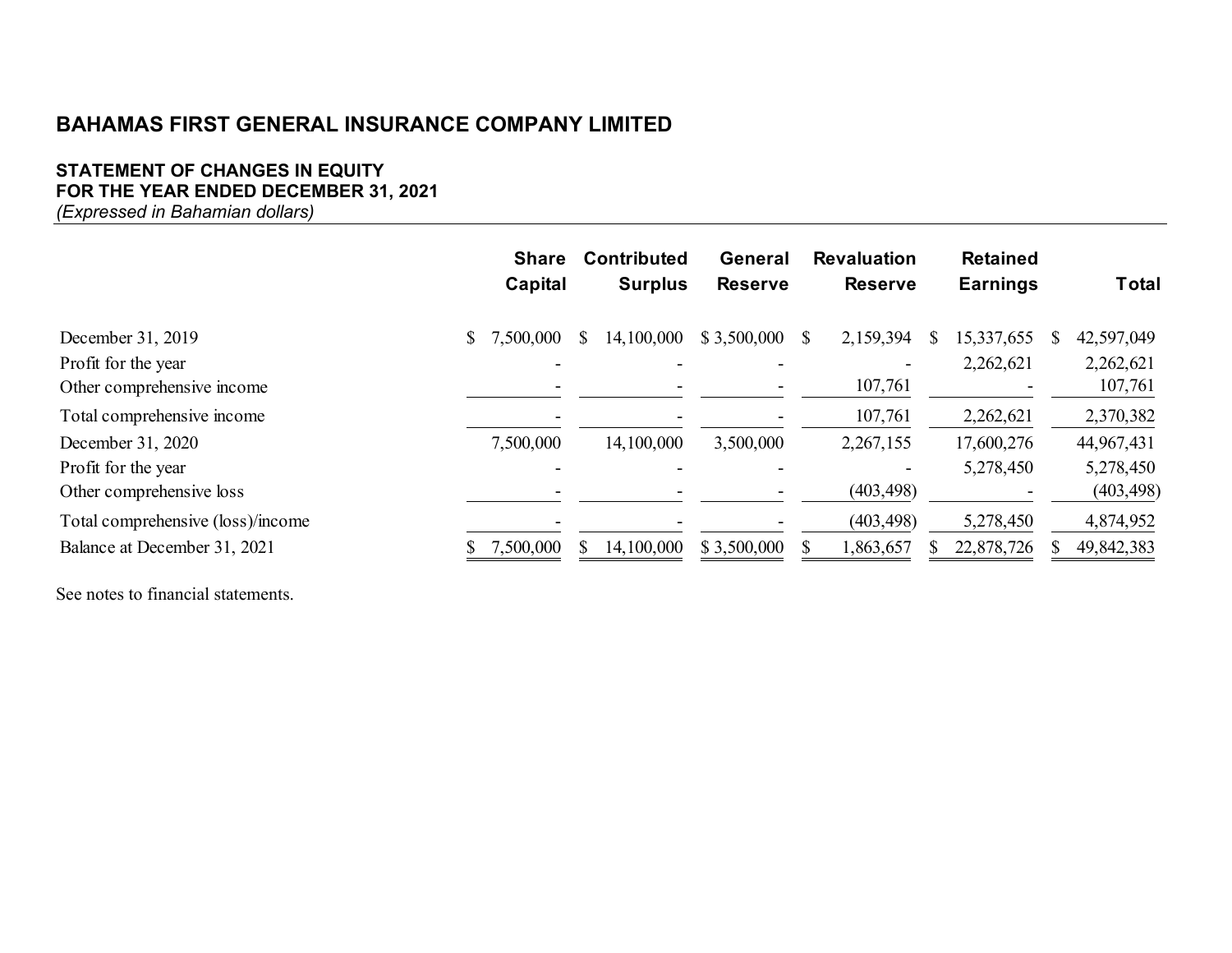# BAHAMAS FIRST GENERAL INSURANCE COMPANY LIMITED

## STATEMENT OF CHANGES IN EQUITY
## FOR THE YEAR ENDED DECEMBER 31, 2021

*(Expressed in Bahamian dollars)*

| | Share Capital | Contributed Surplus | General Reserve | Revaluation Reserve | Retained Earnings | Total |
|---|---|---|---|---|---|---|
| December 31, 2019 | $ 7,500,000 | $ 14,100,000 | $ 3,500,000 | $ 2,159,394 | $ 15,337,655 | $ 42,597,049 |
| Profit for the year | - | - | - | - | 2,262,621 | 2,262,621 |
| Other comprehensive income | - | - | - | 107,761 | - | 107,761 |
| Total comprehensive income | - | - | - | 107,761 | 2,262,621 | 2,370,382 |
| December 31, 2020 | 7,500,000 | 14,100,000 | 3,500,000 | 2,267,155 | 17,600,276 | 44,967,431 |
| Profit for the year | - | - | - | - | 5,278,450 | 5,278,450 |
| Other comprehensive loss | - | - | - | (403,498) | - | (403,498) |
| Total comprehensive (loss)/income | - | - | - | (403,498) | 5,278,450 | 4,874,952 |
| Balance at December 31, 2021 | $ 7,500,000 | $ 14,100,000 | $ 3,500,000 | $ 1,863,657 | $ 22,878,726 | $ 49,842,383 |

See notes to financial statements.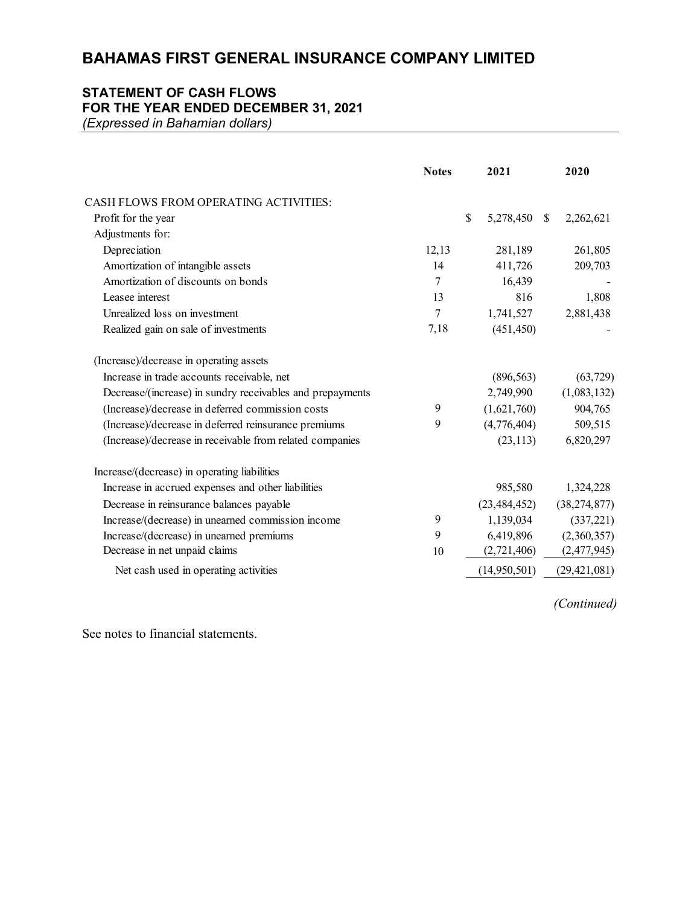# BAHAMAS FIRST GENERAL INSURANCE COMPANY LIMITED

## STATEMENT OF CASH FLOWS
## FOR THE YEAR ENDED DECEMBER 31, 2021
*(Expressed in Bahamian dollars)*

| | Notes | 2021 | 2020 |
|---|---|---|---|
| CASH FLOWS FROM OPERATING ACTIVITIES: | | | |
| Profit for the year | | $ 5,278,450 | $ 2,262,621 |
| Adjustments for: | | | |
| Depreciation | 12,13 | 281,189 | 261,805 |
| Amortization of intangible assets | 14 | 411,726 | 209,703 |
| Amortization of discounts on bonds | 7 | 16,439 | - |
| Leasee interest | 13 | 816 | 1,808 |
| Unrealized loss on investment | 7 | 1,741,527 | 2,881,438 |
| Realized gain on sale of investments | 7,18 | (451,450) | - |
| (Increase)/decrease in operating assets | | | |
| Increase in trade accounts receivable, net | | (896,563) | (63,729) |
| Decrease/(increase) in sundry receivables and prepayments | | 2,749,990 | (1,083,132) |
| (Increase)/decrease in deferred commission costs | 9 | (1,621,760) | 904,765 |
| (Increase)/decrease in deferred reinsurance premiums | 9 | (4,776,404) | 509,515 |
| (Increase)/decrease in receivable from related companies | | (23,113) | 6,820,297 |
| Increase/(decrease) in operating liabilities | | | |
| Increase in accrued expenses and other liabilities | | 985,580 | 1,324,228 |
| Decrease in reinsurance balances payable | | (23,484,452) | (38,274,877) |
| Increase/(decrease) in unearned commission income | 9 | 1,139,034 | (337,221) |
| Increase/(decrease) in unearned premiums | 9 | 6,419,896 | (2,360,357) |
| Decrease in net unpaid claims | 10 | (2,721,406) | (2,477,945) |
| Net cash used in operating activities | | (14,950,501) | (29,421,081) |

*(Continued)*

See notes to financial statements.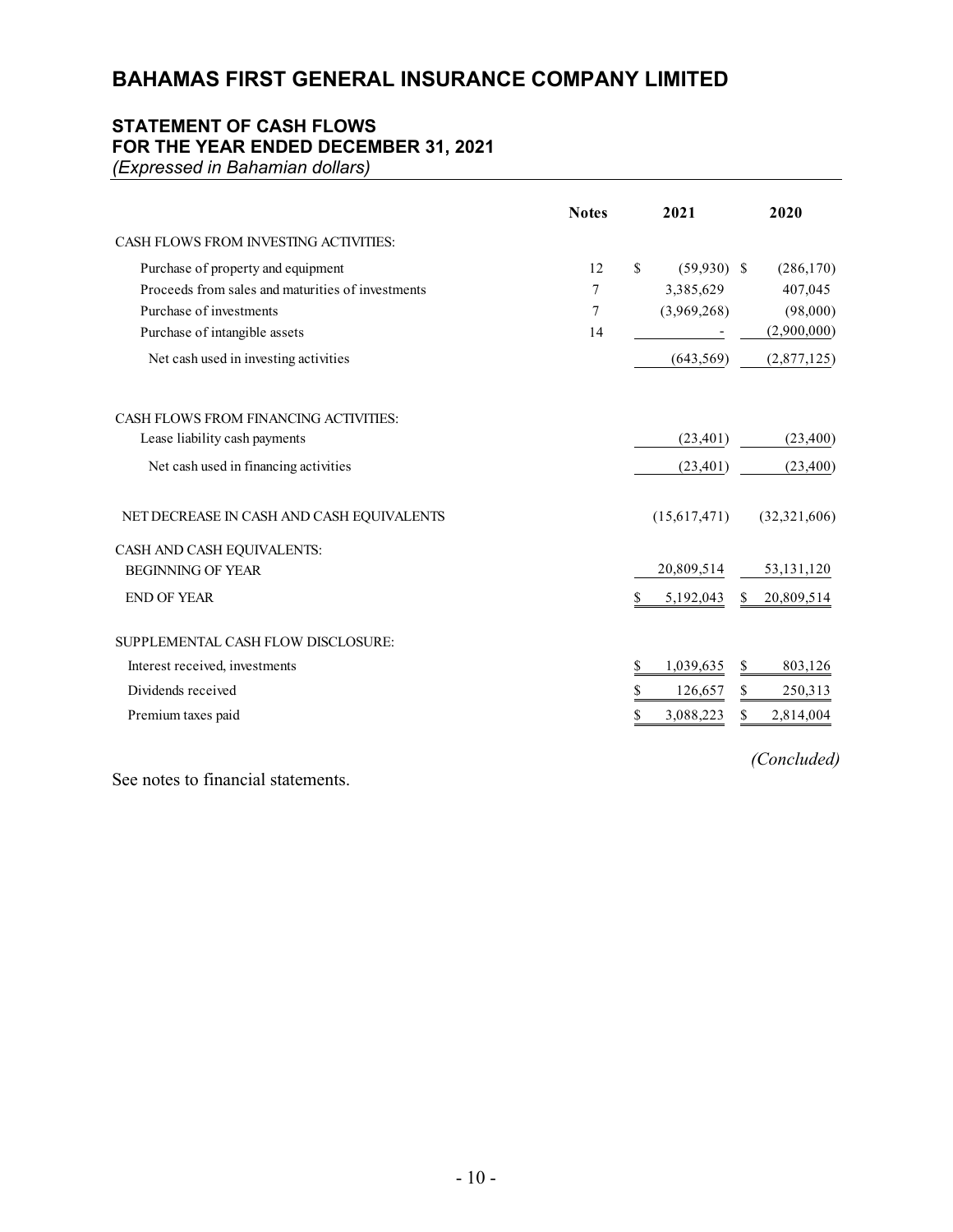# BAHAMAS FIRST GENERAL INSURANCE COMPANY LIMITED

## STATEMENT OF CASH FLOWS
## FOR THE YEAR ENDED DECEMBER 31, 2021
*(Expressed in Bahamian dollars)*

| | Notes | 2021 | 2020 |
|---|---|---|---|
| CASH FLOWS FROM INVESTING ACTIVITIES: | | | |
| Purchase of property and equipment | 12 | $ (59,930) | $ (286,170) |
| Proceeds from sales and maturities of investments | 7 | 3,385,629 | 407,045 |
| Purchase of investments | 7 | (3,969,268) | (98,000) |
| Purchase of intangible assets | 14 | - | (2,900,000) |
| Net cash used in investing activities | | (643,569) | (2,877,125) |
| | | | |
| CASH FLOWS FROM FINANCING ACTIVITIES: | | | |
| Lease liability cash payments | | (23,401) | (23,400) |
| Net cash used in financing activities | | (23,401) | (23,400) |
| | | | |
| NET DECREASE IN CASH AND CASH EQUIVALENTS | | (15,617,471) | (32,321,606) |
| | | | |
| CASH AND CASH EQUIVALENTS: | | | |
| BEGINNING OF YEAR | | 20,809,514 | 53,131,120 |
| END OF YEAR | | $ 5,192,043 | $ 20,809,514 |
| | | | |
| SUPPLEMENTAL CASH FLOW DISCLOSURE: | | | |
| Interest received, investments | | $ 1,039,635 | $ 803,126 |
| Dividends received | | $ 126,657 | $ 250,313 |
| Premium taxes paid | | $ 3,088,223 | $ 2,814,004 |

*(Concluded)*

See notes to financial statements.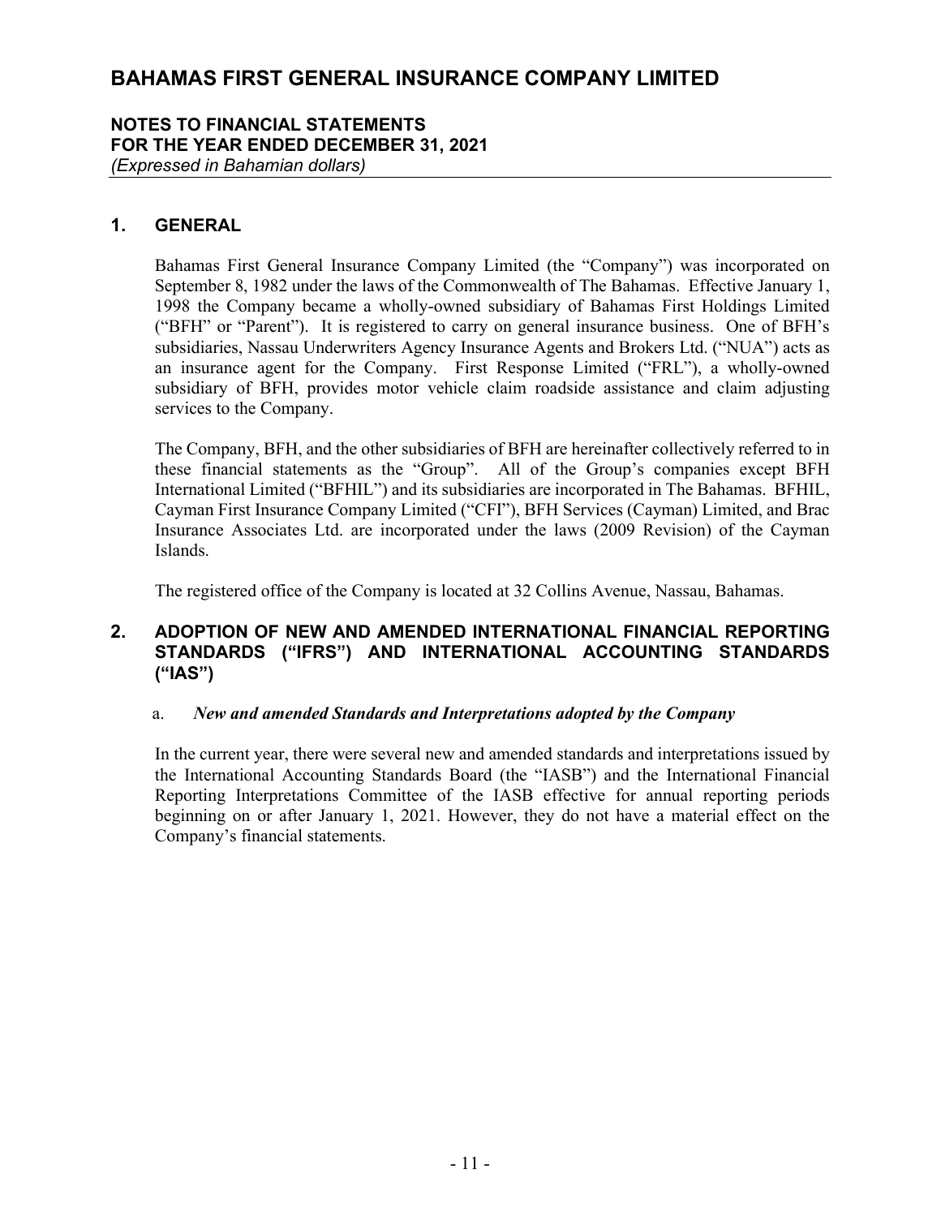## 1. GENERAL

Bahamas First General Insurance Company Limited (the "Company") was incorporated on September 8, 1982 under the laws of the Commonwealth of The Bahamas. Effective January 1, 1998 the Company became a wholly-owned subsidiary of Bahamas First Holdings Limited ("BFH" or "Parent"). It is registered to carry on general insurance business. One of BFH's subsidiaries, Nassau Underwriters Agency Insurance Agents and Brokers Ltd. ("NUA") acts as an insurance agent for the Company. First Response Limited ("FRL"), a wholly-owned subsidiary of BFH, provides motor vehicle claim roadside assistance and claim adjusting services to the Company.

The Company, BFH, and the other subsidiaries of BFH are hereinafter collectively referred to in these financial statements as the "Group". All of the Group's companies except BFH International Limited ("BFHIL") and its subsidiaries are incorporated in The Bahamas. BFHIL, Cayman First Insurance Company Limited ("CFI"), BFH Services (Cayman) Limited, and Brac Insurance Associates Ltd. are incorporated under the laws (2009 Revision) of the Cayman Islands.

The registered office of the Company is located at 32 Collins Avenue, Nassau, Bahamas.

## 2. ADOPTION OF NEW AND AMENDED INTERNATIONAL FINANCIAL REPORTING STANDARDS ("IFRS") AND INTERNATIONAL ACCOUNTING STANDARDS ("IAS")

a. ***New and amended Standards and Interpretations adopted by the Company***

In the current year, there were several new and amended standards and interpretations issued by the International Accounting Standards Board (the "IASB") and the International Financial Reporting Interpretations Committee of the IASB effective for annual reporting periods beginning on or after January 1, 2021. However, they do not have a material effect on the Company's financial statements.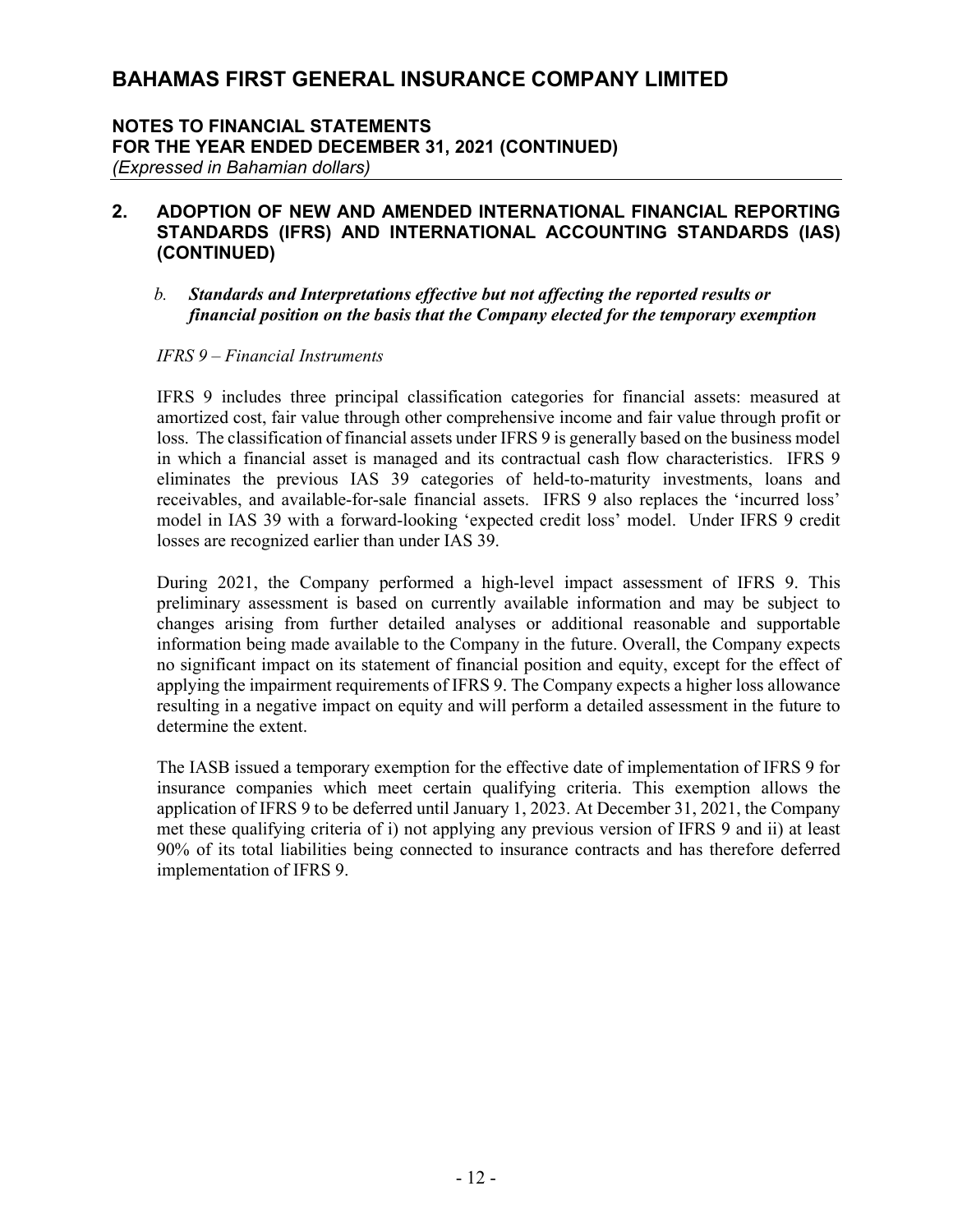# BAHAMAS FIRST GENERAL INSURANCE COMPANY LIMITED

**NOTES TO FINANCIAL STATEMENTS**
**FOR THE YEAR ENDED DECEMBER 31, 2021 (CONTINUED)**
*(Expressed in Bahamian dollars)*

## 2. ADOPTION OF NEW AND AMENDED INTERNATIONAL FINANCIAL REPORTING STANDARDS (IFRS) AND INTERNATIONAL ACCOUNTING STANDARDS (IAS) (CONTINUED)

### *b. Standards and Interpretations effective but not affecting the reported results or financial position on the basis that the Company elected for the temporary exemption*

*IFRS 9 – Financial Instruments*

IFRS 9 includes three principal classification categories for financial assets: measured at amortized cost, fair value through other comprehensive income and fair value through profit or loss. The classification of financial assets under IFRS 9 is generally based on the business model in which a financial asset is managed and its contractual cash flow characteristics. IFRS 9 eliminates the previous IAS 39 categories of held-to-maturity investments, loans and receivables, and available-for-sale financial assets. IFRS 9 also replaces the 'incurred loss' model in IAS 39 with a forward-looking 'expected credit loss' model. Under IFRS 9 credit losses are recognized earlier than under IAS 39.

During 2021, the Company performed a high-level impact assessment of IFRS 9. This preliminary assessment is based on currently available information and may be subject to changes arising from further detailed analyses or additional reasonable and supportable information being made available to the Company in the future. Overall, the Company expects no significant impact on its statement of financial position and equity, except for the effect of applying the impairment requirements of IFRS 9. The Company expects a higher loss allowance resulting in a negative impact on equity and will perform a detailed assessment in the future to determine the extent.

The IASB issued a temporary exemption for the effective date of implementation of IFRS 9 for insurance companies which meet certain qualifying criteria. This exemption allows the application of IFRS 9 to be deferred until January 1, 2023. At December 31, 2021, the Company met these qualifying criteria of i) not applying any previous version of IFRS 9 and ii) at least 90% of its total liabilities being connected to insurance contracts and has therefore deferred implementation of IFRS 9.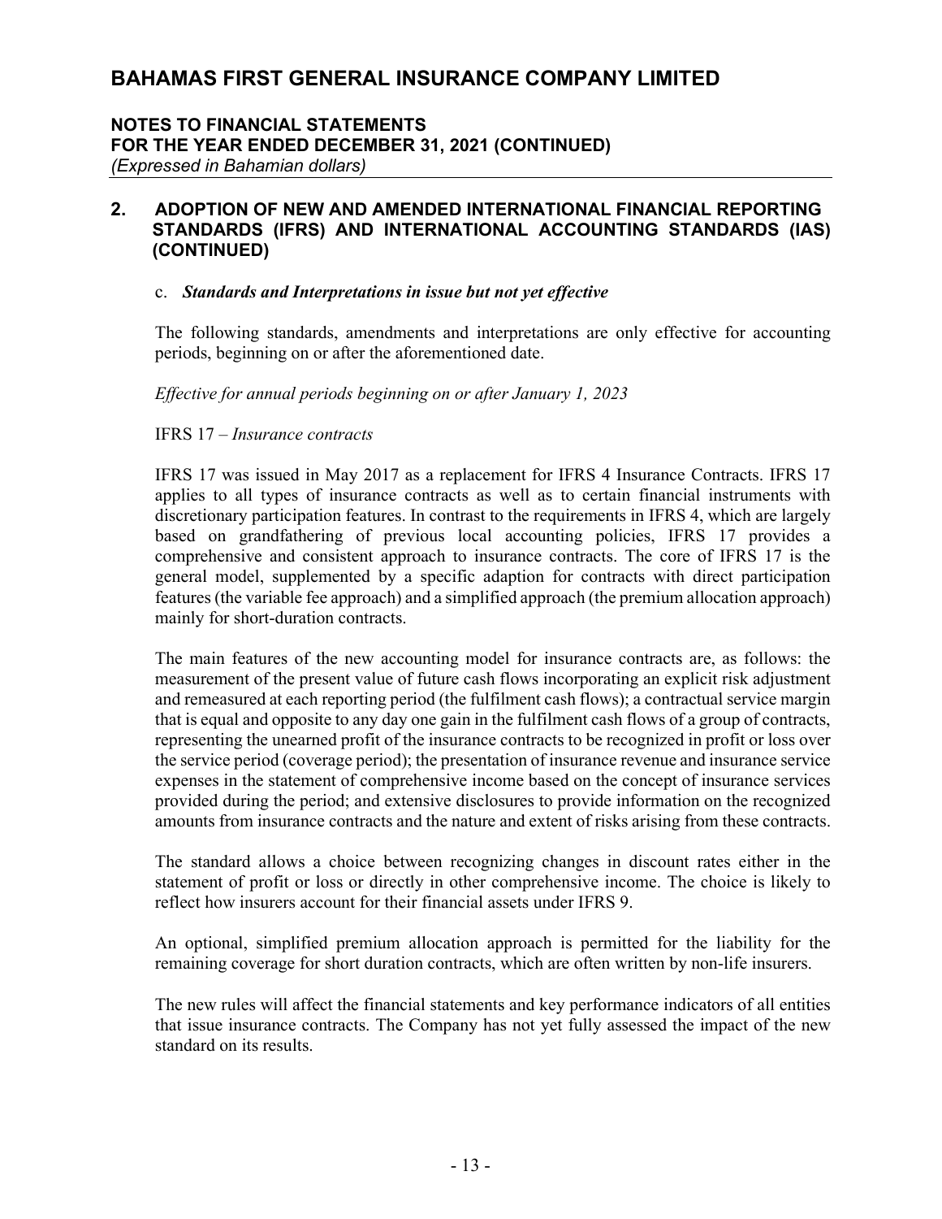## 2. ADOPTION OF NEW AND AMENDED INTERNATIONAL FINANCIAL REPORTING STANDARDS (IFRS) AND INTERNATIONAL ACCOUNTING STANDARDS (IAS) (CONTINUED)

c. ***Standards and Interpretations in issue but not yet effective***

The following standards, amendments and interpretations are only effective for accounting periods, beginning on or after the aforementioned date.

*Effective for annual periods beginning on or after January 1, 2023*

IFRS 17 – *Insurance contracts*

IFRS 17 was issued in May 2017 as a replacement for IFRS 4 Insurance Contracts. IFRS 17 applies to all types of insurance contracts as well as to certain financial instruments with discretionary participation features. In contrast to the requirements in IFRS 4, which are largely based on grandfathering of previous local accounting policies, IFRS 17 provides a comprehensive and consistent approach to insurance contracts. The core of IFRS 17 is the general model, supplemented by a specific adaption for contracts with direct participation features (the variable fee approach) and a simplified approach (the premium allocation approach) mainly for short-duration contracts.

The main features of the new accounting model for insurance contracts are, as follows: the measurement of the present value of future cash flows incorporating an explicit risk adjustment and remeasured at each reporting period (the fulfilment cash flows); a contractual service margin that is equal and opposite to any day one gain in the fulfilment cash flows of a group of contracts, representing the unearned profit of the insurance contracts to be recognized in profit or loss over the service period (coverage period); the presentation of insurance revenue and insurance service expenses in the statement of comprehensive income based on the concept of insurance services provided during the period; and extensive disclosures to provide information on the recognized amounts from insurance contracts and the nature and extent of risks arising from these contracts.

The standard allows a choice between recognizing changes in discount rates either in the statement of profit or loss or directly in other comprehensive income. The choice is likely to reflect how insurers account for their financial assets under IFRS 9.

An optional, simplified premium allocation approach is permitted for the liability for the remaining coverage for short duration contracts, which are often written by non-life insurers.

The new rules will affect the financial statements and key performance indicators of all entities that issue insurance contracts. The Company has not yet fully assessed the impact of the new standard on its results.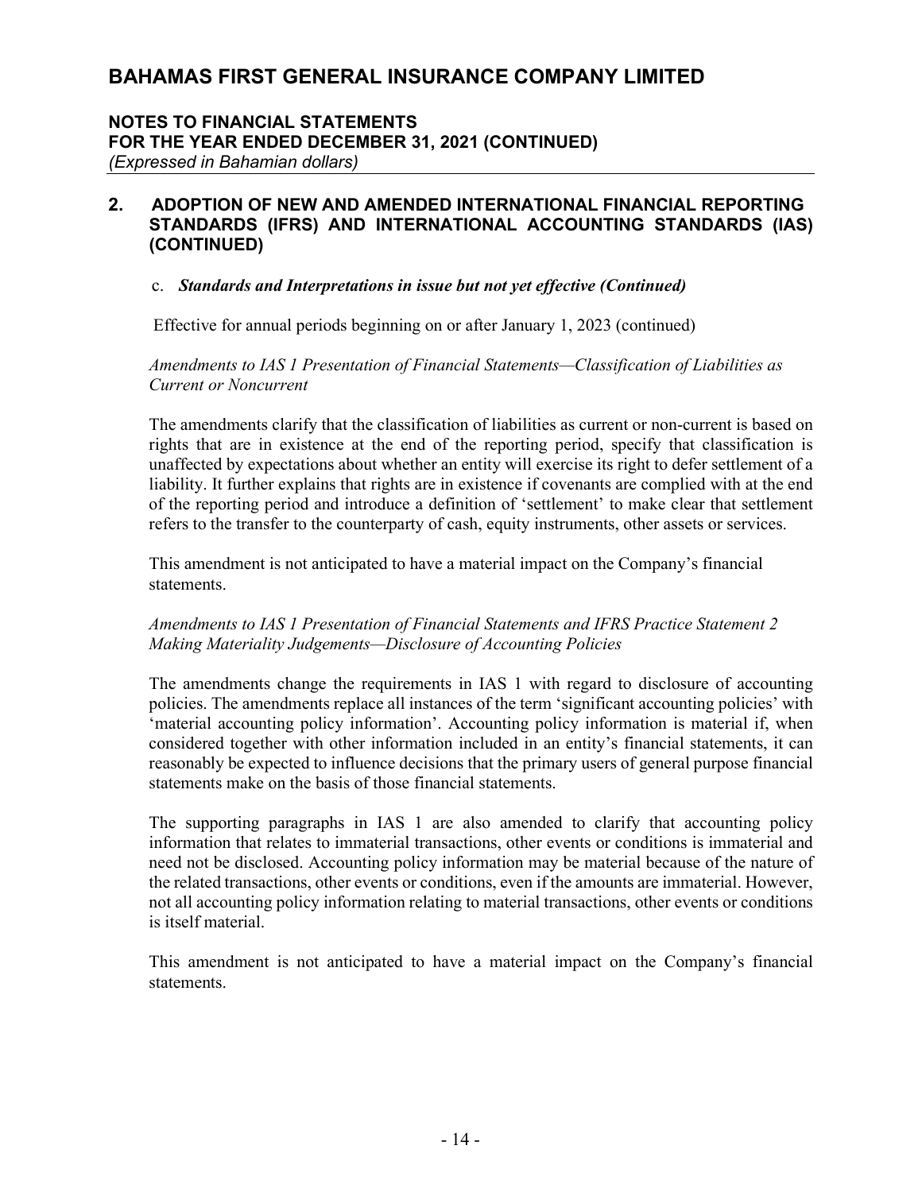## 2. ADOPTION OF NEW AND AMENDED INTERNATIONAL FINANCIAL REPORTING STANDARDS (IFRS) AND INTERNATIONAL ACCOUNTING STANDARDS (IAS) (CONTINUED)

### c. *Standards and Interpretations in issue but not yet effective (Continued)*

Effective for annual periods beginning on or after January 1, 2023 (continued)

*Amendments to IAS 1 Presentation of Financial Statements—Classification of Liabilities as Current or Noncurrent*

The amendments clarify that the classification of liabilities as current or non-current is based on rights that are in existence at the end of the reporting period, specify that classification is unaffected by expectations about whether an entity will exercise its right to defer settlement of a liability. It further explains that rights are in existence if covenants are complied with at the end of the reporting period and introduce a definition of 'settlement' to make clear that settlement refers to the transfer to the counterparty of cash, equity instruments, other assets or services.

This amendment is not anticipated to have a material impact on the Company's financial statements.

*Amendments to IAS 1 Presentation of Financial Statements and IFRS Practice Statement 2 Making Materiality Judgements—Disclosure of Accounting Policies*

The amendments change the requirements in IAS 1 with regard to disclosure of accounting policies. The amendments replace all instances of the term 'significant accounting policies' with 'material accounting policy information'. Accounting policy information is material if, when considered together with other information included in an entity's financial statements, it can reasonably be expected to influence decisions that the primary users of general purpose financial statements make on the basis of those financial statements.

The supporting paragraphs in IAS 1 are also amended to clarify that accounting policy information that relates to immaterial transactions, other events or conditions is immaterial and need not be disclosed. Accounting policy information may be material because of the nature of the related transactions, other events or conditions, even if the amounts are immaterial. However, not all accounting policy information relating to material transactions, other events or conditions is itself material.

This amendment is not anticipated to have a material impact on the Company's financial statements.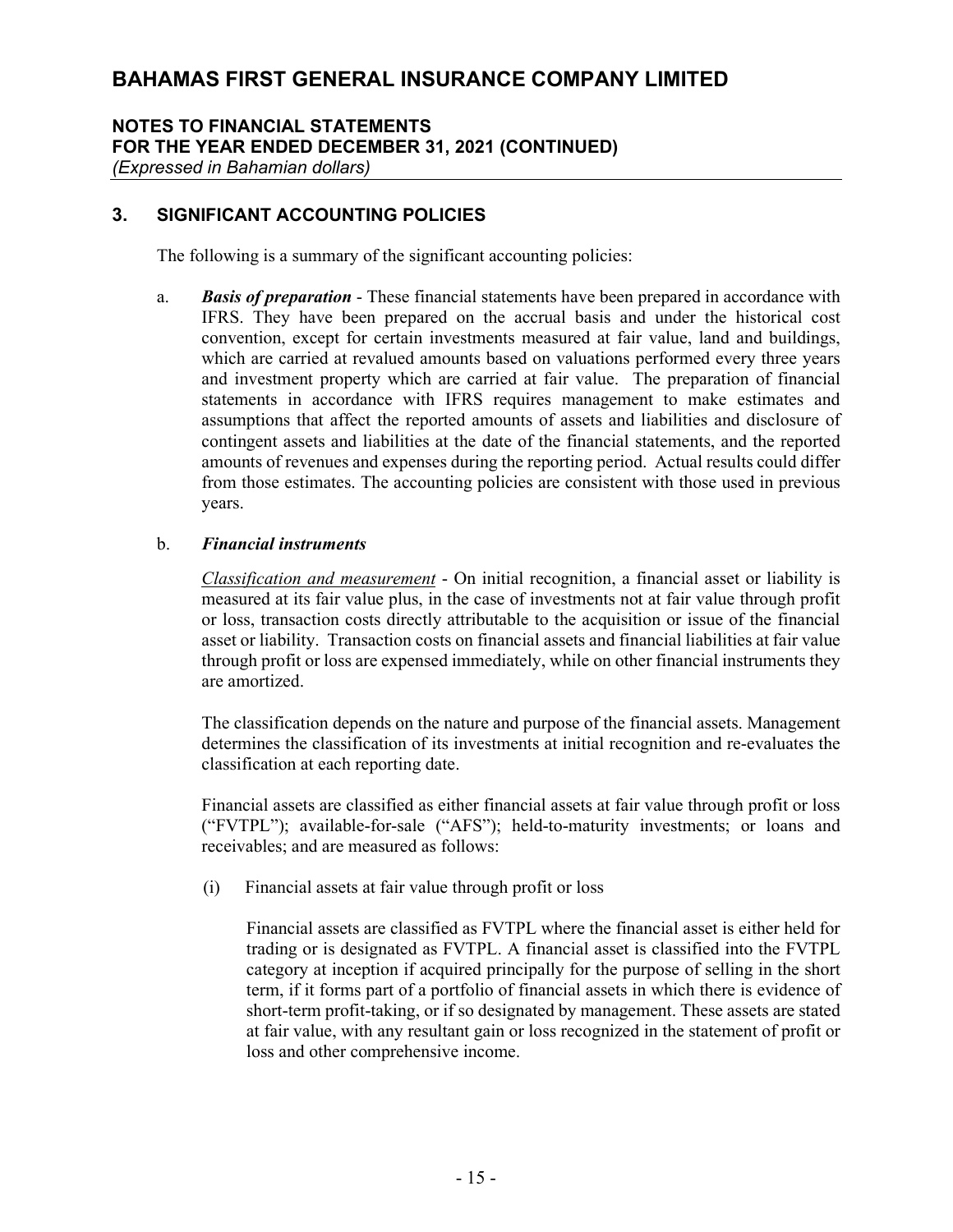## 3. SIGNIFICANT ACCOUNTING POLICIES

The following is a summary of the significant accounting policies:

a. ***Basis of preparation*** - These financial statements have been prepared in accordance with IFRS. They have been prepared on the accrual basis and under the historical cost convention, except for certain investments measured at fair value, land and buildings, which are carried at revalued amounts based on valuations performed every three years and investment property which are carried at fair value. The preparation of financial statements in accordance with IFRS requires management to make estimates and assumptions that affect the reported amounts of assets and liabilities and disclosure of contingent assets and liabilities at the date of the financial statements, and the reported amounts of revenues and expenses during the reporting period. Actual results could differ from those estimates. The accounting policies are consistent with those used in previous years.

b. ***Financial instruments***

<u>Classification and measurement</u> - On initial recognition, a financial asset or liability is measured at its fair value plus, in the case of investments not at fair value through profit or loss, transaction costs directly attributable to the acquisition or issue of the financial asset or liability. Transaction costs on financial assets and financial liabilities at fair value through profit or loss are expensed immediately, while on other financial instruments they are amortized.

The classification depends on the nature and purpose of the financial assets. Management determines the classification of its investments at initial recognition and re-evaluates the classification at each reporting date.

Financial assets are classified as either financial assets at fair value through profit or loss ("FVTPL"); available-for-sale ("AFS"); held-to-maturity investments; or loans and receivables; and are measured as follows:

(i) Financial assets at fair value through profit or loss

Financial assets are classified as FVTPL where the financial asset is either held for trading or is designated as FVTPL. A financial asset is classified into the FVTPL category at inception if acquired principally for the purpose of selling in the short term, if it forms part of a portfolio of financial assets in which there is evidence of short-term profit-taking, or if so designated by management. These assets are stated at fair value, with any resultant gain or loss recognized in the statement of profit or loss and other comprehensive income.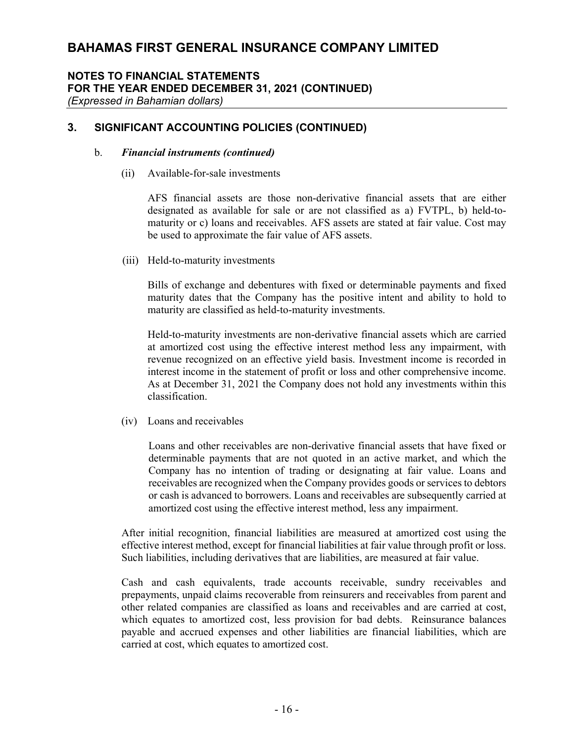## 3. SIGNIFICANT ACCOUNTING POLICIES (CONTINUED)

b. ***Financial instruments (continued)***

(ii) Available-for-sale investments

AFS financial assets are those non-derivative financial assets that are either designated as available for sale or are not classified as a) FVTPL, b) held-to-maturity or c) loans and receivables. AFS assets are stated at fair value. Cost may be used to approximate the fair value of AFS assets.

(iii) Held-to-maturity investments

Bills of exchange and debentures with fixed or determinable payments and fixed maturity dates that the Company has the positive intent and ability to hold to maturity are classified as held-to-maturity investments.

Held-to-maturity investments are non-derivative financial assets which are carried at amortized cost using the effective interest method less any impairment, with revenue recognized on an effective yield basis. Investment income is recorded in interest income in the statement of profit or loss and other comprehensive income. As at December 31, 2021 the Company does not hold any investments within this classification.

(iv) Loans and receivables

Loans and other receivables are non-derivative financial assets that have fixed or determinable payments that are not quoted in an active market, and which the Company has no intention of trading or designating at fair value. Loans and receivables are recognized when the Company provides goods or services to debtors or cash is advanced to borrowers. Loans and receivables are subsequently carried at amortized cost using the effective interest method, less any impairment.

After initial recognition, financial liabilities are measured at amortized cost using the effective interest method, except for financial liabilities at fair value through profit or loss. Such liabilities, including derivatives that are liabilities, are measured at fair value.

Cash and cash equivalents, trade accounts receivable, sundry receivables and prepayments, unpaid claims recoverable from reinsurers and receivables from parent and other related companies are classified as loans and receivables and are carried at cost, which equates to amortized cost, less provision for bad debts. Reinsurance balances payable and accrued expenses and other liabilities are financial liabilities, which are carried at cost, which equates to amortized cost.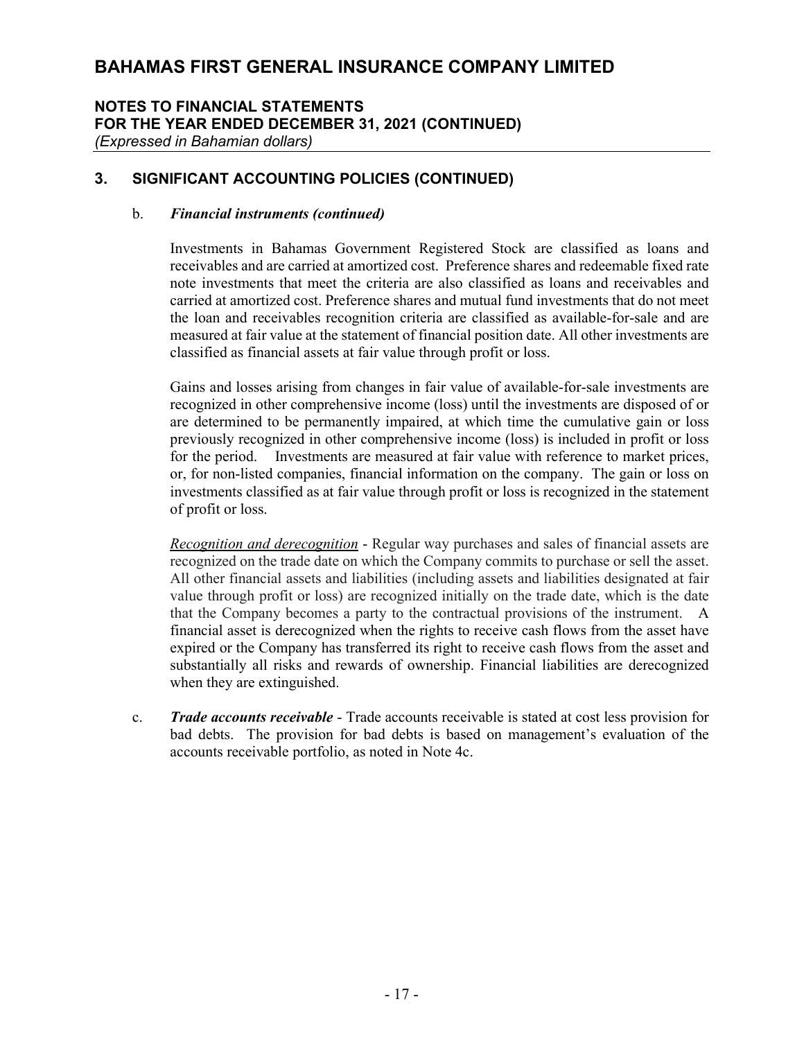# BAHAMAS FIRST GENERAL INSURANCE COMPANY LIMITED

**NOTES TO FINANCIAL STATEMENTS**
**FOR THE YEAR ENDED DECEMBER 31, 2021 (CONTINUED)**
*(Expressed in Bahamian dollars)*

## 3. SIGNIFICANT ACCOUNTING POLICIES (CONTINUED)

b. ***Financial instruments (continued)***

Investments in Bahamas Government Registered Stock are classified as loans and receivables and are carried at amortized cost. Preference shares and redeemable fixed rate note investments that meet the criteria are also classified as loans and receivables and carried at amortized cost. Preference shares and mutual fund investments that do not meet the loan and receivables recognition criteria are classified as available-for-sale and are measured at fair value at the statement of financial position date. All other investments are classified as financial assets at fair value through profit or loss.

Gains and losses arising from changes in fair value of available-for-sale investments are recognized in other comprehensive income (loss) until the investments are disposed of or are determined to be permanently impaired, at which time the cumulative gain or loss previously recognized in other comprehensive income (loss) is included in profit or loss for the period. Investments are measured at fair value with reference to market prices, or, for non-listed companies, financial information on the company. The gain or loss on investments classified as at fair value through profit or loss is recognized in the statement of profit or loss.

*Recognition and derecognition* - Regular way purchases and sales of financial assets are recognized on the trade date on which the Company commits to purchase or sell the asset. All other financial assets and liabilities (including assets and liabilities designated at fair value through profit or loss) are recognized initially on the trade date, which is the date that the Company becomes a party to the contractual provisions of the instrument. A financial asset is derecognized when the rights to receive cash flows from the asset have expired or the Company has transferred its right to receive cash flows from the asset and substantially all risks and rewards of ownership. Financial liabilities are derecognized when they are extinguished.

c. ***Trade accounts receivable*** - Trade accounts receivable is stated at cost less provision for bad debts. The provision for bad debts is based on management's evaluation of the accounts receivable portfolio, as noted in Note 4c.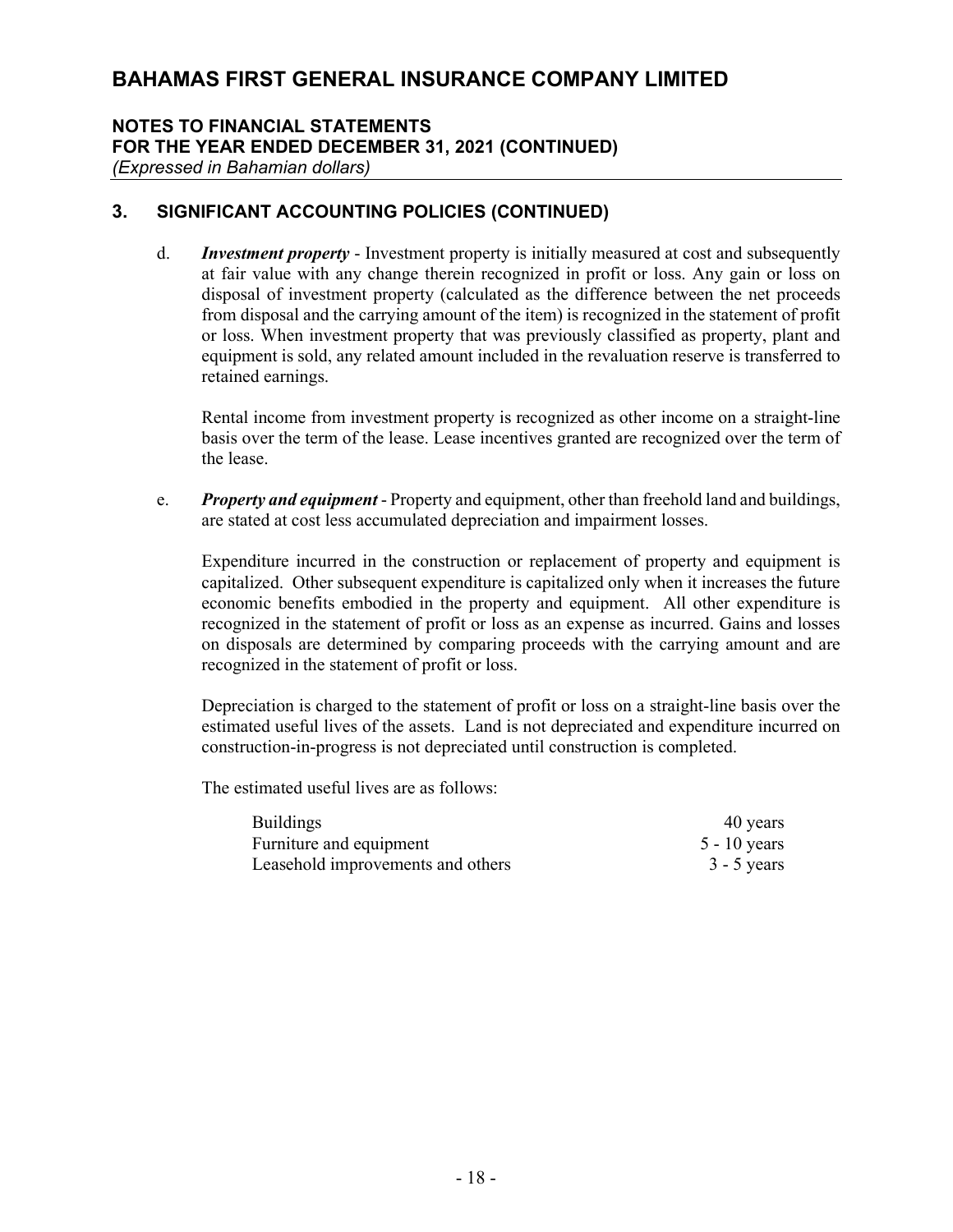## 3. SIGNIFICANT ACCOUNTING POLICIES (CONTINUED)

d. ***Investment property*** - Investment property is initially measured at cost and subsequently at fair value with any change therein recognized in profit or loss. Any gain or loss on disposal of investment property (calculated as the difference between the net proceeds from disposal and the carrying amount of the item) is recognized in the statement of profit or loss. When investment property that was previously classified as property, plant and equipment is sold, any related amount included in the revaluation reserve is transferred to retained earnings.

   Rental income from investment property is recognized as other income on a straight-line basis over the term of the lease. Lease incentives granted are recognized over the term of the lease.

e. ***Property and equipment*** - Property and equipment, other than freehold land and buildings, are stated at cost less accumulated depreciation and impairment losses.

   Expenditure incurred in the construction or replacement of property and equipment is capitalized. Other subsequent expenditure is capitalized only when it increases the future economic benefits embodied in the property and equipment. All other expenditure is recognized in the statement of profit or loss as an expense as incurred. Gains and losses on disposals are determined by comparing proceeds with the carrying amount and are recognized in the statement of profit or loss.

   Depreciation is charged to the statement of profit or loss on a straight-line basis over the estimated useful lives of the assets. Land is not depreciated and expenditure incurred on construction-in-progress is not depreciated until construction is completed.

   The estimated useful lives are as follows:

| | |
|---|---|
| Buildings | 40 years |
| Furniture and equipment | 5 - 10 years |
| Leasehold improvements and others | 3 - 5 years |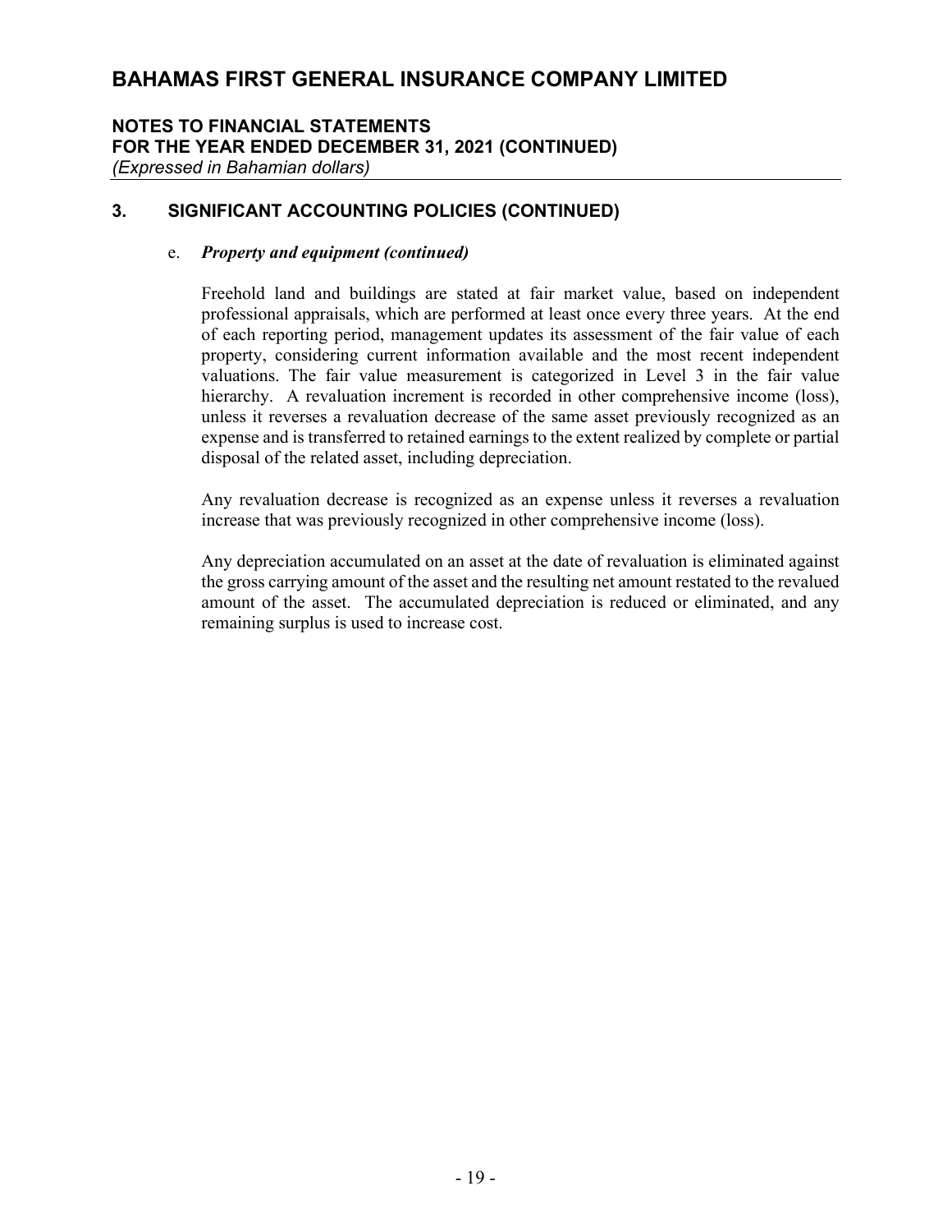## 3. SIGNIFICANT ACCOUNTING POLICIES (CONTINUED)

e. ***Property and equipment (continued)***

Freehold land and buildings are stated at fair market value, based on independent professional appraisals, which are performed at least once every three years. At the end of each reporting period, management updates its assessment of the fair value of each property, considering current information available and the most recent independent valuations. The fair value measurement is categorized in Level 3 in the fair value hierarchy. A revaluation increment is recorded in other comprehensive income (loss), unless it reverses a revaluation decrease of the same asset previously recognized as an expense and is transferred to retained earnings to the extent realized by complete or partial disposal of the related asset, including depreciation.

Any revaluation decrease is recognized as an expense unless it reverses a revaluation increase that was previously recognized in other comprehensive income (loss).

Any depreciation accumulated on an asset at the date of revaluation is eliminated against the gross carrying amount of the asset and the resulting net amount restated to the revalued amount of the asset. The accumulated depreciation is reduced or eliminated, and any remaining surplus is used to increase cost.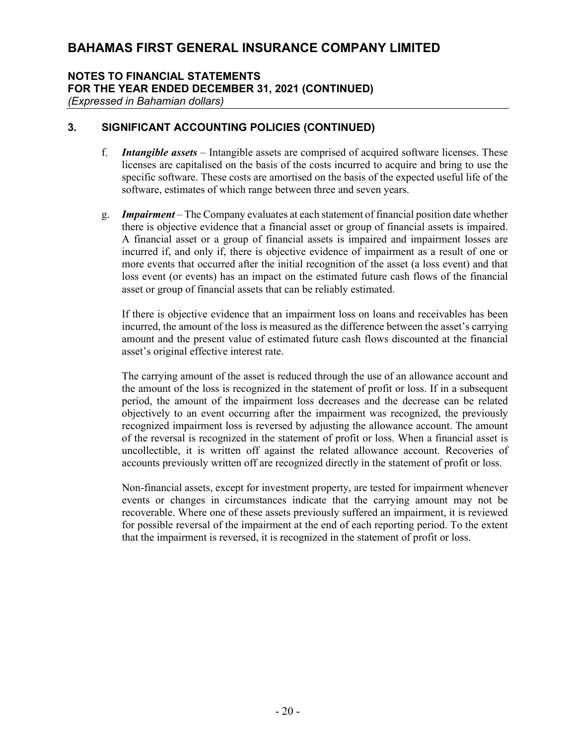# BAHAMAS FIRST GENERAL INSURANCE COMPANY LIMITED

## NOTES TO FINANCIAL STATEMENTS
## FOR THE YEAR ENDED DECEMBER 31, 2021 (CONTINUED)
*(Expressed in Bahamian dollars)*

## 3. SIGNIFICANT ACCOUNTING POLICIES (CONTINUED)

f. ***Intangible assets*** – Intangible assets are comprised of acquired software licenses. These licenses are capitalised on the basis of the costs incurred to acquire and bring to use the specific software. These costs are amortised on the basis of the expected useful life of the software, estimates of which range between three and seven years.

g. ***Impairment*** – The Company evaluates at each statement of financial position date whether there is objective evidence that a financial asset or group of financial assets is impaired. A financial asset or a group of financial assets is impaired and impairment losses are incurred if, and only if, there is objective evidence of impairment as a result of one or more events that occurred after the initial recognition of the asset (a loss event) and that loss event (or events) has an impact on the estimated future cash flows of the financial asset or group of financial assets that can be reliably estimated.

   If there is objective evidence that an impairment loss on loans and receivables has been incurred, the amount of the loss is measured as the difference between the asset's carrying amount and the present value of estimated future cash flows discounted at the financial asset's original effective interest rate.

   The carrying amount of the asset is reduced through the use of an allowance account and the amount of the loss is recognized in the statement of profit or loss. If in a subsequent period, the amount of the impairment loss decreases and the decrease can be related objectively to an event occurring after the impairment was recognized, the previously recognized impairment loss is reversed by adjusting the allowance account. The amount of the reversal is recognized in the statement of profit or loss. When a financial asset is uncollectible, it is written off against the related allowance account. Recoveries of accounts previously written off are recognized directly in the statement of profit or loss.

   Non-financial assets, except for investment property, are tested for impairment whenever events or changes in circumstances indicate that the carrying amount may not be recoverable. Where one of these assets previously suffered an impairment, it is reviewed for possible reversal of the impairment at the end of each reporting period. To the extent that the impairment is reversed, it is recognized in the statement of profit or loss.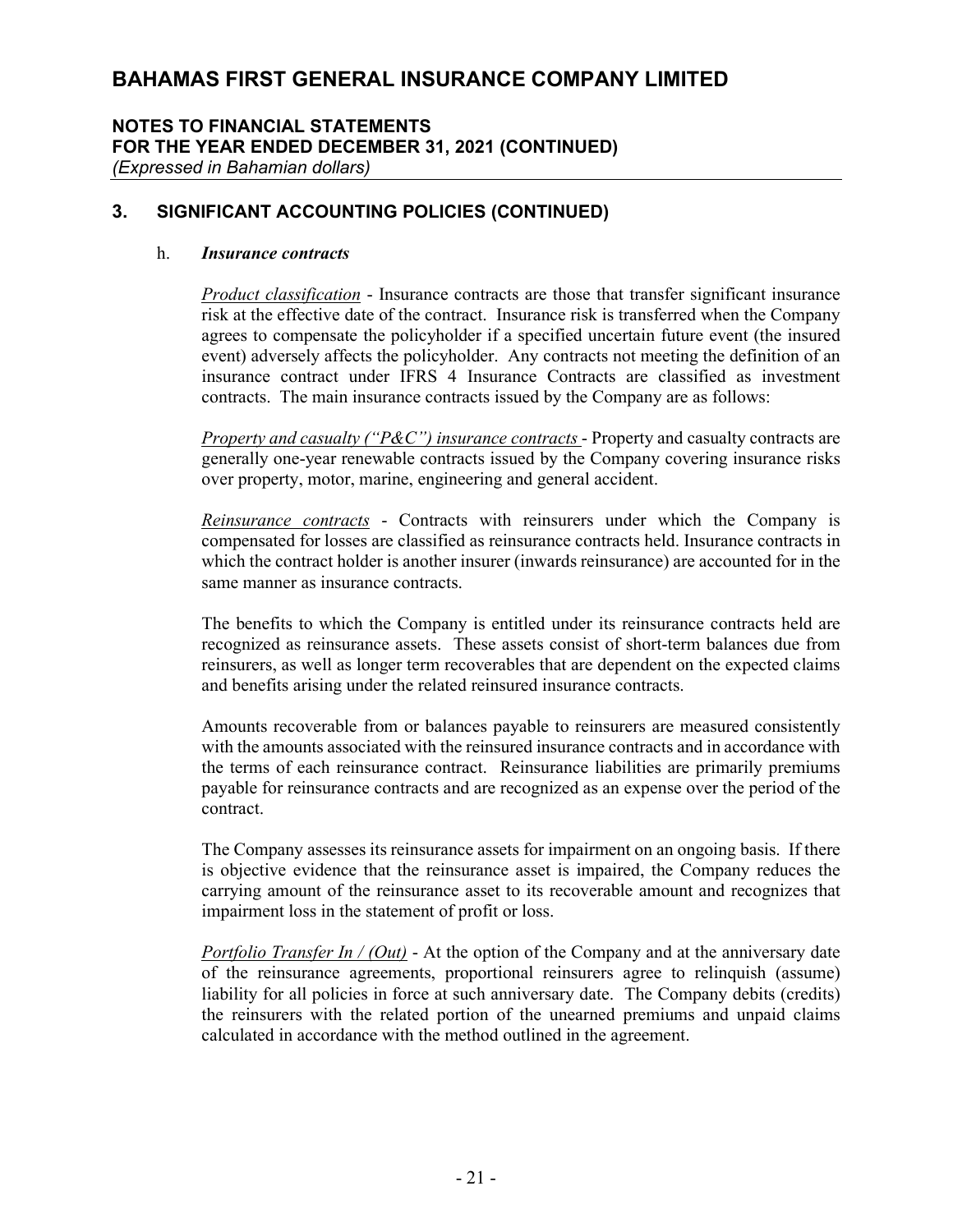## 3. SIGNIFICANT ACCOUNTING POLICIES (CONTINUED)

h. ***Insurance contracts***

*Product classification* - Insurance contracts are those that transfer significant insurance risk at the effective date of the contract. Insurance risk is transferred when the Company agrees to compensate the policyholder if a specified uncertain future event (the insured event) adversely affects the policyholder. Any contracts not meeting the definition of an insurance contract under IFRS 4 Insurance Contracts are classified as investment contracts. The main insurance contracts issued by the Company are as follows:

*Property and casualty ("P&C") insurance contracts* - Property and casualty contracts are generally one-year renewable contracts issued by the Company covering insurance risks over property, motor, marine, engineering and general accident.

*Reinsurance contracts* - Contracts with reinsurers under which the Company is compensated for losses are classified as reinsurance contracts held. Insurance contracts in which the contract holder is another insurer (inwards reinsurance) are accounted for in the same manner as insurance contracts.

The benefits to which the Company is entitled under its reinsurance contracts held are recognized as reinsurance assets. These assets consist of short-term balances due from reinsurers, as well as longer term recoverables that are dependent on the expected claims and benefits arising under the related reinsured insurance contracts.

Amounts recoverable from or balances payable to reinsurers are measured consistently with the amounts associated with the reinsured insurance contracts and in accordance with the terms of each reinsurance contract. Reinsurance liabilities are primarily premiums payable for reinsurance contracts and are recognized as an expense over the period of the contract.

The Company assesses its reinsurance assets for impairment on an ongoing basis. If there is objective evidence that the reinsurance asset is impaired, the Company reduces the carrying amount of the reinsurance asset to its recoverable amount and recognizes that impairment loss in the statement of profit or loss.

*Portfolio Transfer In / (Out)* - At the option of the Company and at the anniversary date of the reinsurance agreements, proportional reinsurers agree to relinquish (assume) liability for all policies in force at such anniversary date. The Company debits (credits) the reinsurers with the related portion of the unearned premiums and unpaid claims calculated in accordance with the method outlined in the agreement.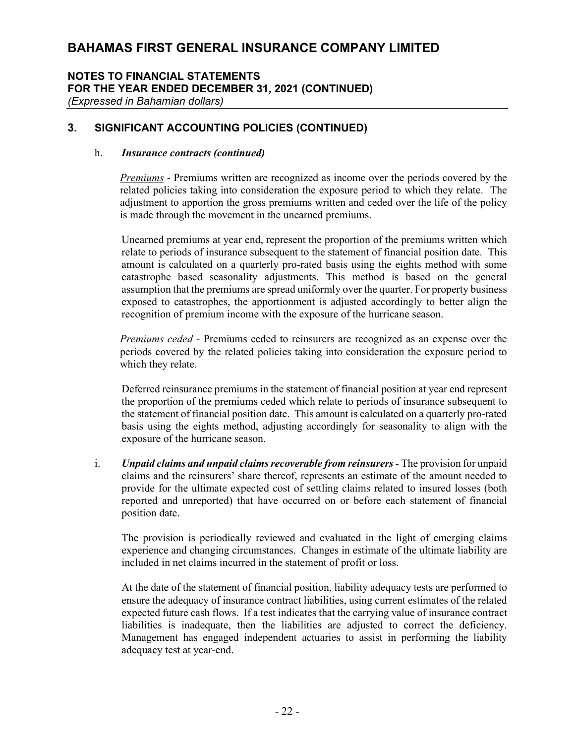## 3. SIGNIFICANT ACCOUNTING POLICIES (CONTINUED)

h. ***Insurance contracts (continued)***

*Premiums* - Premiums written are recognized as income over the periods covered by the related policies taking into consideration the exposure period to which they relate. The adjustment to apportion the gross premiums written and ceded over the life of the policy is made through the movement in the unearned premiums.

Unearned premiums at year end, represent the proportion of the premiums written which relate to periods of insurance subsequent to the statement of financial position date. This amount is calculated on a quarterly pro-rated basis using the eights method with some catastrophe based seasonality adjustments. This method is based on the general assumption that the premiums are spread uniformly over the quarter. For property business exposed to catastrophes, the apportionment is adjusted accordingly to better align the recognition of premium income with the exposure of the hurricane season.

*Premiums ceded* - Premiums ceded to reinsurers are recognized as an expense over the periods covered by the related policies taking into consideration the exposure period to which they relate.

Deferred reinsurance premiums in the statement of financial position at year end represent the proportion of the premiums ceded which relate to periods of insurance subsequent to the statement of financial position date. This amount is calculated on a quarterly pro-rated basis using the eights method, adjusting accordingly for seasonality to align with the exposure of the hurricane season.

i. ***Unpaid claims and unpaid claims recoverable from reinsurers*** - The provision for unpaid claims and the reinsurers' share thereof, represents an estimate of the amount needed to provide for the ultimate expected cost of settling claims related to insured losses (both reported and unreported) that have occurred on or before each statement of financial position date.

The provision is periodically reviewed and evaluated in the light of emerging claims experience and changing circumstances. Changes in estimate of the ultimate liability are included in net claims incurred in the statement of profit or loss.

At the date of the statement of financial position, liability adequacy tests are performed to ensure the adequacy of insurance contract liabilities, using current estimates of the related expected future cash flows. If a test indicates that the carrying value of insurance contract liabilities is inadequate, then the liabilities are adjusted to correct the deficiency. Management has engaged independent actuaries to assist in performing the liability adequacy test at year-end.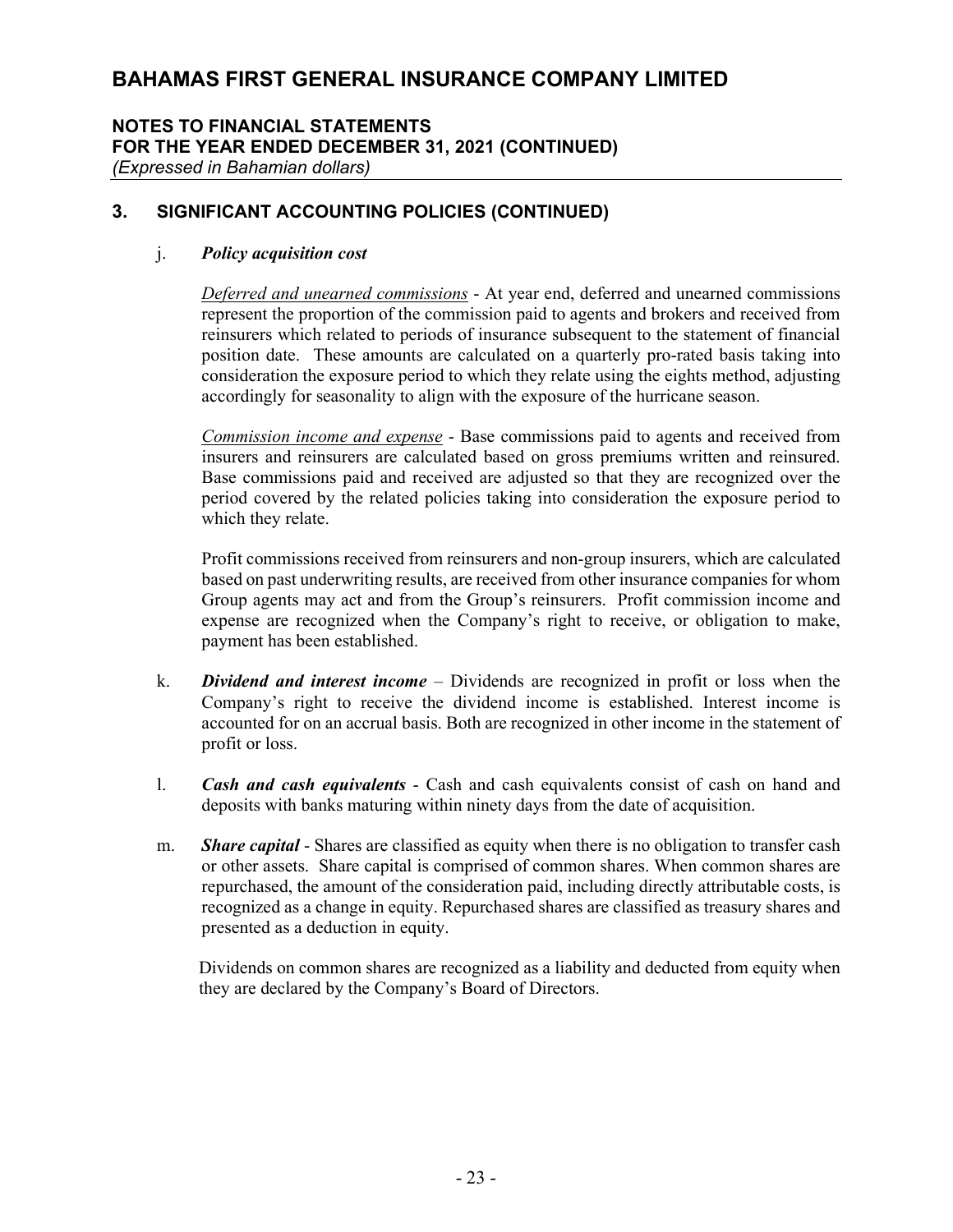## 3. SIGNIFICANT ACCOUNTING POLICIES (CONTINUED)

j. ***Policy acquisition cost***

<u>*Deferred and unearned commissions*</u> - At year end, deferred and unearned commissions represent the proportion of the commission paid to agents and brokers and received from reinsurers which related to periods of insurance subsequent to the statement of financial position date. These amounts are calculated on a quarterly pro-rated basis taking into consideration the exposure period to which they relate using the eights method, adjusting accordingly for seasonality to align with the exposure of the hurricane season.

<u>*Commission income and expense*</u> - Base commissions paid to agents and received from insurers and reinsurers are calculated based on gross premiums written and reinsured. Base commissions paid and received are adjusted so that they are recognized over the period covered by the related policies taking into consideration the exposure period to which they relate.

Profit commissions received from reinsurers and non-group insurers, which are calculated based on past underwriting results, are received from other insurance companies for whom Group agents may act and from the Group's reinsurers. Profit commission income and expense are recognized when the Company's right to receive, or obligation to make, payment has been established.

k. ***Dividend and interest income*** – Dividends are recognized in profit or loss when the Company's right to receive the dividend income is established. Interest income is accounted for on an accrual basis. Both are recognized in other income in the statement of profit or loss.

l. ***Cash and cash equivalents*** - Cash and cash equivalents consist of cash on hand and deposits with banks maturing within ninety days from the date of acquisition.

m. ***Share capital*** - Shares are classified as equity when there is no obligation to transfer cash or other assets. Share capital is comprised of common shares. When common shares are repurchased, the amount of the consideration paid, including directly attributable costs, is recognized as a change in equity. Repurchased shares are classified as treasury shares and presented as a deduction in equity.

Dividends on common shares are recognized as a liability and deducted from equity when they are declared by the Company's Board of Directors.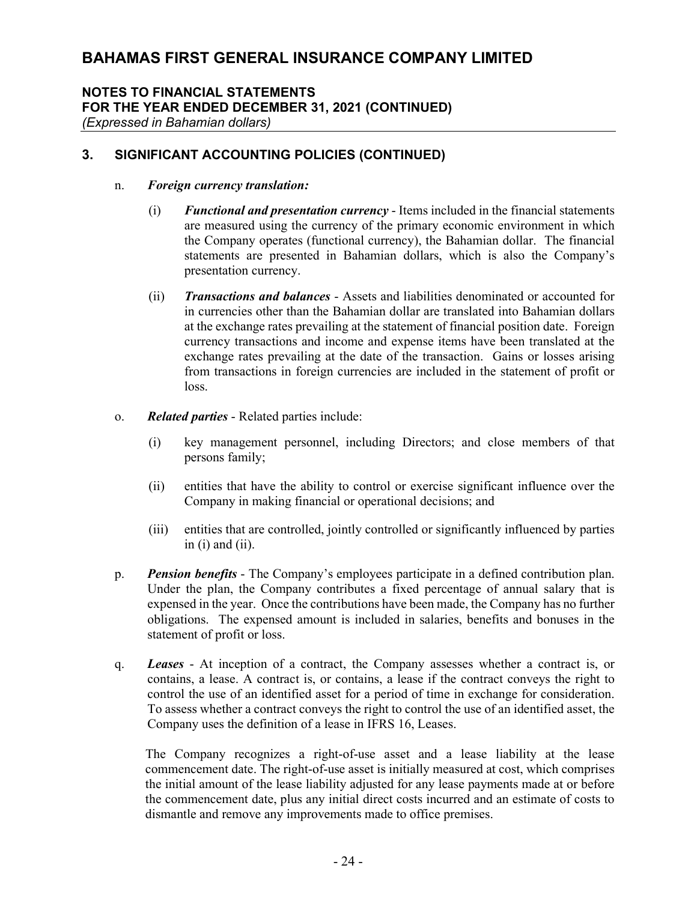## 3. SIGNIFICANT ACCOUNTING POLICIES (CONTINUED)

n. ***Foreign currency translation:***

(i) ***Functional and presentation currency*** - Items included in the financial statements are measured using the currency of the primary economic environment in which the Company operates (functional currency), the Bahamian dollar. The financial statements are presented in Bahamian dollars, which is also the Company's presentation currency.

(ii) ***Transactions and balances*** - Assets and liabilities denominated or accounted for in currencies other than the Bahamian dollar are translated into Bahamian dollars at the exchange rates prevailing at the statement of financial position date. Foreign currency transactions and income and expense items have been translated at the exchange rates prevailing at the date of the transaction. Gains or losses arising from transactions in foreign currencies are included in the statement of profit or loss.

o. ***Related parties*** - Related parties include:

(i) key management personnel, including Directors; and close members of that persons family;

(ii) entities that have the ability to control or exercise significant influence over the Company in making financial or operational decisions; and

(iii) entities that are controlled, jointly controlled or significantly influenced by parties in (i) and (ii).

p. ***Pension benefits*** - The Company's employees participate in a defined contribution plan. Under the plan, the Company contributes a fixed percentage of annual salary that is expensed in the year. Once the contributions have been made, the Company has no further obligations. The expensed amount is included in salaries, benefits and bonuses in the statement of profit or loss.

q. ***Leases*** - At inception of a contract, the Company assesses whether a contract is, or contains, a lease. A contract is, or contains, a lease if the contract conveys the right to control the use of an identified asset for a period of time in exchange for consideration. To assess whether a contract conveys the right to control the use of an identified asset, the Company uses the definition of a lease in IFRS 16, Leases.

The Company recognizes a right-of-use asset and a lease liability at the lease commencement date. The right-of-use asset is initially measured at cost, which comprises the initial amount of the lease liability adjusted for any lease payments made at or before the commencement date, plus any initial direct costs incurred and an estimate of costs to dismantle and remove any improvements made to office premises.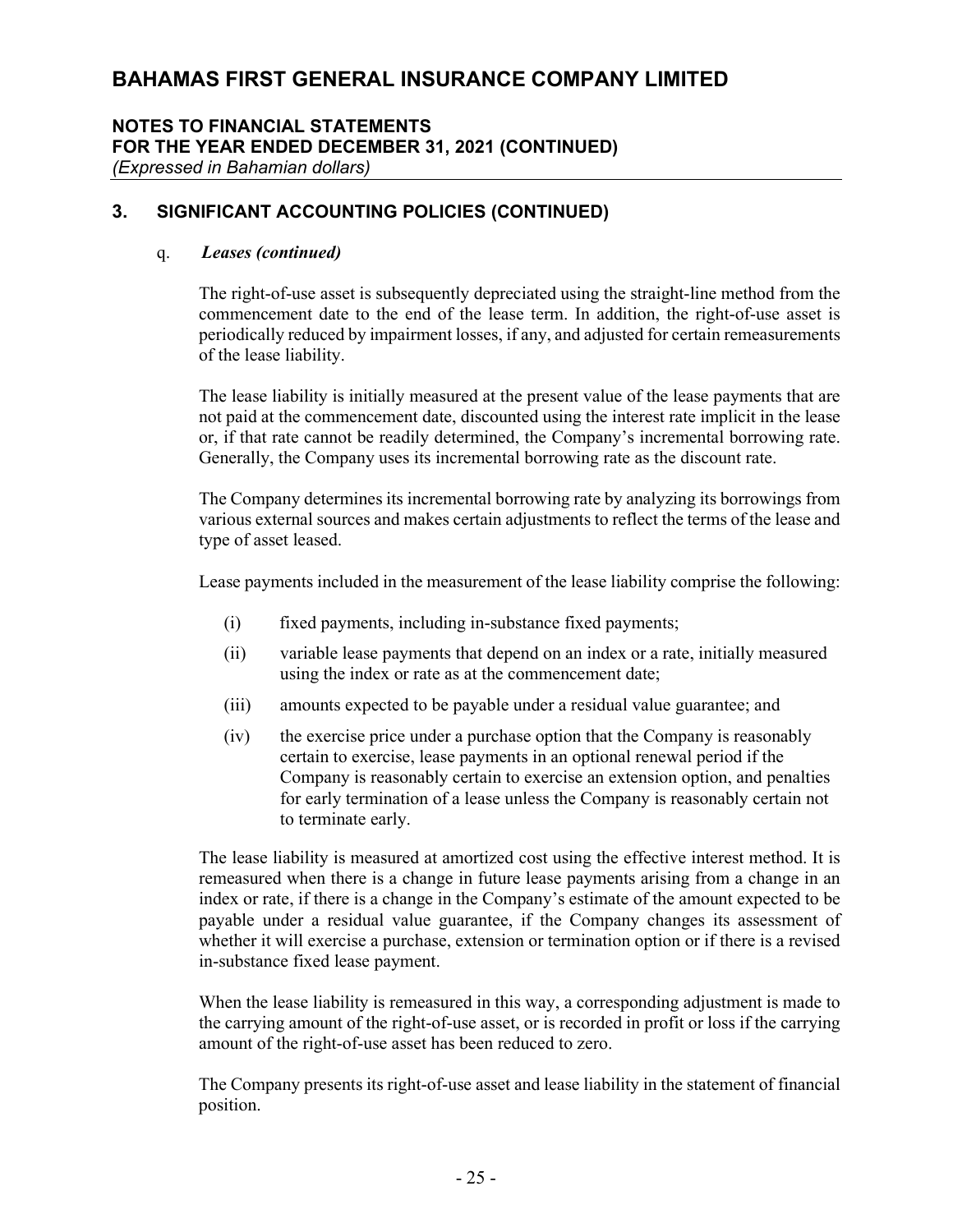## 3. SIGNIFICANT ACCOUNTING POLICIES (CONTINUED)

### q. *Leases (continued)*

The right-of-use asset is subsequently depreciated using the straight-line method from the commencement date to the end of the lease term. In addition, the right-of-use asset is periodically reduced by impairment losses, if any, and adjusted for certain remeasurements of the lease liability.

The lease liability is initially measured at the present value of the lease payments that are not paid at the commencement date, discounted using the interest rate implicit in the lease or, if that rate cannot be readily determined, the Company's incremental borrowing rate. Generally, the Company uses its incremental borrowing rate as the discount rate.

The Company determines its incremental borrowing rate by analyzing its borrowings from various external sources and makes certain adjustments to reflect the terms of the lease and type of asset leased.

Lease payments included in the measurement of the lease liability comprise the following:

(i) fixed payments, including in-substance fixed payments;

(ii) variable lease payments that depend on an index or a rate, initially measured using the index or rate as at the commencement date;

(iii) amounts expected to be payable under a residual value guarantee; and

(iv) the exercise price under a purchase option that the Company is reasonably certain to exercise, lease payments in an optional renewal period if the Company is reasonably certain to exercise an extension option, and penalties for early termination of a lease unless the Company is reasonably certain not to terminate early.

The lease liability is measured at amortized cost using the effective interest method. It is remeasured when there is a change in future lease payments arising from a change in an index or rate, if there is a change in the Company's estimate of the amount expected to be payable under a residual value guarantee, if the Company changes its assessment of whether it will exercise a purchase, extension or termination option or if there is a revised in-substance fixed lease payment.

When the lease liability is remeasured in this way, a corresponding adjustment is made to the carrying amount of the right-of-use asset, or is recorded in profit or loss if the carrying amount of the right-of-use asset has been reduced to zero.

The Company presents its right-of-use asset and lease liability in the statement of financial position.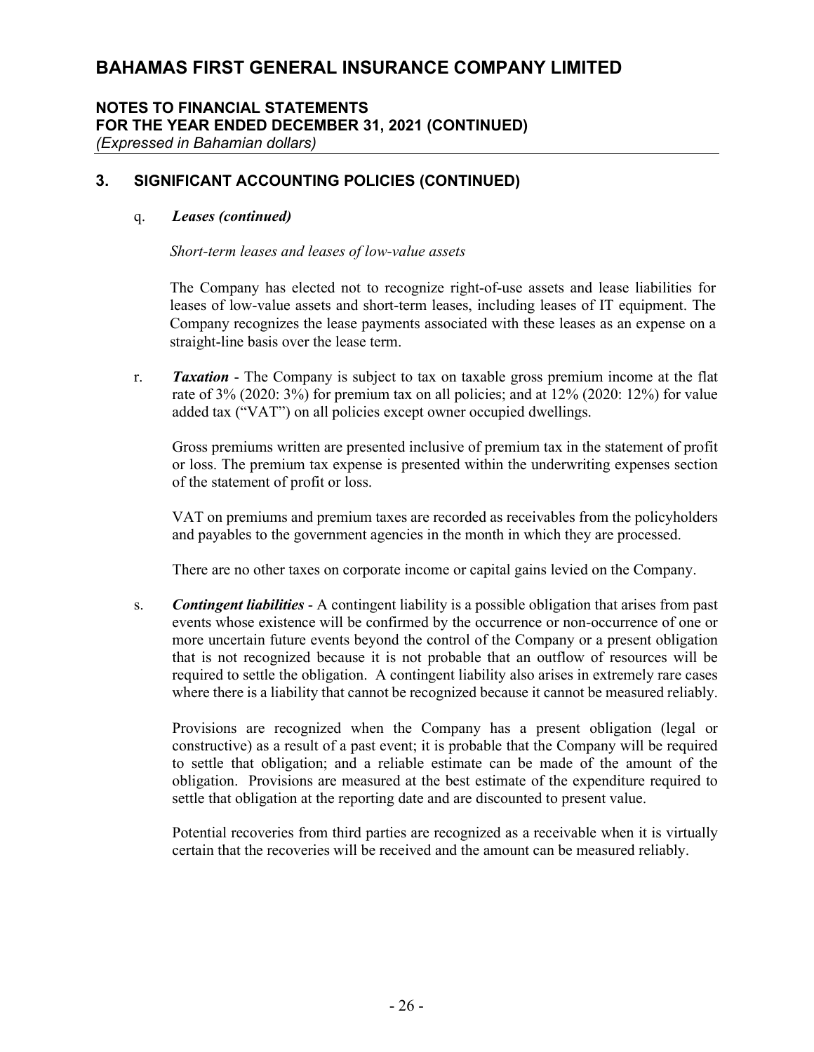## 3. SIGNIFICANT ACCOUNTING POLICIES (CONTINUED)

q. ***Leases (continued)***

*Short-term leases and leases of low-value assets*

The Company has elected not to recognize right-of-use assets and lease liabilities for leases of low-value assets and short-term leases, including leases of IT equipment. The Company recognizes the lease payments associated with these leases as an expense on a straight-line basis over the lease term.

r. ***Taxation*** - The Company is subject to tax on taxable gross premium income at the flat rate of 3% (2020: 3%) for premium tax on all policies; and at 12% (2020: 12%) for value added tax ("VAT") on all policies except owner occupied dwellings.

Gross premiums written are presented inclusive of premium tax in the statement of profit or loss. The premium tax expense is presented within the underwriting expenses section of the statement of profit or loss.

VAT on premiums and premium taxes are recorded as receivables from the policyholders and payables to the government agencies in the month in which they are processed.

There are no other taxes on corporate income or capital gains levied on the Company.

s. ***Contingent liabilities*** - A contingent liability is a possible obligation that arises from past events whose existence will be confirmed by the occurrence or non-occurrence of one or more uncertain future events beyond the control of the Company or a present obligation that is not recognized because it is not probable that an outflow of resources will be required to settle the obligation. A contingent liability also arises in extremely rare cases where there is a liability that cannot be recognized because it cannot be measured reliably.

Provisions are recognized when the Company has a present obligation (legal or constructive) as a result of a past event; it is probable that the Company will be required to settle that obligation; and a reliable estimate can be made of the amount of the obligation. Provisions are measured at the best estimate of the expenditure required to settle that obligation at the reporting date and are discounted to present value.

Potential recoveries from third parties are recognized as a receivable when it is virtually certain that the recoveries will be received and the amount can be measured reliably.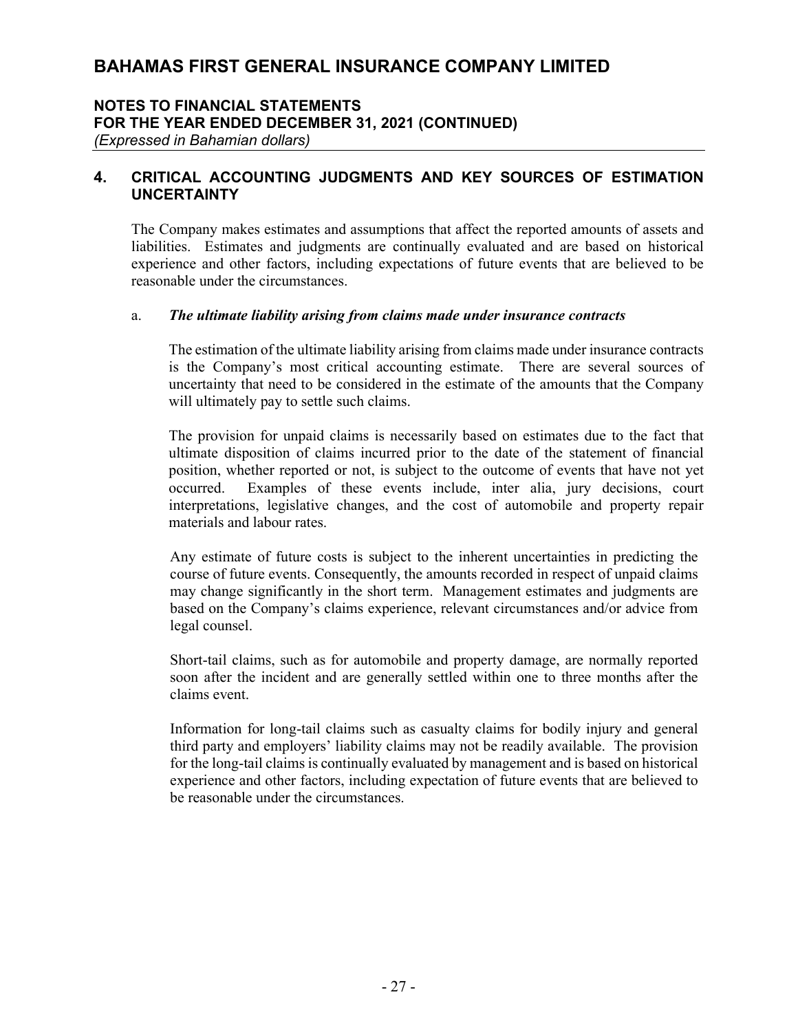# BAHAMAS FIRST GENERAL INSURANCE COMPANY LIMITED

**NOTES TO FINANCIAL STATEMENTS**
**FOR THE YEAR ENDED DECEMBER 31, 2021 (CONTINUED)**
*(Expressed in Bahamian dollars)*

## 4. CRITICAL ACCOUNTING JUDGMENTS AND KEY SOURCES OF ESTIMATION UNCERTAINTY

The Company makes estimates and assumptions that affect the reported amounts of assets and liabilities. Estimates and judgments are continually evaluated and are based on historical experience and other factors, including expectations of future events that are believed to be reasonable under the circumstances.

a. ***The ultimate liability arising from claims made under insurance contracts***

The estimation of the ultimate liability arising from claims made under insurance contracts is the Company's most critical accounting estimate. There are several sources of uncertainty that need to be considered in the estimate of the amounts that the Company will ultimately pay to settle such claims.

The provision for unpaid claims is necessarily based on estimates due to the fact that ultimate disposition of claims incurred prior to the date of the statement of financial position, whether reported or not, is subject to the outcome of events that have not yet occurred. Examples of these events include, inter alia, jury decisions, court interpretations, legislative changes, and the cost of automobile and property repair materials and labour rates.

Any estimate of future costs is subject to the inherent uncertainties in predicting the course of future events. Consequently, the amounts recorded in respect of unpaid claims may change significantly in the short term. Management estimates and judgments are based on the Company's claims experience, relevant circumstances and/or advice from legal counsel.

Short-tail claims, such as for automobile and property damage, are normally reported soon after the incident and are generally settled within one to three months after the claims event.

Information for long-tail claims such as casualty claims for bodily injury and general third party and employers' liability claims may not be readily available. The provision for the long-tail claims is continually evaluated by management and is based on historical experience and other factors, including expectation of future events that are believed to be reasonable under the circumstances.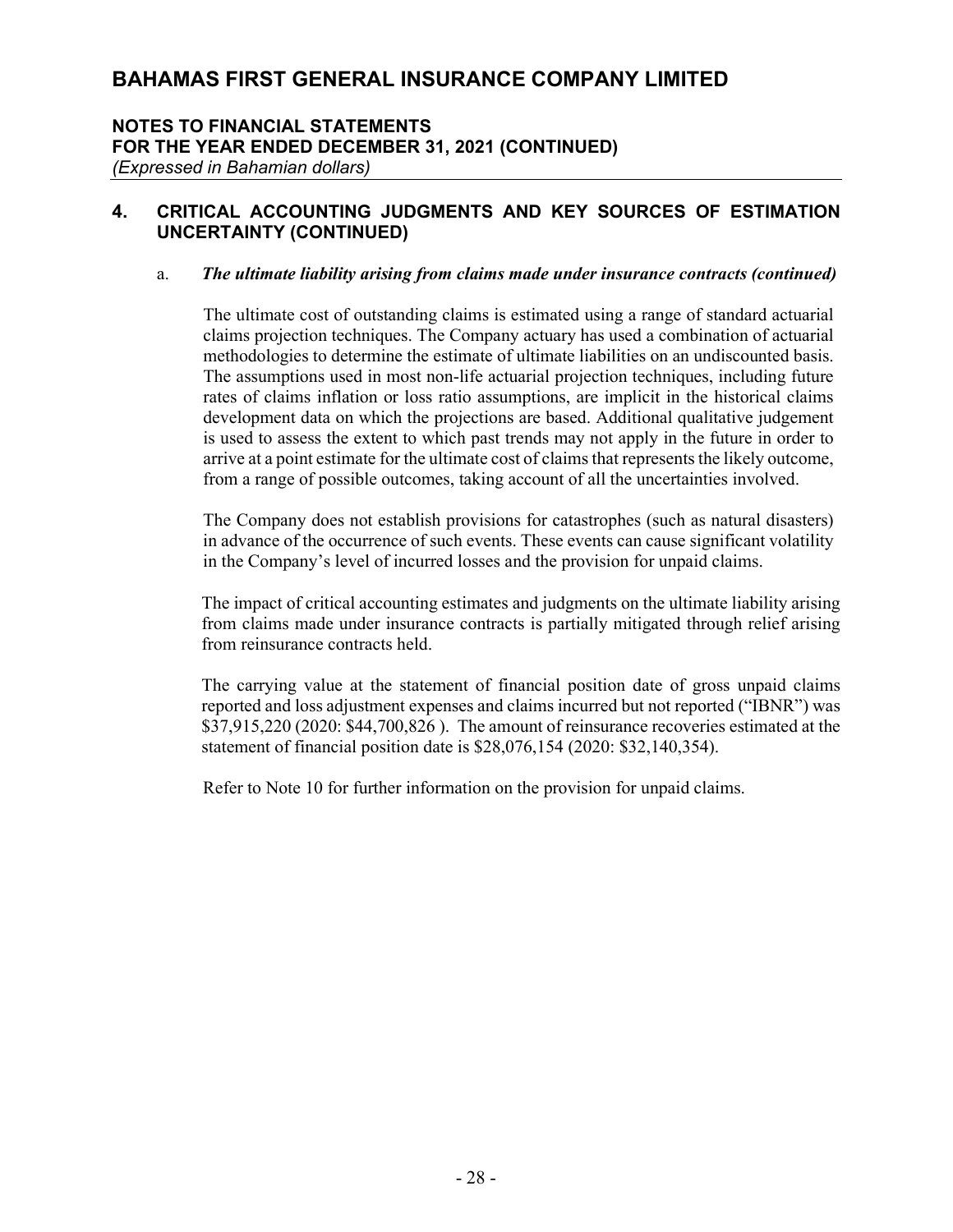# BAHAMAS FIRST GENERAL INSURANCE COMPANY LIMITED

**NOTES TO FINANCIAL STATEMENTS**
**FOR THE YEAR ENDED DECEMBER 31, 2021 (CONTINUED)**
*(Expressed in Bahamian dollars)*

## 4. CRITICAL ACCOUNTING JUDGMENTS AND KEY SOURCES OF ESTIMATION UNCERTAINTY (CONTINUED)

a. ***The ultimate liability arising from claims made under insurance contracts (continued)***

The ultimate cost of outstanding claims is estimated using a range of standard actuarial claims projection techniques. The Company actuary has used a combination of actuarial methodologies to determine the estimate of ultimate liabilities on an undiscounted basis. The assumptions used in most non-life actuarial projection techniques, including future rates of claims inflation or loss ratio assumptions, are implicit in the historical claims development data on which the projections are based. Additional qualitative judgement is used to assess the extent to which past trends may not apply in the future in order to arrive at a point estimate for the ultimate cost of claims that represents the likely outcome, from a range of possible outcomes, taking account of all the uncertainties involved.

The Company does not establish provisions for catastrophes (such as natural disasters) in advance of the occurrence of such events. These events can cause significant volatility in the Company's level of incurred losses and the provision for unpaid claims.

The impact of critical accounting estimates and judgments on the ultimate liability arising from claims made under insurance contracts is partially mitigated through relief arising from reinsurance contracts held.

The carrying value at the statement of financial position date of gross unpaid claims reported and loss adjustment expenses and claims incurred but not reported ("IBNR") was $37,915,220 (2020: $44,700,826 ). The amount of reinsurance recoveries estimated at the statement of financial position date is $28,076,154 (2020: $32,140,354).

Refer to Note 10 for further information on the provision for unpaid claims.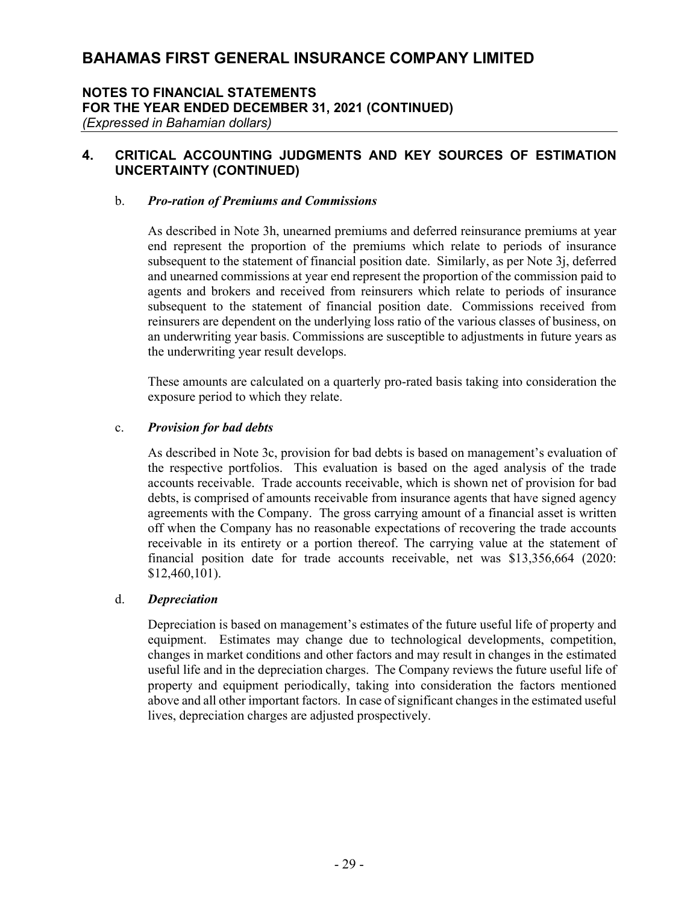## 4. CRITICAL ACCOUNTING JUDGMENTS AND KEY SOURCES OF ESTIMATION UNCERTAINTY (CONTINUED)

b. ***Pro-ration of Premiums and Commissions***

As described in Note 3h, unearned premiums and deferred reinsurance premiums at year end represent the proportion of the premiums which relate to periods of insurance subsequent to the statement of financial position date. Similarly, as per Note 3j, deferred and unearned commissions at year end represent the proportion of the commission paid to agents and brokers and received from reinsurers which relate to periods of insurance subsequent to the statement of financial position date. Commissions received from reinsurers are dependent on the underlying loss ratio of the various classes of business, on an underwriting year basis. Commissions are susceptible to adjustments in future years as the underwriting year result develops.

These amounts are calculated on a quarterly pro-rated basis taking into consideration the exposure period to which they relate.

c. ***Provision for bad debts***

As described in Note 3c, provision for bad debts is based on management's evaluation of the respective portfolios. This evaluation is based on the aged analysis of the trade accounts receivable. Trade accounts receivable, which is shown net of provision for bad debts, is comprised of amounts receivable from insurance agents that have signed agency agreements with the Company. The gross carrying amount of a financial asset is written off when the Company has no reasonable expectations of recovering the trade accounts receivable in its entirety or a portion thereof. The carrying value at the statement of financial position date for trade accounts receivable, net was $13,356,664 (2020: $12,460,101).

d. ***Depreciation***

Depreciation is based on management's estimates of the future useful life of property and equipment. Estimates may change due to technological developments, competition, changes in market conditions and other factors and may result in changes in the estimated useful life and in the depreciation charges. The Company reviews the future useful life of property and equipment periodically, taking into consideration the factors mentioned above and all other important factors. In case of significant changes in the estimated useful lives, depreciation charges are adjusted prospectively.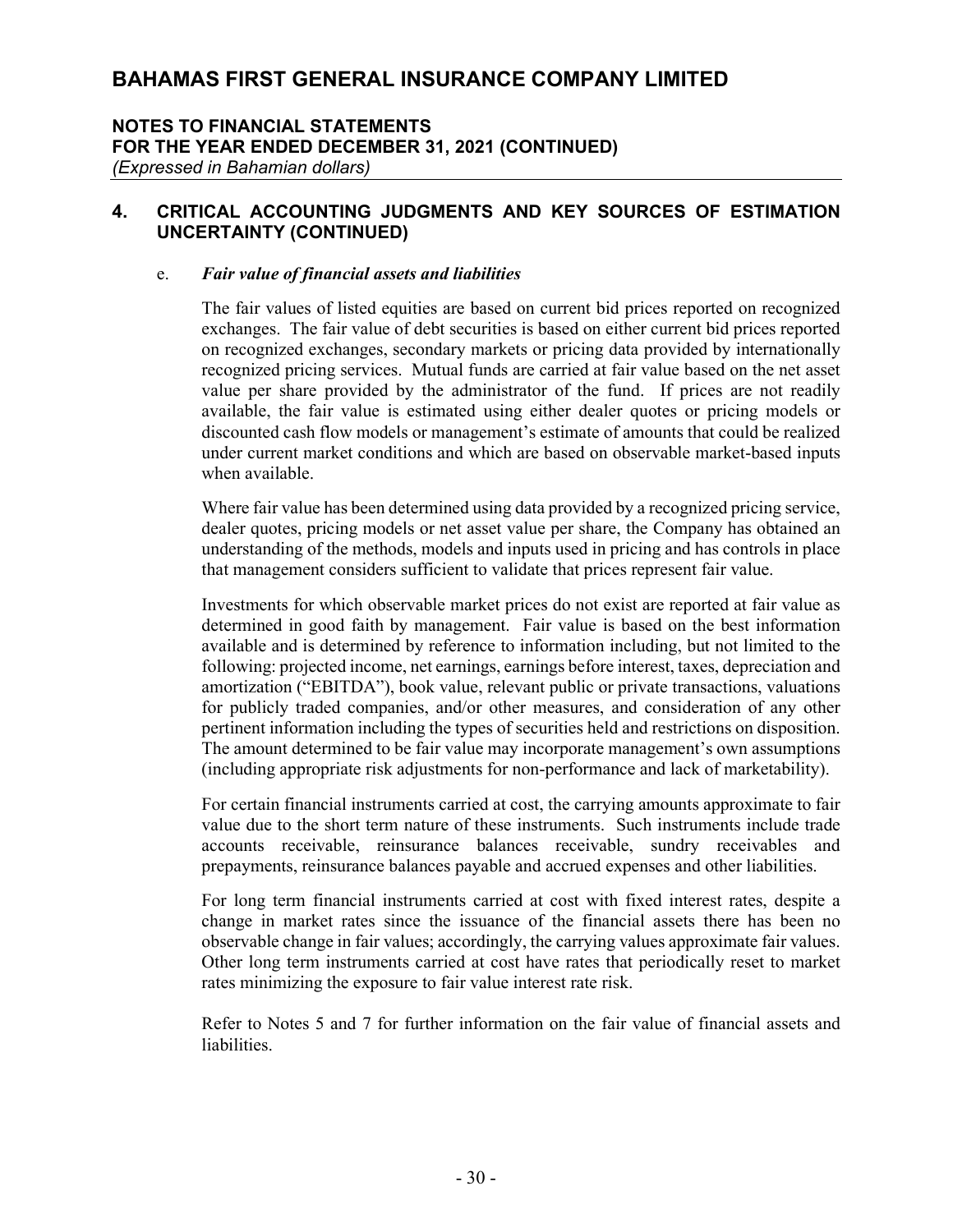# BAHAMAS FIRST GENERAL INSURANCE COMPANY LIMITED

**NOTES TO FINANCIAL STATEMENTS**
**FOR THE YEAR ENDED DECEMBER 31, 2021 (CONTINUED)**
*(Expressed in Bahamian dollars)*

## 4. CRITICAL ACCOUNTING JUDGMENTS AND KEY SOURCES OF ESTIMATION UNCERTAINTY (CONTINUED)

e. ***Fair value of financial assets and liabilities***

The fair values of listed equities are based on current bid prices reported on recognized exchanges. The fair value of debt securities is based on either current bid prices reported on recognized exchanges, secondary markets or pricing data provided by internationally recognized pricing services. Mutual funds are carried at fair value based on the net asset value per share provided by the administrator of the fund. If prices are not readily available, the fair value is estimated using either dealer quotes or pricing models or discounted cash flow models or management's estimate of amounts that could be realized under current market conditions and which are based on observable market-based inputs when available.

Where fair value has been determined using data provided by a recognized pricing service, dealer quotes, pricing models or net asset value per share, the Company has obtained an understanding of the methods, models and inputs used in pricing and has controls in place that management considers sufficient to validate that prices represent fair value.

Investments for which observable market prices do not exist are reported at fair value as determined in good faith by management. Fair value is based on the best information available and is determined by reference to information including, but not limited to the following: projected income, net earnings, earnings before interest, taxes, depreciation and amortization ("EBITDA"), book value, relevant public or private transactions, valuations for publicly traded companies, and/or other measures, and consideration of any other pertinent information including the types of securities held and restrictions on disposition. The amount determined to be fair value may incorporate management's own assumptions (including appropriate risk adjustments for non-performance and lack of marketability).

For certain financial instruments carried at cost, the carrying amounts approximate to fair value due to the short term nature of these instruments. Such instruments include trade accounts receivable, reinsurance balances receivable, sundry receivables and prepayments, reinsurance balances payable and accrued expenses and other liabilities.

For long term financial instruments carried at cost with fixed interest rates, despite a change in market rates since the issuance of the financial assets there has been no observable change in fair values; accordingly, the carrying values approximate fair values. Other long term instruments carried at cost have rates that periodically reset to market rates minimizing the exposure to fair value interest rate risk.

Refer to Notes 5 and 7 for further information on the fair value of financial assets and liabilities.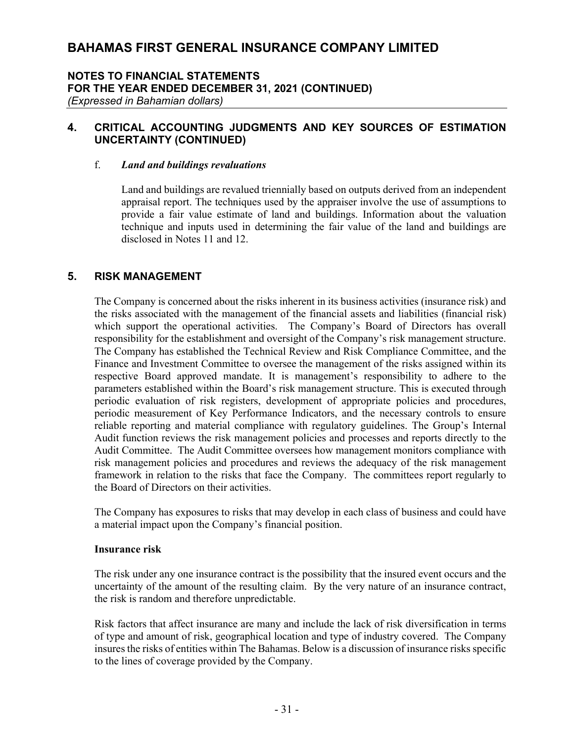## 4. CRITICAL ACCOUNTING JUDGMENTS AND KEY SOURCES OF ESTIMATION UNCERTAINTY (CONTINUED)

f. ***Land and buildings revaluations***

Land and buildings are revalued triennially based on outputs derived from an independent appraisal report. The techniques used by the appraiser involve the use of assumptions to provide a fair value estimate of land and buildings. Information about the valuation technique and inputs used in determining the fair value of the land and buildings are disclosed in Notes 11 and 12.

## 5. RISK MANAGEMENT

The Company is concerned about the risks inherent in its business activities (insurance risk) and the risks associated with the management of the financial assets and liabilities (financial risk) which support the operational activities. The Company's Board of Directors has overall responsibility for the establishment and oversight of the Company's risk management structure. The Company has established the Technical Review and Risk Compliance Committee, and the Finance and Investment Committee to oversee the management of the risks assigned within its respective Board approved mandate. It is management's responsibility to adhere to the parameters established within the Board's risk management structure. This is executed through periodic evaluation of risk registers, development of appropriate policies and procedures, periodic measurement of Key Performance Indicators, and the necessary controls to ensure reliable reporting and material compliance with regulatory guidelines. The Group's Internal Audit function reviews the risk management policies and processes and reports directly to the Audit Committee. The Audit Committee oversees how management monitors compliance with risk management policies and procedures and reviews the adequacy of the risk management framework in relation to the risks that face the Company. The committees report regularly to the Board of Directors on their activities.

The Company has exposures to risks that may develop in each class of business and could have a material impact upon the Company's financial position.

**Insurance risk**

The risk under any one insurance contract is the possibility that the insured event occurs and the uncertainty of the amount of the resulting claim. By the very nature of an insurance contract, the risk is random and therefore unpredictable.

Risk factors that affect insurance are many and include the lack of risk diversification in terms of type and amount of risk, geographical location and type of industry covered. The Company insures the risks of entities within The Bahamas. Below is a discussion of insurance risks specific to the lines of coverage provided by the Company.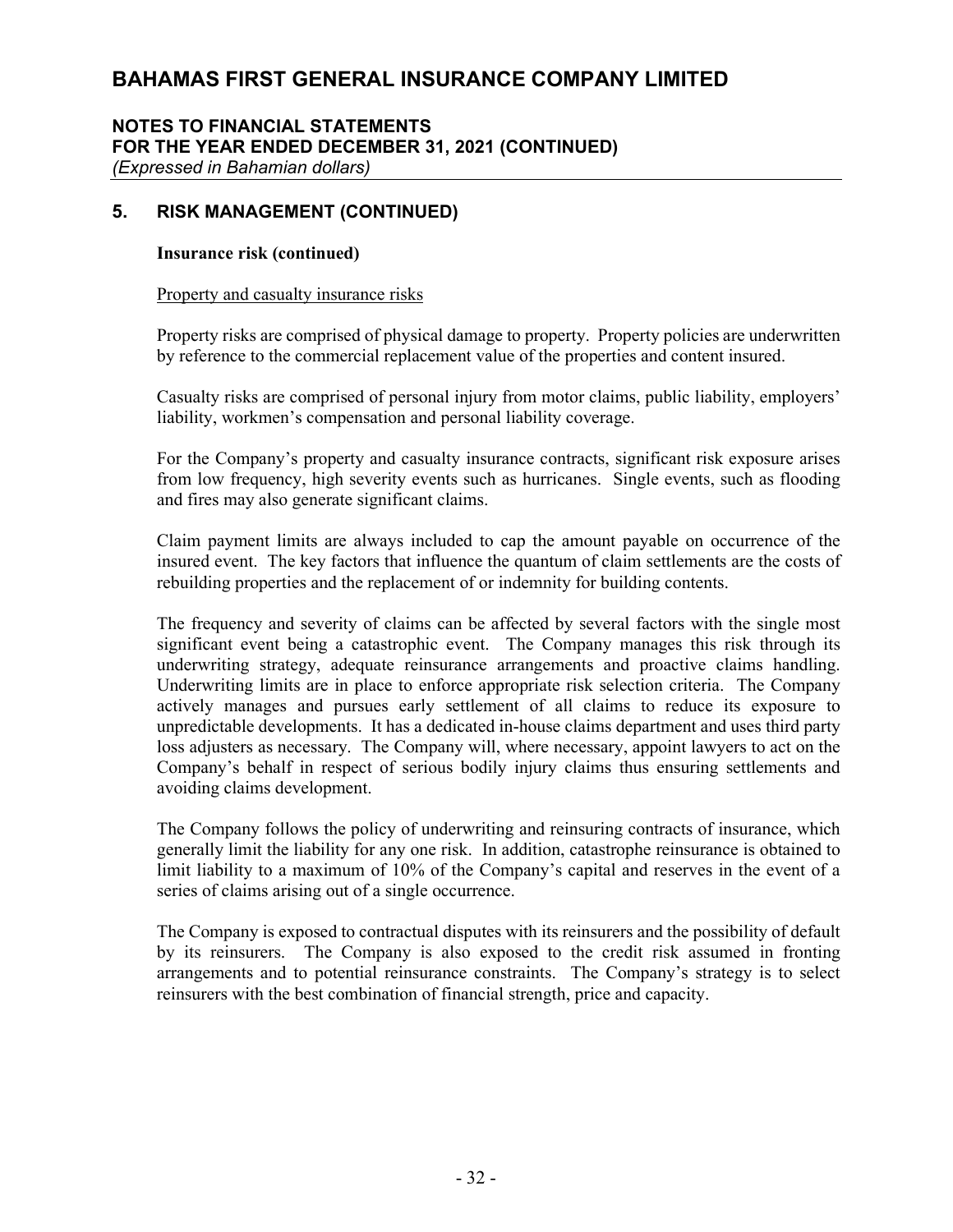## 5. RISK MANAGEMENT (CONTINUED)

**Insurance risk (continued)**

Property and casualty insurance risks

Property risks are comprised of physical damage to property. Property policies are underwritten by reference to the commercial replacement value of the properties and content insured.

Casualty risks are comprised of personal injury from motor claims, public liability, employers' liability, workmen's compensation and personal liability coverage.

For the Company's property and casualty insurance contracts, significant risk exposure arises from low frequency, high severity events such as hurricanes. Single events, such as flooding and fires may also generate significant claims.

Claim payment limits are always included to cap the amount payable on occurrence of the insured event. The key factors that influence the quantum of claim settlements are the costs of rebuilding properties and the replacement of or indemnity for building contents.

The frequency and severity of claims can be affected by several factors with the single most significant event being a catastrophic event. The Company manages this risk through its underwriting strategy, adequate reinsurance arrangements and proactive claims handling. Underwriting limits are in place to enforce appropriate risk selection criteria. The Company actively manages and pursues early settlement of all claims to reduce its exposure to unpredictable developments. It has a dedicated in-house claims department and uses third party loss adjusters as necessary. The Company will, where necessary, appoint lawyers to act on the Company's behalf in respect of serious bodily injury claims thus ensuring settlements and avoiding claims development.

The Company follows the policy of underwriting and reinsuring contracts of insurance, which generally limit the liability for any one risk. In addition, catastrophe reinsurance is obtained to limit liability to a maximum of 10% of the Company's capital and reserves in the event of a series of claims arising out of a single occurrence.

The Company is exposed to contractual disputes with its reinsurers and the possibility of default by its reinsurers. The Company is also exposed to the credit risk assumed in fronting arrangements and to potential reinsurance constraints. The Company's strategy is to select reinsurers with the best combination of financial strength, price and capacity.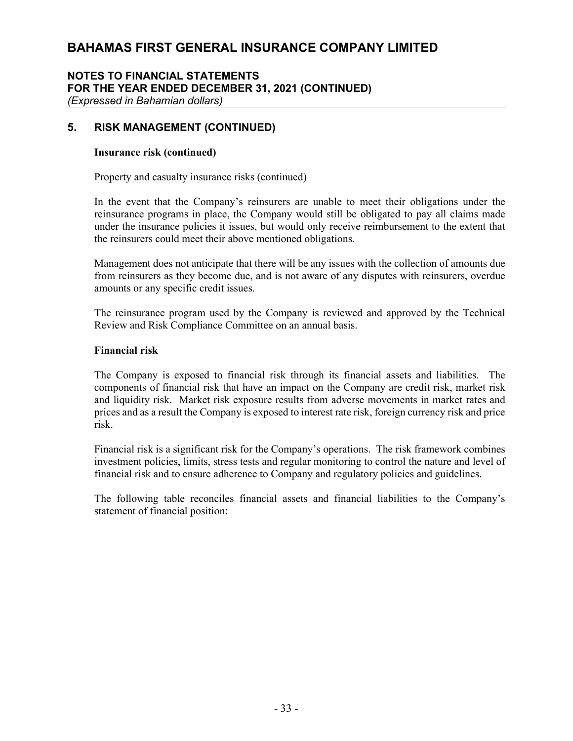## 5. RISK MANAGEMENT (CONTINUED)

**Insurance risk (continued)**

Property and casualty insurance risks (continued)

In the event that the Company's reinsurers are unable to meet their obligations under the reinsurance programs in place, the Company would still be obligated to pay all claims made under the insurance policies it issues, but would only receive reimbursement to the extent that the reinsurers could meet their above mentioned obligations.

Management does not anticipate that there will be any issues with the collection of amounts due from reinsurers as they become due, and is not aware of any disputes with reinsurers, overdue amounts or any specific credit issues.

The reinsurance program used by the Company is reviewed and approved by the Technical Review and Risk Compliance Committee on an annual basis.

**Financial risk**

The Company is exposed to financial risk through its financial assets and liabilities. The components of financial risk that have an impact on the Company are credit risk, market risk and liquidity risk. Market risk exposure results from adverse movements in market rates and prices and as a result the Company is exposed to interest rate risk, foreign currency risk and price risk.

Financial risk is a significant risk for the Company's operations. The risk framework combines investment policies, limits, stress tests and regular monitoring to control the nature and level of financial risk and to ensure adherence to Company and regulatory policies and guidelines.

The following table reconciles financial assets and financial liabilities to the Company's statement of financial position: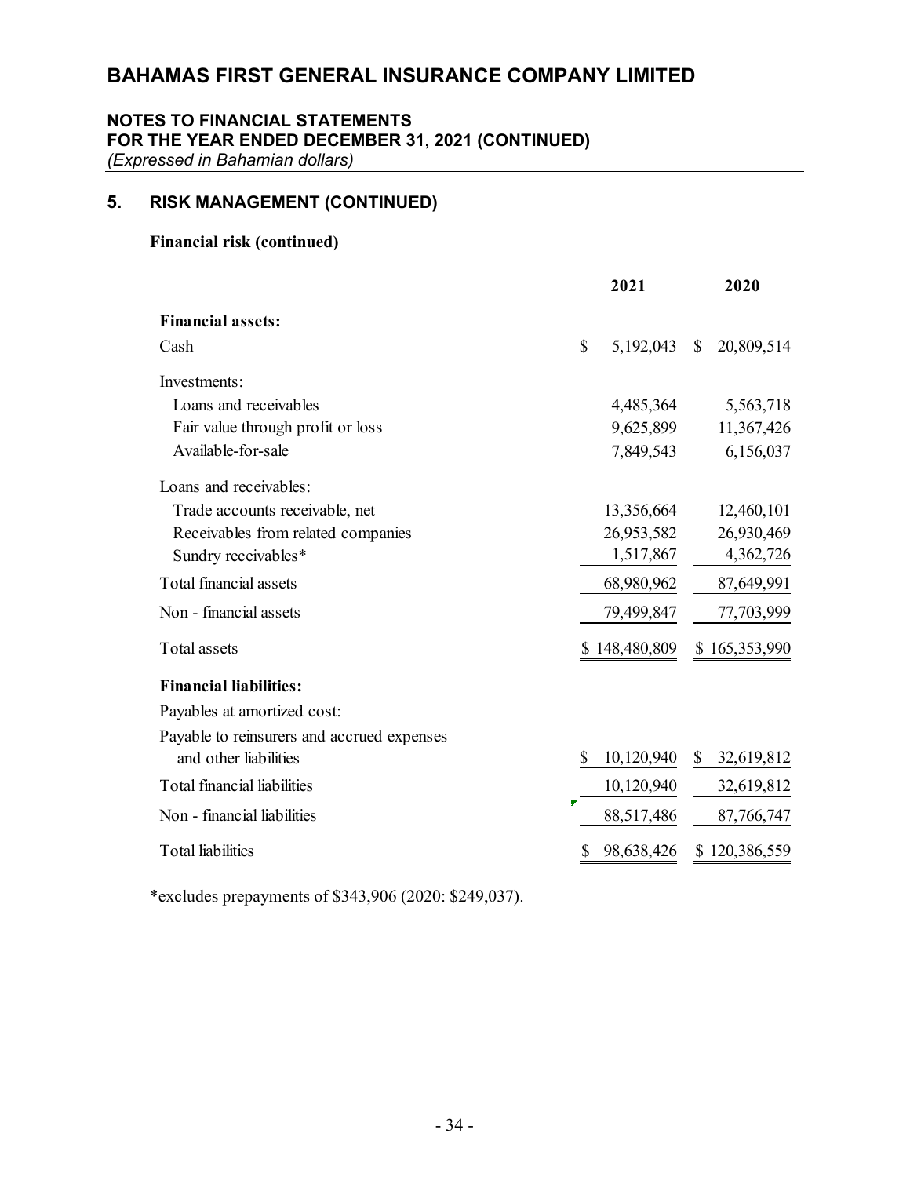# BAHAMAS FIRST GENERAL INSURANCE COMPANY LIMITED

## NOTES TO FINANCIAL STATEMENTS
## FOR THE YEAR ENDED DECEMBER 31, 2021 (CONTINUED)
*(Expressed in Bahamian dollars)*

## 5. RISK MANAGEMENT (CONTINUED)

**Financial risk (continued)**

| | 2021 | 2020 |
|---|---|---|
| **Financial assets:** | | |
| Cash | $ 5,192,043 | $ 20,809,514 |
| Investments: | | |
| Loans and receivables | 4,485,364 | 5,563,718 |
| Fair value through profit or loss | 9,625,899 | 11,367,426 |
| Available-for-sale | 7,849,543 | 6,156,037 |
| Loans and receivables: | | |
| Trade accounts receivable, net | 13,356,664 | 12,460,101 |
| Receivables from related companies | 26,953,582 | 26,930,469 |
| Sundry receivables* | 1,517,867 | 4,362,726 |
| Total financial assets | 68,980,962 | 87,649,991 |
| Non - financial assets | 79,499,847 | 77,703,999 |
| Total assets | $ 148,480,809 | $ 165,353,990 |
| **Financial liabilities:** | | |
| Payables at amortized cost: | | |
| Payable to reinsurers and accrued expenses and other liabilities | $ 10,120,940 | $ 32,619,812 |
| Total financial liabilities | 10,120,940 | 32,619,812 |
| Non - financial liabilities | 88,517,486 | 87,766,747 |
| Total liabilities | $ 98,638,426 | $ 120,386,559 |

*excludes prepayments of $343,906 (2020: $249,037).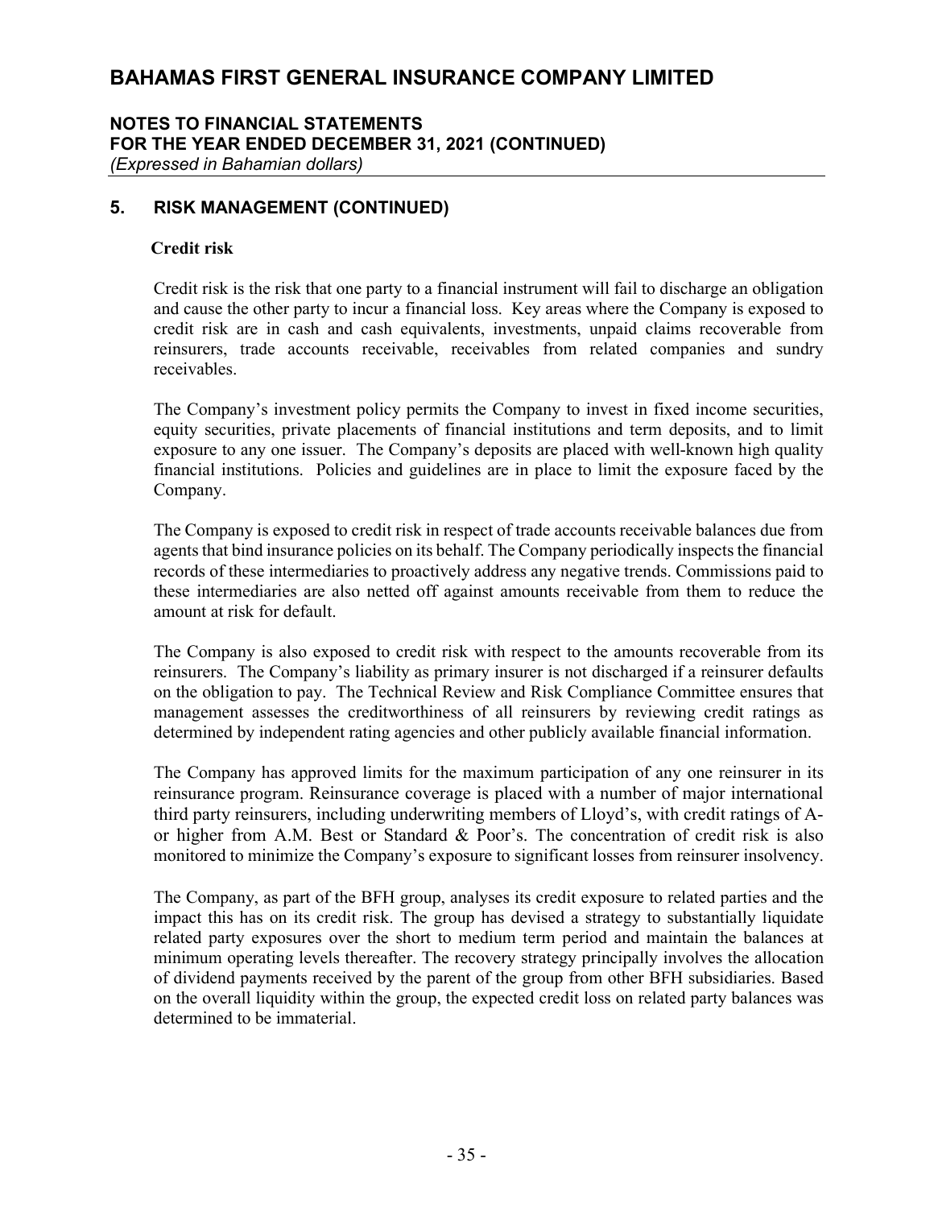## 5. RISK MANAGEMENT (CONTINUED)

### Credit risk

Credit risk is the risk that one party to a financial instrument will fail to discharge an obligation and cause the other party to incur a financial loss. Key areas where the Company is exposed to credit risk are in cash and cash equivalents, investments, unpaid claims recoverable from reinsurers, trade accounts receivable, receivables from related companies and sundry receivables.

The Company's investment policy permits the Company to invest in fixed income securities, equity securities, private placements of financial institutions and term deposits, and to limit exposure to any one issuer. The Company's deposits are placed with well-known high quality financial institutions. Policies and guidelines are in place to limit the exposure faced by the Company.

The Company is exposed to credit risk in respect of trade accounts receivable balances due from agents that bind insurance policies on its behalf. The Company periodically inspects the financial records of these intermediaries to proactively address any negative trends. Commissions paid to these intermediaries are also netted off against amounts receivable from them to reduce the amount at risk for default.

The Company is also exposed to credit risk with respect to the amounts recoverable from its reinsurers. The Company's liability as primary insurer is not discharged if a reinsurer defaults on the obligation to pay. The Technical Review and Risk Compliance Committee ensures that management assesses the creditworthiness of all reinsurers by reviewing credit ratings as determined by independent rating agencies and other publicly available financial information.

The Company has approved limits for the maximum participation of any one reinsurer in its reinsurance program. Reinsurance coverage is placed with a number of major international third party reinsurers, including underwriting members of Lloyd's, with credit ratings of A- or higher from A.M. Best or Standard & Poor's. The concentration of credit risk is also monitored to minimize the Company's exposure to significant losses from reinsurer insolvency.

The Company, as part of the BFH group, analyses its credit exposure to related parties and the impact this has on its credit risk. The group has devised a strategy to substantially liquidate related party exposures over the short to medium term period and maintain the balances at minimum operating levels thereafter. The recovery strategy principally involves the allocation of dividend payments received by the parent of the group from other BFH subsidiaries. Based on the overall liquidity within the group, the expected credit loss on related party balances was determined to be immaterial.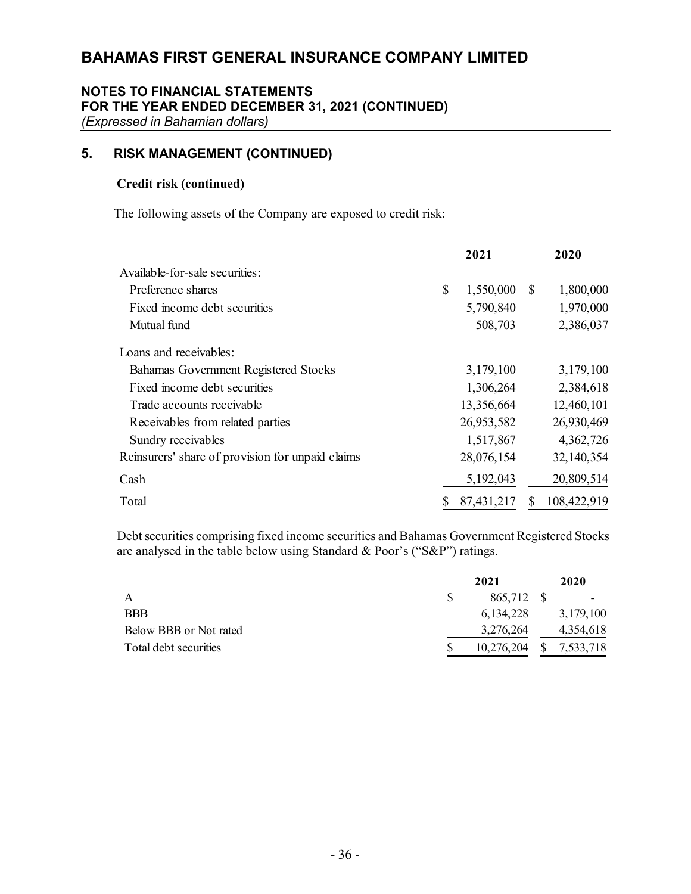# BAHAMAS FIRST GENERAL INSURANCE COMPANY LIMITED

**NOTES TO FINANCIAL STATEMENTS**
**FOR THE YEAR ENDED DECEMBER 31, 2021 (CONTINUED)**
*(Expressed in Bahamian dollars)*

## 5. RISK MANAGEMENT (CONTINUED)

**Credit risk (continued)**

The following assets of the Company are exposed to credit risk:

| | 2021 | 2020 |
|---|---|---|
| Available-for-sale securities: | | |
| Preference shares | $ 1,550,000 | $ 1,800,000 |
| Fixed income debt securities | 5,790,840 | 1,970,000 |
| Mutual fund | 508,703 | 2,386,037 |
| Loans and receivables: | | |
| Bahamas Government Registered Stocks | 3,179,100 | 3,179,100 |
| Fixed income debt securities | 1,306,264 | 2,384,618 |
| Trade accounts receivable | 13,356,664 | 12,460,101 |
| Receivables from related parties | 26,953,582 | 26,930,469 |
| Sundry receivables | 1,517,867 | 4,362,726 |
| Reinsurers' share of provision for unpaid claims | 28,076,154 | 32,140,354 |
| Cash | 5,192,043 | 20,809,514 |
| Total | $ 87,431,217 | $ 108,422,919 |

Debt securities comprising fixed income securities and Bahamas Government Registered Stocks are analysed in the table below using Standard & Poor's ("S&P") ratings.

| | 2021 | 2020 |
|---|---|---|
| A | $ 865,712 | $ - |
| BBB | 6,134,228 | 3,179,100 |
| Below BBB or Not rated | 3,276,264 | 4,354,618 |
| Total debt securities | $ 10,276,204 | $ 7,533,718 |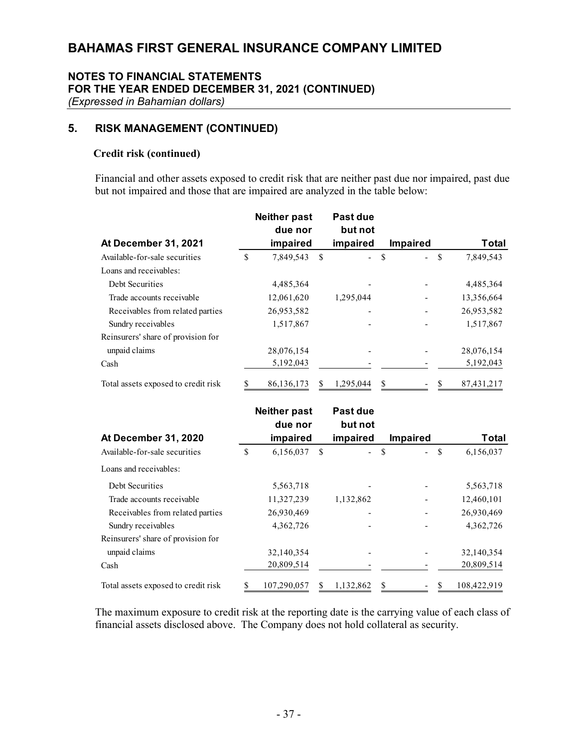# BAHAMAS FIRST GENERAL INSURANCE COMPANY LIMITED

## NOTES TO FINANCIAL STATEMENTS
## FOR THE YEAR ENDED DECEMBER 31, 2021 (CONTINUED)
*(Expressed in Bahamian dollars)*

## 5. RISK MANAGEMENT (CONTINUED)

**Credit risk (continued)**

Financial and other assets exposed to credit risk that are neither past due nor impaired, past due but not impaired and those that are impaired are analyzed in the table below:

| At December 31, 2021 | Neither past due nor impaired | Past due but not impaired | Impaired | Total |
|---|---|---|---|---|
| Available-for-sale securities | $ 7,849,543 | $ - | $ - | $ 7,849,543 |
| Loans and receivables: | | | | |
| Debt Securities | 4,485,364 | - | - | 4,485,364 |
| Trade accounts receivable | 12,061,620 | 1,295,044 | - | 13,356,664 |
| Receivables from related parties | 26,953,582 | - | - | 26,953,582 |
| Sundry receivables | 1,517,867 | - | - | 1,517,867 |
| Reinsurers' share of provision for unpaid claims | 28,076,154 | - | - | 28,076,154 |
| Cash | 5,192,043 | - | - | 5,192,043 |
| Total assets exposed to credit risk | $ 86,136,173 | $ 1,295,044 | $ - | $ 87,431,217 |

| At December 31, 2020 | Neither past due nor impaired | Past due but not impaired | Impaired | Total |
|---|---|---|---|---|
| Available-for-sale securities | $ 6,156,037 | $ - | $ - | $ 6,156,037 |
| Loans and receivables: | | | | |
| Debt Securities | 5,563,718 | - | - | 5,563,718 |
| Trade accounts receivable | 11,327,239 | 1,132,862 | - | 12,460,101 |
| Receivables from related parties | 26,930,469 | - | - | 26,930,469 |
| Sundry receivables | 4,362,726 | - | - | 4,362,726 |
| Reinsurers' share of provision for unpaid claims | 32,140,354 | - | - | 32,140,354 |
| Cash | 20,809,514 | - | - | 20,809,514 |
| Total assets exposed to credit risk | $ 107,290,057 | $ 1,132,862 | $ - | $ 108,422,919 |

The maximum exposure to credit risk at the reporting date is the carrying value of each class of financial assets disclosed above. The Company does not hold collateral as security.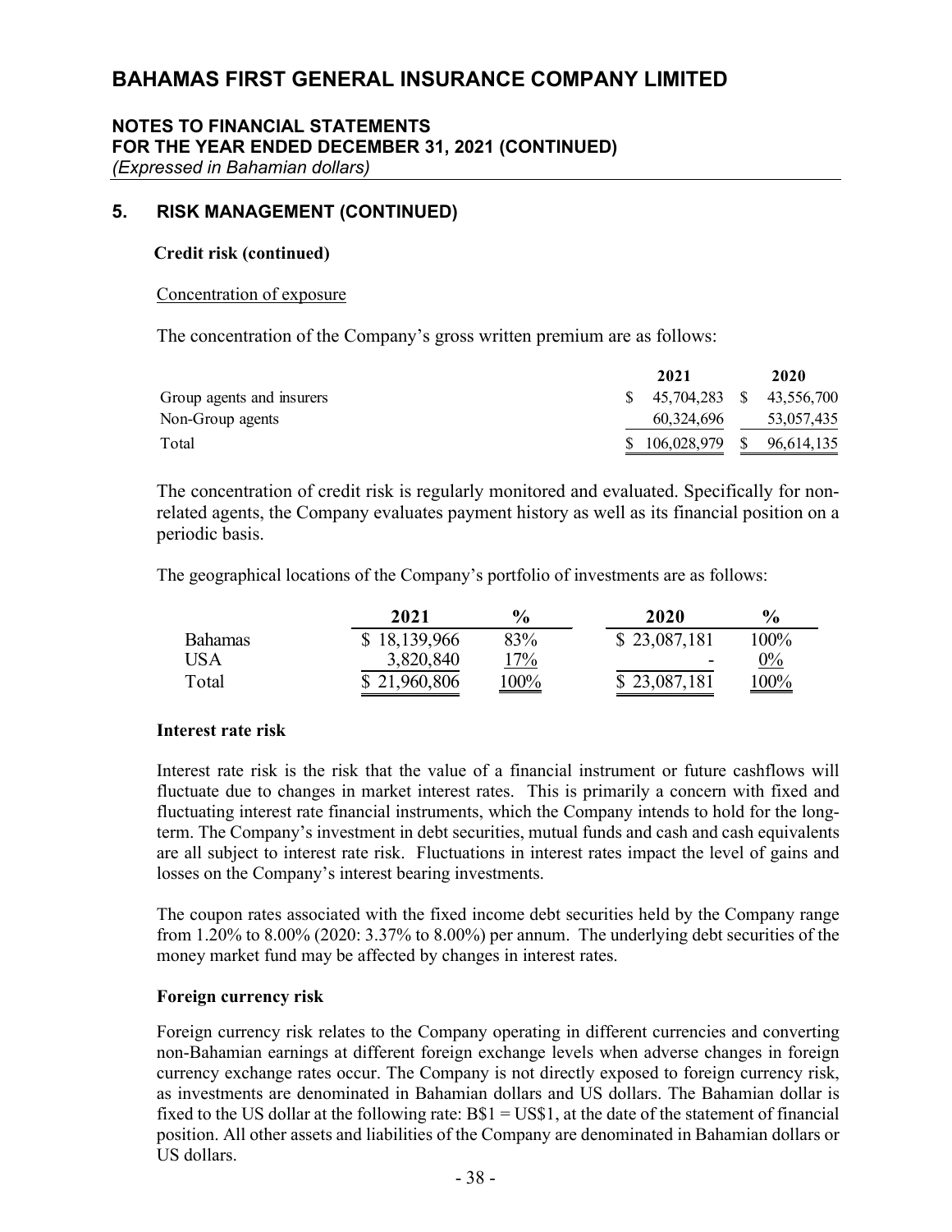# BAHAMAS FIRST GENERAL INSURANCE COMPANY LIMITED

## NOTES TO FINANCIAL STATEMENTS
## FOR THE YEAR ENDED DECEMBER 31, 2021 (CONTINUED)
*(Expressed in Bahamian dollars)*

## 5. RISK MANAGEMENT (CONTINUED)

**Credit risk (continued)**

Concentration of exposure

The concentration of the Company's gross written premium are as follows:

| | 2021 | 2020 |
|---|---|---|
| Group agents and insurers | $ 45,704,283 | $ 43,556,700 |
| Non-Group agents | 60,324,696 | 53,057,435 |
| Total | $ 106,028,979 | $ 96,614,135 |

The concentration of credit risk is regularly monitored and evaluated. Specifically for non-related agents, the Company evaluates payment history as well as its financial position on a periodic basis.

The geographical locations of the Company's portfolio of investments are as follows:

| | 2021 | % | 2020 | % |
|---|---|---|---|---|
| Bahamas | $ 18,139,966 | 83% | $ 23,087,181 | 100% |
| USA | 3,820,840 | 17% | - | 0% |
| Total | $ 21,960,806 | 100% | $ 23,087,181 | 100% |

**Interest rate risk**

Interest rate risk is the risk that the value of a financial instrument or future cashflows will fluctuate due to changes in market interest rates. This is primarily a concern with fixed and fluctuating interest rate financial instruments, which the Company intends to hold for the long-term. The Company's investment in debt securities, mutual funds and cash and cash equivalents are all subject to interest rate risk. Fluctuations in interest rates impact the level of gains and losses on the Company's interest bearing investments.

The coupon rates associated with the fixed income debt securities held by the Company range from 1.20% to 8.00% (2020: 3.37% to 8.00%) per annum. The underlying debt securities of the money market fund may be affected by changes in interest rates.

**Foreign currency risk**

Foreign currency risk relates to the Company operating in different currencies and converting non-Bahamian earnings at different foreign exchange levels when adverse changes in foreign currency exchange rates occur. The Company is not directly exposed to foreign currency risk, as investments are denominated in Bahamian dollars and US dollars. The Bahamian dollar is fixed to the US dollar at the following rate: B$1 = US$1, at the date of the statement of financial position. All other assets and liabilities of the Company are denominated in Bahamian dollars or US dollars.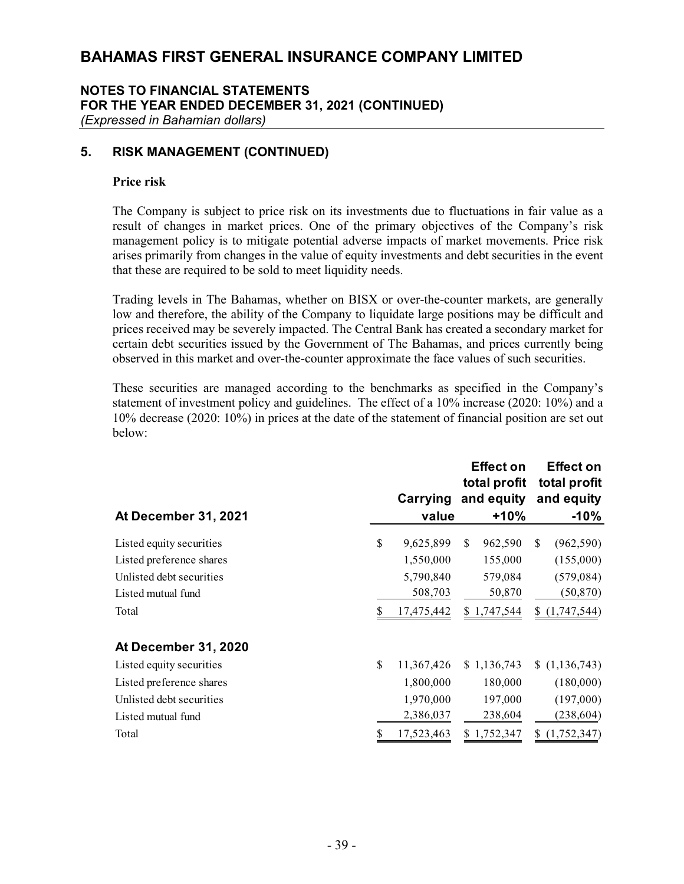## 5. RISK MANAGEMENT (CONTINUED)

**Price risk**

The Company is subject to price risk on its investments due to fluctuations in fair value as a result of changes in market prices. One of the primary objectives of the Company's risk management policy is to mitigate potential adverse impacts of market movements. Price risk arises primarily from changes in the value of equity investments and debt securities in the event that these are required to be sold to meet liquidity needs.

Trading levels in The Bahamas, whether on BISX or over-the-counter markets, are generally low and therefore, the ability of the Company to liquidate large positions may be difficult and prices received may be severely impacted. The Central Bank has created a secondary market for certain debt securities issued by the Government of The Bahamas, and prices currently being observed in this market and over-the-counter approximate the face values of such securities.

These securities are managed according to the benchmarks as specified in the Company's statement of investment policy and guidelines. The effect of a 10% increase (2020: 10%) and a 10% decrease (2020: 10%) in prices at the date of the statement of financial position are set out below:

| At December 31, 2021 | Carrying value | Effect on total profit and equity +10% | Effect on total profit and equity -10% |
|---|---|---|---|
| Listed equity securities | $ 9,625,899 | $ 962,590 | $ (962,590) |
| Listed preference shares | 1,550,000 | 155,000 | (155,000) |
| Unlisted debt securities | 5,790,840 | 579,084 | (579,084) |
| Listed mutual fund | 508,703 | 50,870 | (50,870) |
| Total | $ 17,475,442 | $ 1,747,544 | $ (1,747,544) |
| **At December 31, 2020** | | | |
| Listed equity securities | $ 11,367,426 | $ 1,136,743 | $ (1,136,743) |
| Listed preference shares | 1,800,000 | 180,000 | (180,000) |
| Unlisted debt securities | 1,970,000 | 197,000 | (197,000) |
| Listed mutual fund | 2,386,037 | 238,604 | (238,604) |
| Total | $ 17,523,463 | $ 1,752,347 | $ (1,752,347) |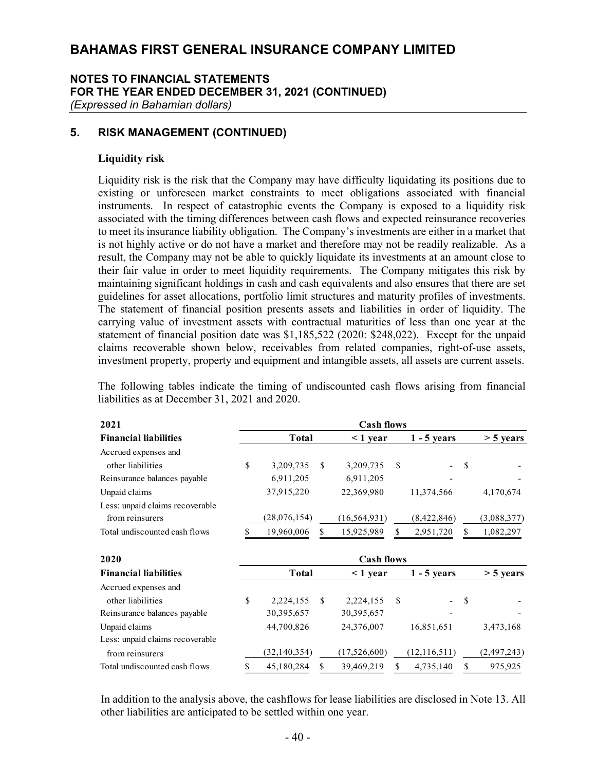# BAHAMAS FIRST GENERAL INSURANCE COMPANY LIMITED

## NOTES TO FINANCIAL STATEMENTS
## FOR THE YEAR ENDED DECEMBER 31, 2021 (CONTINUED)
*(Expressed in Bahamian dollars)*

## 5. RISK MANAGEMENT (CONTINUED)

### Liquidity risk

Liquidity risk is the risk that the Company may have difficulty liquidating its positions due to existing or unforeseen market constraints to meet obligations associated with financial instruments. In respect of catastrophic events the Company is exposed to a liquidity risk associated with the timing differences between cash flows and expected reinsurance recoveries to meet its insurance liability obligation. The Company's investments are either in a market that is not highly active or do not have a market and therefore may not be readily realizable. As a result, the Company may not be able to quickly liquidate its investments at an amount close to their fair value in order to meet liquidity requirements. The Company mitigates this risk by maintaining significant holdings in cash and cash equivalents and also ensures that there are set guidelines for asset allocations, portfolio limit structures and maturity profiles of investments. The statement of financial position presents assets and liabilities in order of liquidity. The carrying value of investment assets with contractual maturities of less than one year at the statement of financial position date was $1,185,522 (2020: $248,022). Except for the unpaid claims recoverable shown below, receivables from related companies, right-of-use assets, investment property, property and equipment and intangible assets, all assets are current assets.

The following tables indicate the timing of undiscounted cash flows arising from financial liabilities as at December 31, 2021 and 2020.

| 2021 | Cash flows | | | |
|---|---|---|---|---|
| **Financial liabilities** | **Total** | **< 1 year** | **1 - 5 years** | **> 5 years** |
| Accrued expenses and other liabilities | $ 3,209,735 | $ 3,209,735 | $ - | $ - |
| Reinsurance balances payable | 6,911,205 | 6,911,205 | - | - |
| Unpaid claims | 37,915,220 | 22,369,980 | 11,374,566 | 4,170,674 |
| Less: unpaid claims recoverable from reinsurers | (28,076,154) | (16,564,931) | (8,422,846) | (3,088,377) |
| Total undiscounted cash flows | $ 19,960,006 | $ 15,925,989 | $ 2,951,720 | $ 1,082,297 |

| 2020 | Cash flows | | | |
|---|---|---|---|---|
| **Financial liabilities** | **Total** | **< 1 year** | **1 - 5 years** | **> 5 years** |
| Accrued expenses and other liabilities | $ 2,224,155 | $ 2,224,155 | $ - | $ - |
| Reinsurance balances payable | 30,395,657 | 30,395,657 | - | - |
| Unpaid claims | 44,700,826 | 24,376,007 | 16,851,651 | 3,473,168 |
| Less: unpaid claims recoverable from reinsurers | (32,140,354) | (17,526,600) | (12,116,511) | (2,497,243) |
| Total undiscounted cash flows | $ 45,180,284 | $ 39,469,219 | $ 4,735,140 | $ 975,925 |

In addition to the analysis above, the cashflows for lease liabilities are disclosed in Note 13. All other liabilities are anticipated to be settled within one year.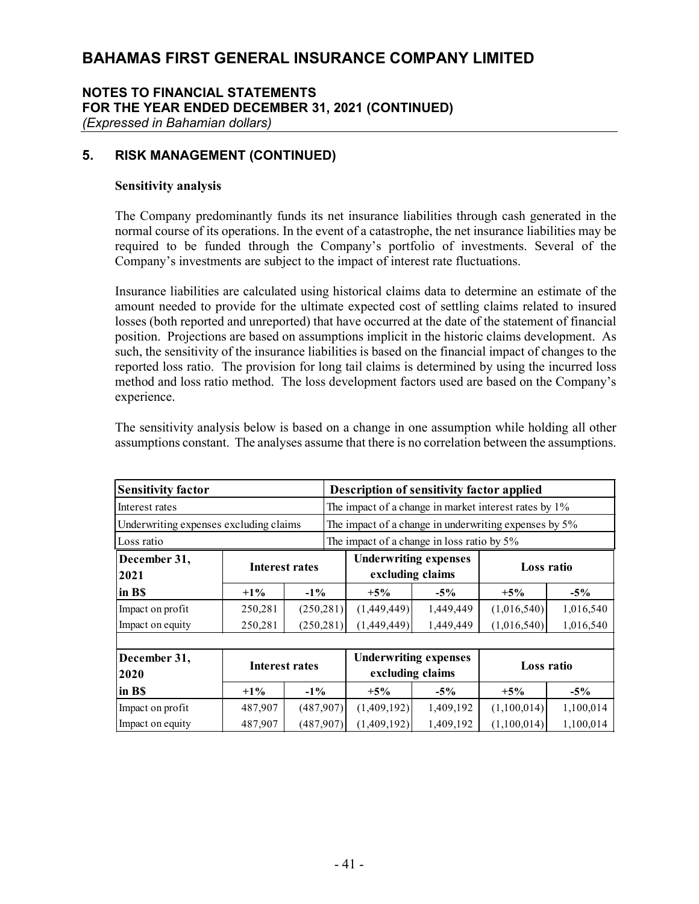# BAHAMAS FIRST GENERAL INSURANCE COMPANY LIMITED

## NOTES TO FINANCIAL STATEMENTS
## FOR THE YEAR ENDED DECEMBER 31, 2021 (CONTINUED)
*(Expressed in Bahamian dollars)*

## 5. RISK MANAGEMENT (CONTINUED)

**Sensitivity analysis**

The Company predominantly funds its net insurance liabilities through cash generated in the normal course of its operations. In the event of a catastrophe, the net insurance liabilities may be required to be funded through the Company's portfolio of investments. Several of the Company's investments are subject to the impact of interest rate fluctuations.

Insurance liabilities are calculated using historical claims data to determine an estimate of the amount needed to provide for the ultimate expected cost of settling claims related to insured losses (both reported and unreported) that have occurred at the date of the statement of financial position. Projections are based on assumptions implicit in the historic claims development. As such, the sensitivity of the insurance liabilities is based on the financial impact of changes to the reported loss ratio. The provision for long tail claims is determined by using the incurred loss method and loss ratio method. The loss development factors used are based on the Company's experience.

The sensitivity analysis below is based on a change in one assumption while holding all other assumptions constant. The analyses assume that there is no correlation between the assumptions.

| Sensitivity factor | Description of sensitivity factor applied |
|---|---|
| Interest rates | The impact of a change in market interest rates by 1% |
| Underwriting expenses excluding claims | The impact of a change in underwriting expenses by 5% |
| Loss ratio | The impact of a change in loss ratio by 5% |

| December 31, 2021 | Interest rates | | Underwriting expenses excluding claims | | Loss ratio | |
|---|---|---|---|---|---|---|
| in B$ | +1% | -1% | +5% | -5% | +5% | -5% |
| Impact on profit | 250,281 | (250,281) | (1,449,449) | 1,449,449 | (1,016,540) | 1,016,540 |
| Impact on equity | 250,281 | (250,281) | (1,449,449) | 1,449,449 | (1,016,540) | 1,016,540 |

| December 31, 2020 | Interest rates | | Underwriting expenses excluding claims | | Loss ratio | |
|---|---|---|---|---|---|---|
| in B$ | +1% | -1% | +5% | -5% | +5% | -5% |
| Impact on profit | 487,907 | (487,907) | (1,409,192) | 1,409,192 | (1,100,014) | 1,100,014 |
| Impact on equity | 487,907 | (487,907) | (1,409,192) | 1,409,192 | (1,100,014) | 1,100,014 |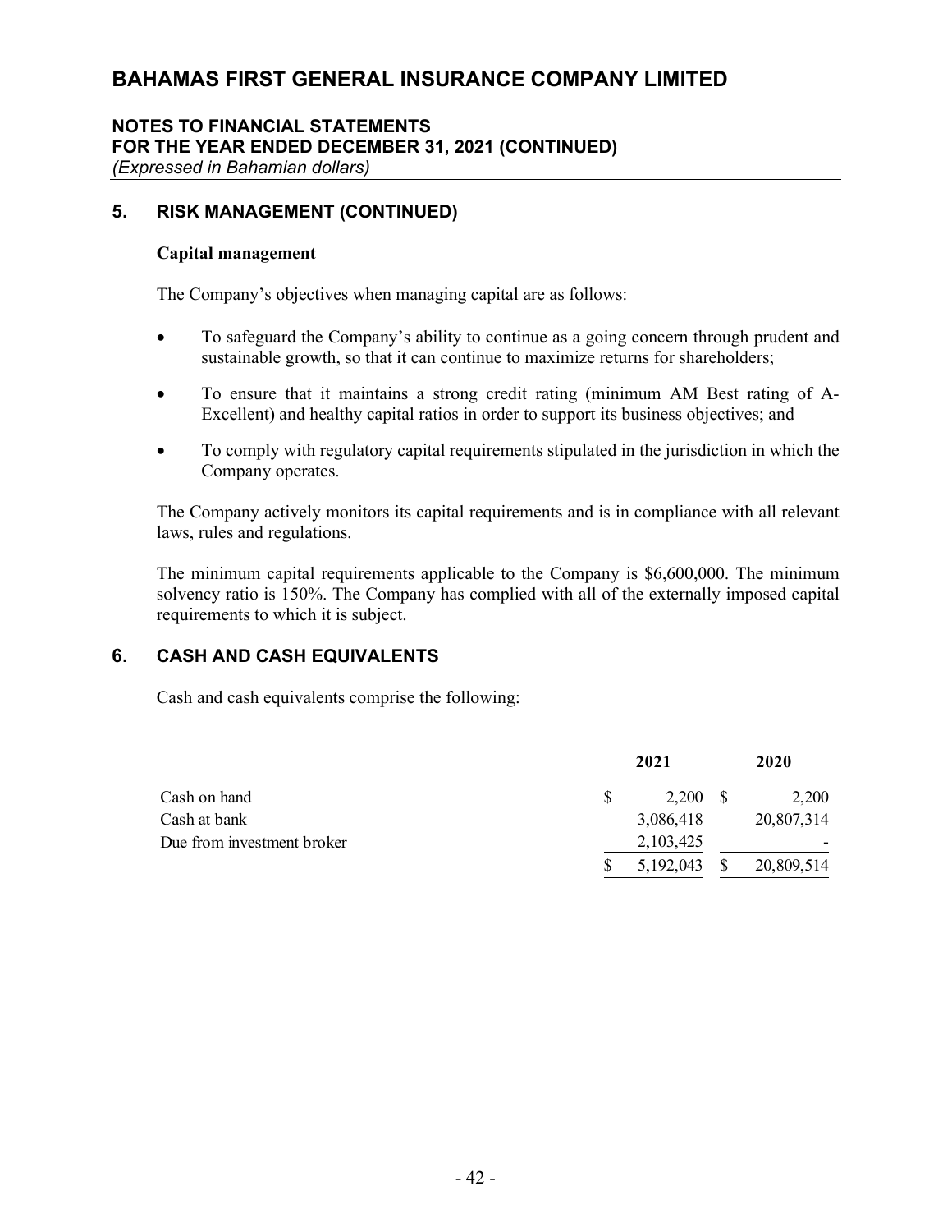## 5. RISK MANAGEMENT (CONTINUED)

**Capital management**

The Company's objectives when managing capital are as follows:

- To safeguard the Company's ability to continue as a going concern through prudent and sustainable growth, so that it can continue to maximize returns for shareholders;
- To ensure that it maintains a strong credit rating (minimum AM Best rating of A-Excellent) and healthy capital ratios in order to support its business objectives; and
- To comply with regulatory capital requirements stipulated in the jurisdiction in which the Company operates.

The Company actively monitors its capital requirements and is in compliance with all relevant laws, rules and regulations.

The minimum capital requirements applicable to the Company is $6,600,000. The minimum solvency ratio is 150%. The Company has complied with all of the externally imposed capital requirements to which it is subject.

## 6. CASH AND CASH EQUIVALENTS

Cash and cash equivalents comprise the following:

| | 2021 | 2020 |
|---|---|---|
| Cash on hand | $ 2,200 | $ 2,200 |
| Cash at bank | 3,086,418 | 20,807,314 |
| Due from investment broker | 2,103,425 | - |
| | $ 5,192,043 | $ 20,809,514 |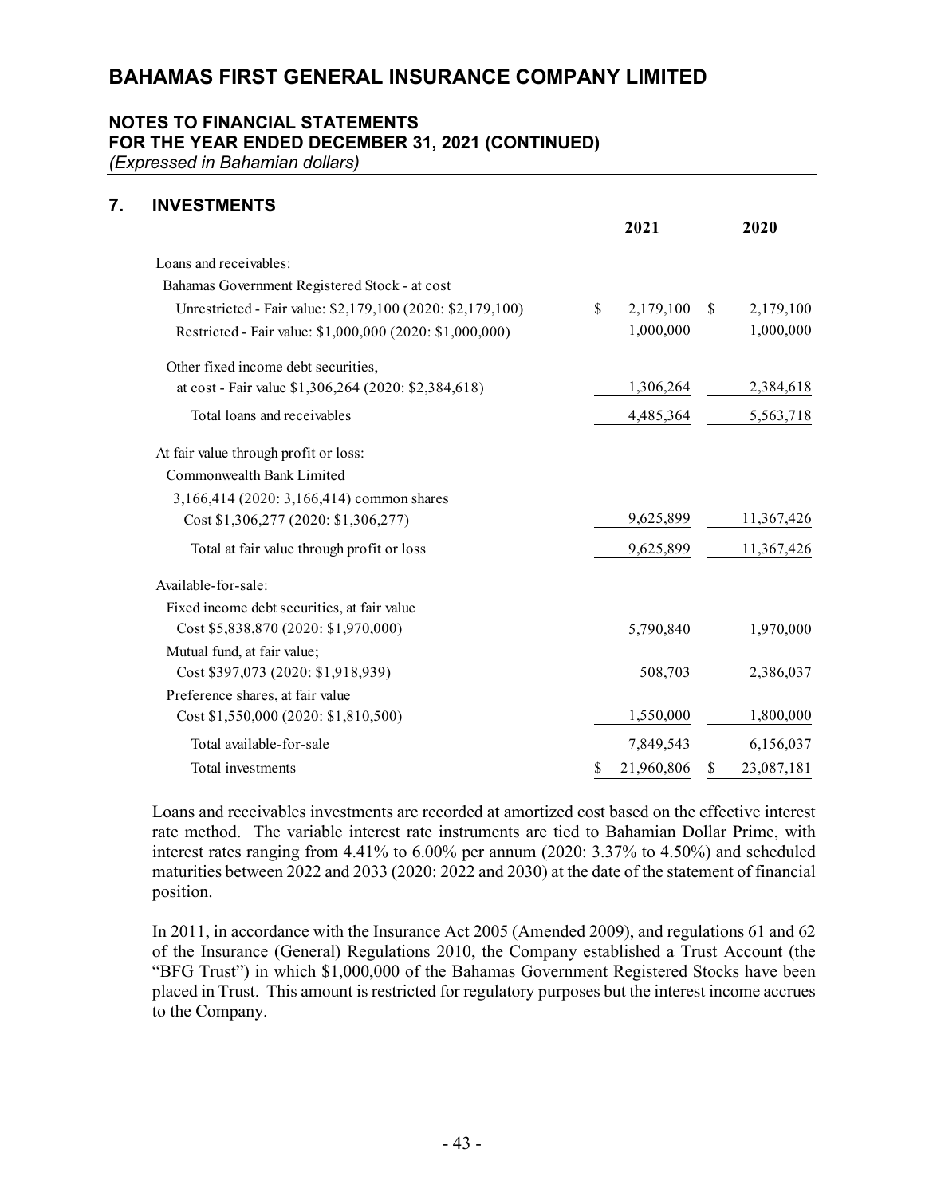## 7. INVESTMENTS

| | 2021 | 2020 |
|---|---|---|
| Loans and receivables: | | |
| Bahamas Government Registered Stock - at cost | | |
| Unrestricted - Fair value: $2,179,100 (2020: $2,179,100) | $ 2,179,100 | $ 2,179,100 |
| Restricted - Fair value: $1,000,000 (2020: $1,000,000) | 1,000,000 | 1,000,000 |
| Other fixed income debt securities, at cost - Fair value $1,306,264 (2020: $2,384,618) | 1,306,264 | 2,384,618 |
| Total loans and receivables | 4,485,364 | 5,563,718 |
| At fair value through profit or loss: | | |
| Commonwealth Bank Limited | | |
| 3,166,414 (2020: 3,166,414) common shares Cost $1,306,277 (2020: $1,306,277) | 9,625,899 | 11,367,426 |
| Total at fair value through profit or loss | 9,625,899 | 11,367,426 |
| Available-for-sale: | | |
| Fixed income debt securities, at fair value Cost $5,838,870 (2020: $1,970,000) | 5,790,840 | 1,970,000 |
| Mutual fund, at fair value; Cost $397,073 (2020: $1,918,939) | 508,703 | 2,386,037 |
| Preference shares, at fair value Cost $1,550,000 (2020: $1,810,500) | 1,550,000 | 1,800,000 |
| Total available-for-sale | 7,849,543 | 6,156,037 |
| Total investments | $ 21,960,806 | $ 23,087,181 |

Loans and receivables investments are recorded at amortized cost based on the effective interest rate method. The variable interest rate instruments are tied to Bahamian Dollar Prime, with interest rates ranging from 4.41% to 6.00% per annum (2020: 3.37% to 4.50%) and scheduled maturities between 2022 and 2033 (2020: 2022 and 2030) at the date of the statement of financial position.

In 2011, in accordance with the Insurance Act 2005 (Amended 2009), and regulations 61 and 62 of the Insurance (General) Regulations 2010, the Company established a Trust Account (the "BFG Trust") in which $1,000,000 of the Bahamas Government Registered Stocks have been placed in Trust. This amount is restricted for regulatory purposes but the interest income accrues to the Company.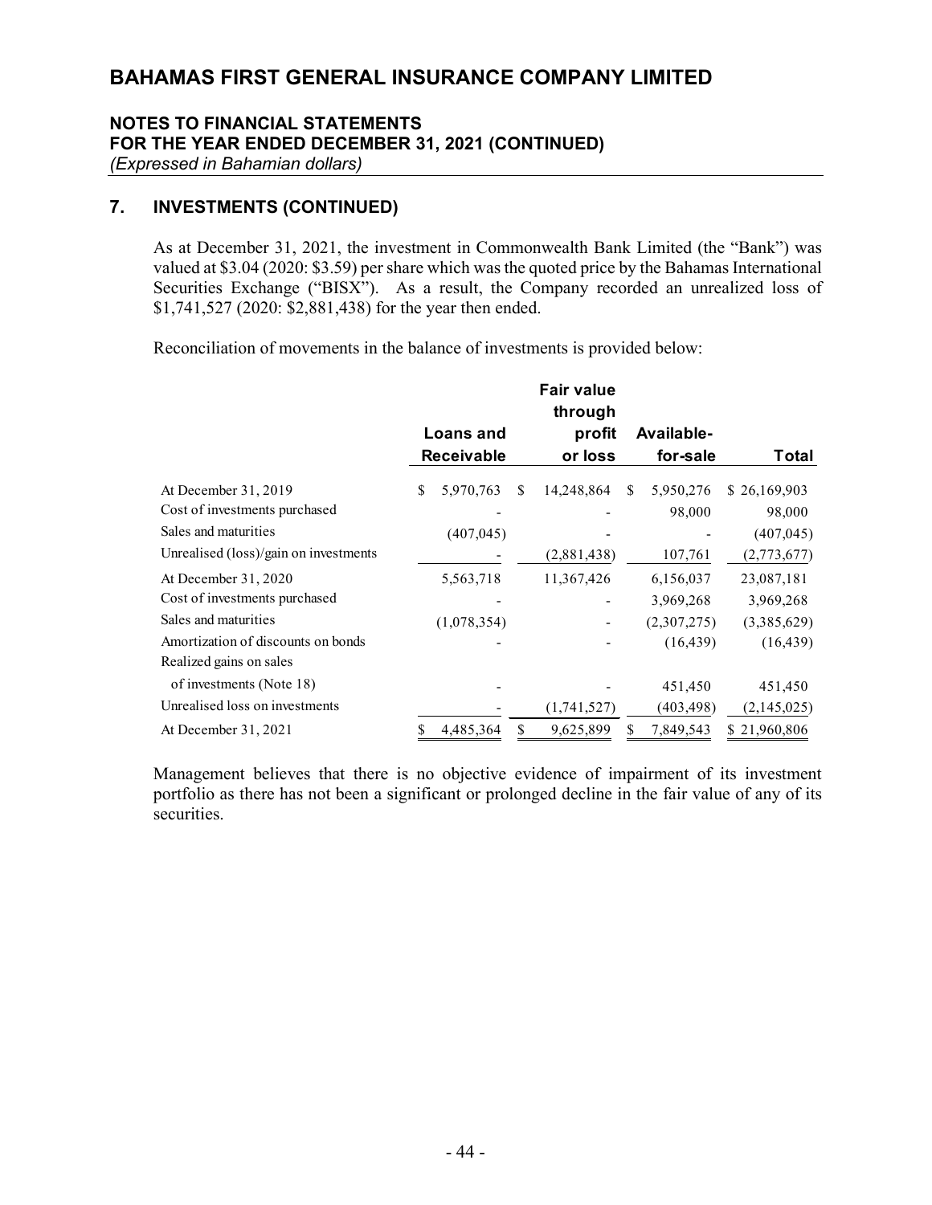# BAHAMAS FIRST GENERAL INSURANCE COMPANY LIMITED

**NOTES TO FINANCIAL STATEMENTS**
**FOR THE YEAR ENDED DECEMBER 31, 2021 (CONTINUED)**
*(Expressed in Bahamian dollars)*

## 7. INVESTMENTS (CONTINUED)

As at December 31, 2021, the investment in Commonwealth Bank Limited (the "Bank") was valued at $3.04 (2020: $3.59) per share which was the quoted price by the Bahamas International Securities Exchange ("BISX"). As a result, the Company recorded an unrealized loss of $1,741,527 (2020: $2,881,438) for the year then ended.

Reconciliation of movements in the balance of investments is provided below:

| | Loans and Receivable | Fair value through profit or loss | Available-for-sale | Total |
|---|---|---|---|---|
| At December 31, 2019 | $ 5,970,763 | $ 14,248,864 | $ 5,950,276 | $ 26,169,903 |
| Cost of investments purchased | - | - | 98,000 | 98,000 |
| Sales and maturities | (407,045) | - | - | (407,045) |
| Unrealised (loss)/gain on investments | - | (2,881,438) | 107,761 | (2,773,677) |
| At December 31, 2020 | 5,563,718 | 11,367,426 | 6,156,037 | 23,087,181 |
| Cost of investments purchased | - | - | 3,969,268 | 3,969,268 |
| Sales and maturities | (1,078,354) | - | (2,307,275) | (3,385,629) |
| Amortization of discounts on bonds | - | - | (16,439) | (16,439) |
| Realized gains on sales of investments (Note 18) | - | - | 451,450 | 451,450 |
| Unrealised loss on investments | - | (1,741,527) | (403,498) | (2,145,025) |
| At December 31, 2021 | $ 4,485,364 | $ 9,625,899 | $ 7,849,543 | $ 21,960,806 |

Management believes that there is no objective evidence of impairment of its investment portfolio as there has not been a significant or prolonged decline in the fair value of any of its securities.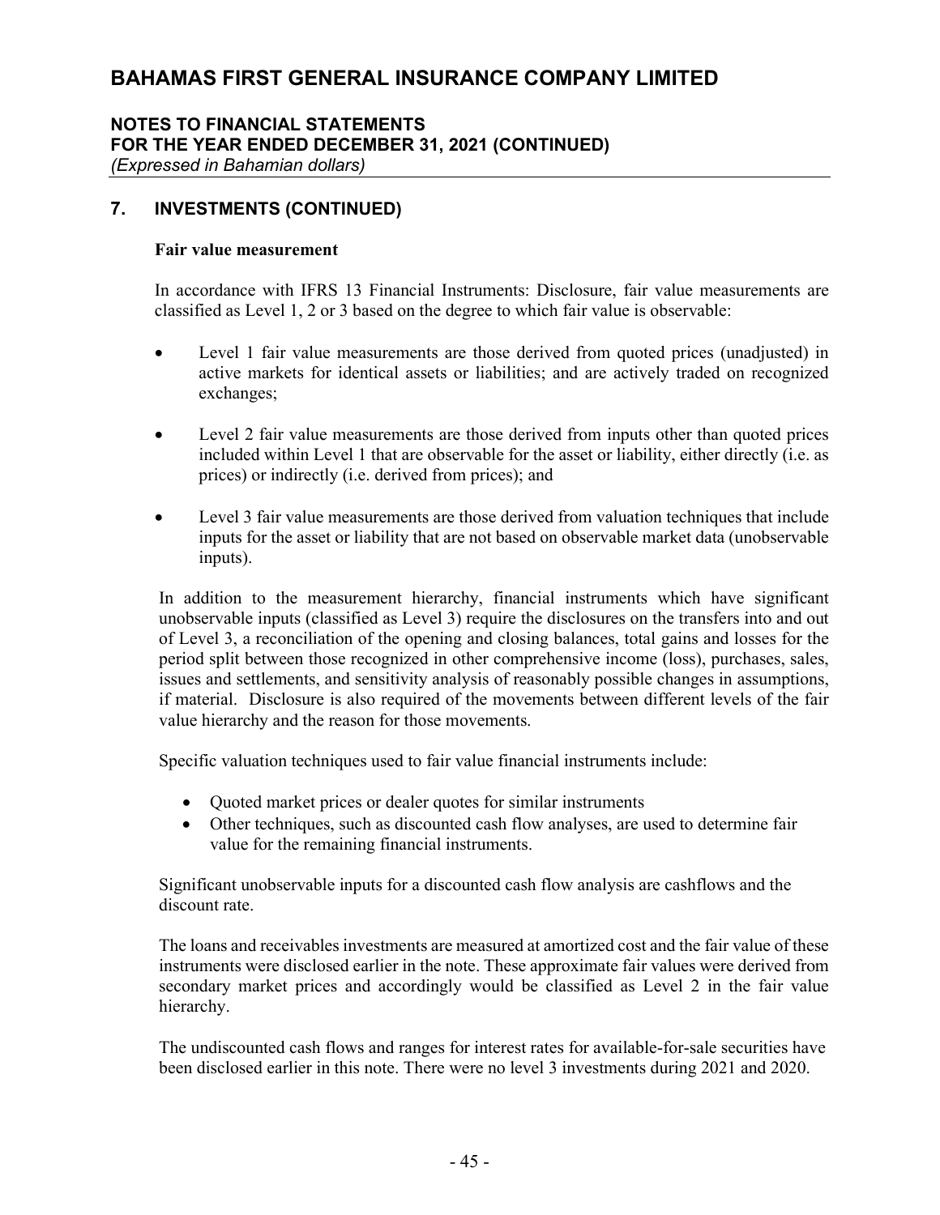## 7. INVESTMENTS (CONTINUED)

**Fair value measurement**

In accordance with IFRS 13 Financial Instruments: Disclosure, fair value measurements are classified as Level 1, 2 or 3 based on the degree to which fair value is observable:

- Level 1 fair value measurements are those derived from quoted prices (unadjusted) in active markets for identical assets or liabilities; and are actively traded on recognized exchanges;
- Level 2 fair value measurements are those derived from inputs other than quoted prices included within Level 1 that are observable for the asset or liability, either directly (i.e. as prices) or indirectly (i.e. derived from prices); and
- Level 3 fair value measurements are those derived from valuation techniques that include inputs for the asset or liability that are not based on observable market data (unobservable inputs).

In addition to the measurement hierarchy, financial instruments which have significant unobservable inputs (classified as Level 3) require the disclosures on the transfers into and out of Level 3, a reconciliation of the opening and closing balances, total gains and losses for the period split between those recognized in other comprehensive income (loss), purchases, sales, issues and settlements, and sensitivity analysis of reasonably possible changes in assumptions, if material. Disclosure is also required of the movements between different levels of the fair value hierarchy and the reason for those movements.

Specific valuation techniques used to fair value financial instruments include:

- Quoted market prices or dealer quotes for similar instruments
- Other techniques, such as discounted cash flow analyses, are used to determine fair value for the remaining financial instruments.

Significant unobservable inputs for a discounted cash flow analysis are cashflows and the discount rate.

The loans and receivables investments are measured at amortized cost and the fair value of these instruments were disclosed earlier in the note. These approximate fair values were derived from secondary market prices and accordingly would be classified as Level 2 in the fair value hierarchy.

The undiscounted cash flows and ranges for interest rates for available-for-sale securities have been disclosed earlier in this note. There were no level 3 investments during 2021 and 2020.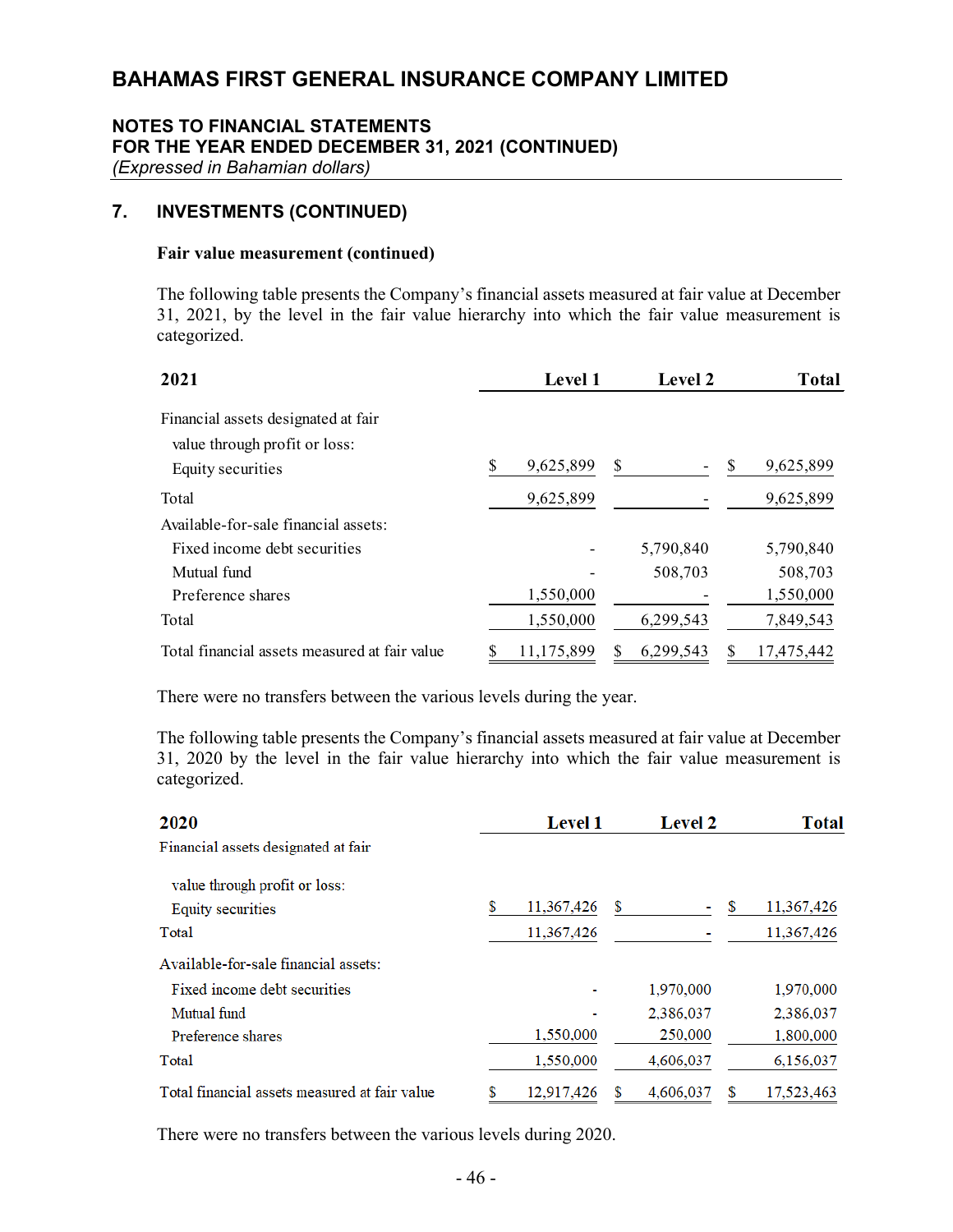# BAHAMAS FIRST GENERAL INSURANCE COMPANY LIMITED

## NOTES TO FINANCIAL STATEMENTS
## FOR THE YEAR ENDED DECEMBER 31, 2021 (CONTINUED)
*(Expressed in Bahamian dollars)*

## 7. INVESTMENTS (CONTINUED)

### Fair value measurement (continued)

The following table presents the Company's financial assets measured at fair value at December 31, 2021, by the level in the fair value hierarchy into which the fair value measurement is categorized.

| 2021 | Level 1 | Level 2 | Total |
|---|---|---|---|
| Financial assets designated at fair value through profit or loss: | | | |
| Equity securities | $ 9,625,899 | $ - | $ 9,625,899 |
| Total | 9,625,899 | - | 9,625,899 |
| Available-for-sale financial assets: | | | |
| Fixed income debt securities | - | 5,790,840 | 5,790,840 |
| Mutual fund | - | 508,703 | 508,703 |
| Preference shares | 1,550,000 | - | 1,550,000 |
| Total | 1,550,000 | 6,299,543 | 7,849,543 |
| Total financial assets measured at fair value | $ 11,175,899 | $ 6,299,543 | $ 17,475,442 |

There were no transfers between the various levels during the year.

The following table presents the Company's financial assets measured at fair value at December 31, 2020 by the level in the fair value hierarchy into which the fair value measurement is categorized.

| 2020 | Level 1 | Level 2 | Total |
|---|---|---|---|
| Financial assets designated at fair value through profit or loss: | | | |
| Equity securities | $ 11,367,426 | $ - | $ 11,367,426 |
| Total | 11,367,426 | - | 11,367,426 |
| Available-for-sale financial assets: | | | |
| Fixed income debt securities | - | 1,970,000 | 1,970,000 |
| Mutual fund | - | 2,386,037 | 2,386,037 |
| Preference shares | 1,550,000 | 250,000 | 1,800,000 |
| Total | 1,550,000 | 4,606,037 | 6,156,037 |
| Total financial assets measured at fair value | $ 12,917,426 | $ 4,606,037 | $ 17,523,463 |

There were no transfers between the various levels during 2020.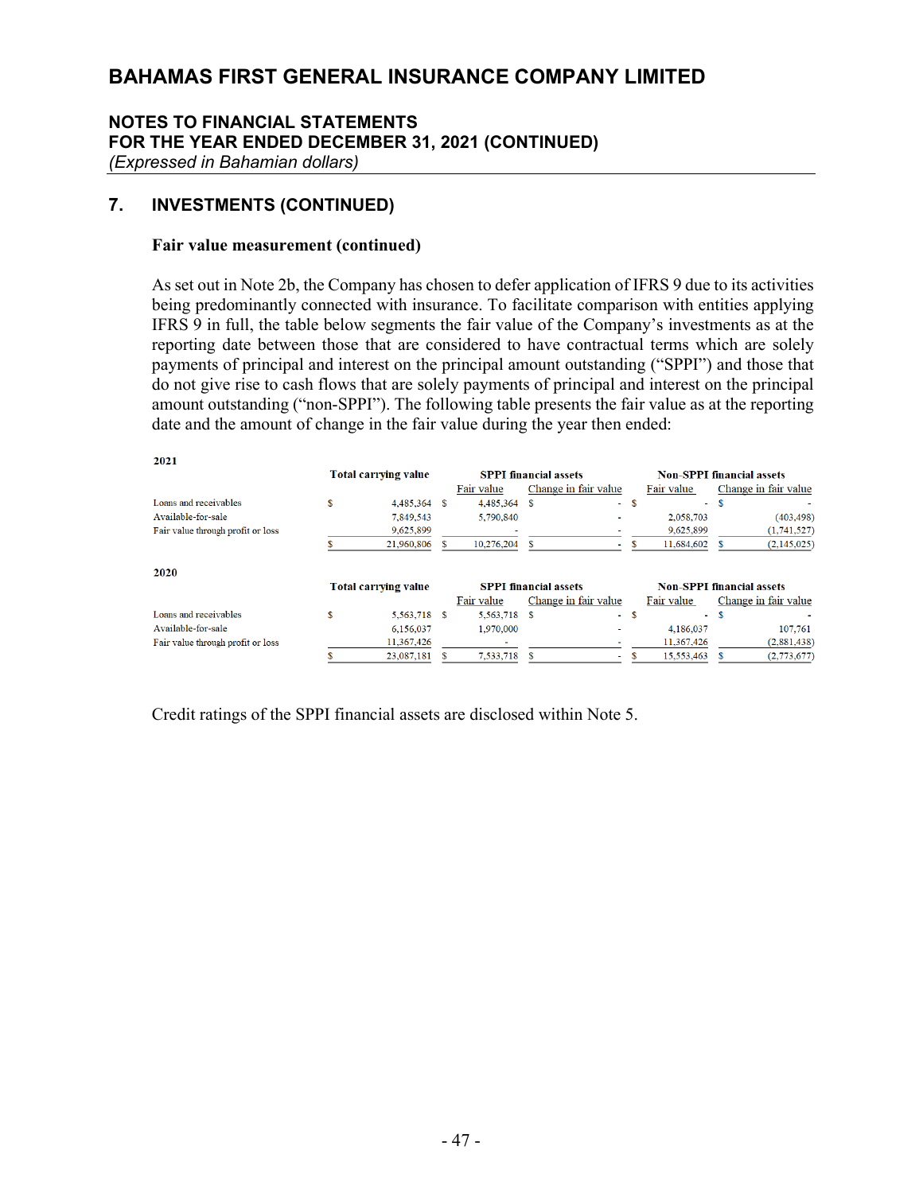# BAHAMAS FIRST GENERAL INSURANCE COMPANY LIMITED

## NOTES TO FINANCIAL STATEMENTS
## FOR THE YEAR ENDED DECEMBER 31, 2021 (CONTINUED)
*(Expressed in Bahamian dollars)*

## 7. INVESTMENTS (CONTINUED)

### Fair value measurement (continued)

As set out in Note 2b, the Company has chosen to defer application of IFRS 9 due to its activities being predominantly connected with insurance. To facilitate comparison with entities applying IFRS 9 in full, the table below segments the fair value of the Company's investments as at the reporting date between those that are considered to have contractual terms which are solely payments of principal and interest on the principal amount outstanding ("SPPI") and those that do not give rise to cash flows that are solely payments of principal and interest on the principal amount outstanding ("non-SPPI"). The following table presents the fair value as at the reporting date and the amount of change in the fair value during the year then ended:

**2021**

| | Total carrying value | SPPI financial assets | | Non-SPPI financial assets | |
|---|---|---|---|---|---|
| | | Fair value | Change in fair value | Fair value | Change in fair value |
| Loans and receivables | $ 4,485,364 | $ 4,485,364 | $ - | $ - | $ - |
| Available-for-sale | 7,849,543 | 5,790,840 | - | 2,058,703 | (403,498) |
| Fair value through profit or loss | 9,625,899 | - | - | 9,625,899 | (1,741,527) |
| | $ 21,960,806 | $ 10,276,204 | $ - | $ 11,684,602 | $ (2,145,025) |

**2020**

| | Total carrying value | SPPI financial assets | | Non-SPPI financial assets | |
|---|---|---|---|---|---|
| | | Fair value | Change in fair value | Fair value | Change in fair value |
| Loans and receivables | $ 5,563,718 | $ 5,563,718 | $ - | $ - | $ - |
| Available-for-sale | 6,156,037 | 1,970,000 | - | 4,186,037 | 107,761 |
| Fair value through profit or loss | 11,367,426 | - | - | 11,367,426 | (2,881,438) |
| | $ 23,087,181 | $ 7,533,718 | $ - | $ 15,553,463 | $ (2,773,677) |

Credit ratings of the SPPI financial assets are disclosed within Note 5.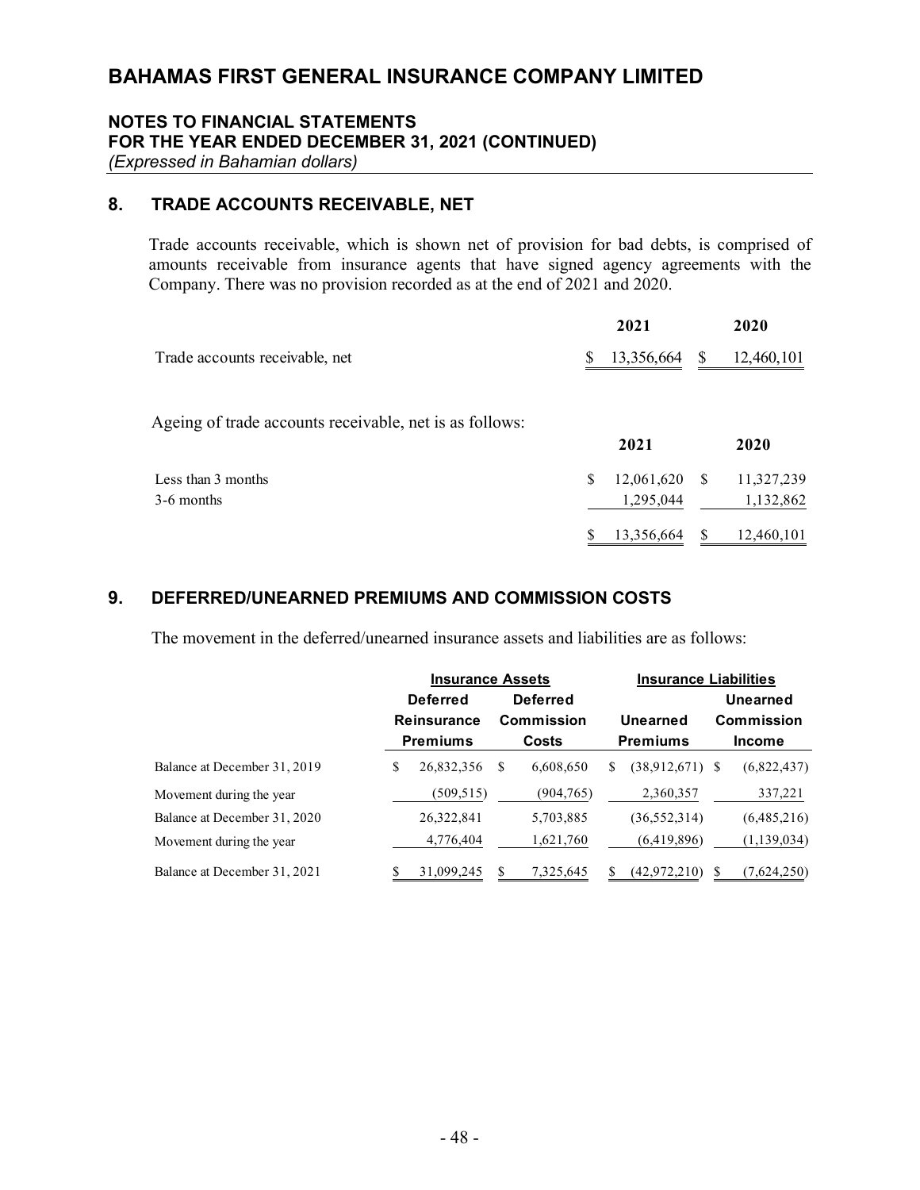# BAHAMAS FIRST GENERAL INSURANCE COMPANY LIMITED

## NOTES TO FINANCIAL STATEMENTS
## FOR THE YEAR ENDED DECEMBER 31, 2021 (CONTINUED)
*(Expressed in Bahamian dollars)*

## 8. TRADE ACCOUNTS RECEIVABLE, NET

Trade accounts receivable, which is shown net of provision for bad debts, is comprised of amounts receivable from insurance agents that have signed agency agreements with the Company. There was no provision recorded as at the end of 2021 and 2020.

| | 2021 | 2020 |
|---|---|---|
| Trade accounts receivable, net | $ 13,356,664 | $ 12,460,101 |

Ageing of trade accounts receivable, net is as follows:

| | 2021 | 2020 |
|---|---|---|
| Less than 3 months | $ 12,061,620 | $ 11,327,239 |
| 3-6 months | 1,295,044 | 1,132,862 |
| | $ 13,356,664 | $ 12,460,101 |

## 9. DEFERRED/UNEARNED PREMIUMS AND COMMISSION COSTS

The movement in the deferred/unearned insurance assets and liabilities are as follows:

| | Insurance Assets | | Insurance Liabilities | |
|---|---|---|---|---|
| | Deferred Reinsurance Premiums | Deferred Commission Costs | Unearned Premiums | Unearned Commission Income |
| Balance at December 31, 2019 | $ 26,832,356 | $ 6,608,650 | $ (38,912,671) | $ (6,822,437) |
| Movement during the year | (509,515) | (904,765) | 2,360,357 | 337,221 |
| Balance at December 31, 2020 | 26,322,841 | 5,703,885 | (36,552,314) | (6,485,216) |
| Movement during the year | 4,776,404 | 1,621,760 | (6,419,896) | (1,139,034) |
| Balance at December 31, 2021 | $ 31,099,245 | $ 7,325,645 | $ (42,972,210) | $ (7,624,250) |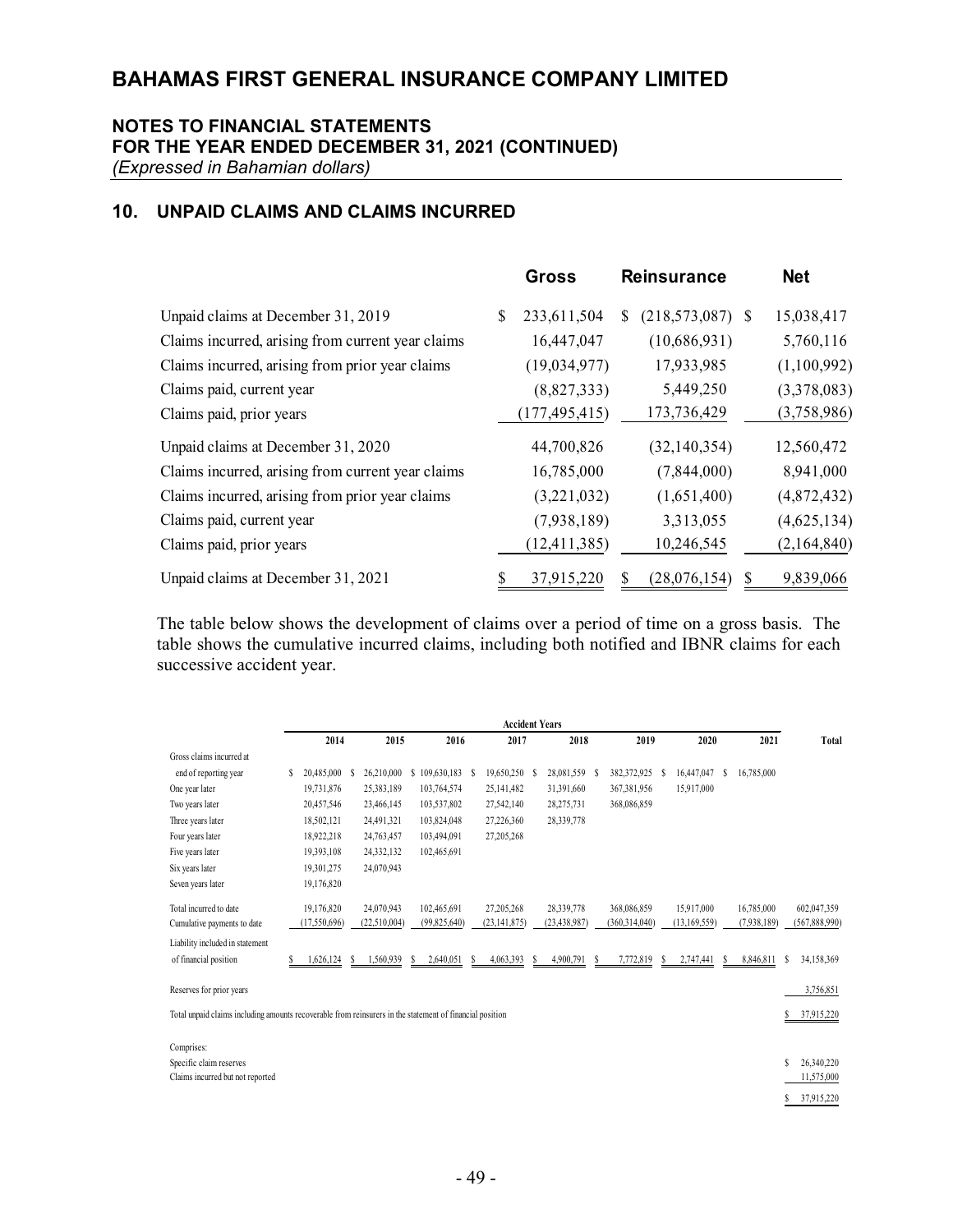# BAHAMAS FIRST GENERAL INSURANCE COMPANY LIMITED

**NOTES TO FINANCIAL STATEMENTS**
**FOR THE YEAR ENDED DECEMBER 31, 2021 (CONTINUED)**
*(Expressed in Bahamian dollars)*

## 10. UNPAID CLAIMS AND CLAIMS INCURRED

| | Gross | Reinsurance | Net |
|---|---|---|---|
| Unpaid claims at December 31, 2019 | $ 233,611,504 | $ (218,573,087) | $ 15,038,417 |
| Claims incurred, arising from current year claims | 16,447,047 | (10,686,931) | 5,760,116 |
| Claims incurred, arising from prior year claims | (19,034,977) | 17,933,985 | (1,100,992) |
| Claims paid, current year | (8,827,333) | 5,449,250 | (3,378,083) |
| Claims paid, prior years | (177,495,415) | 173,736,429 | (3,758,986) |
| Unpaid claims at December 31, 2020 | 44,700,826 | (32,140,354) | 12,560,472 |
| Claims incurred, arising from current year claims | 16,785,000 | (7,844,000) | 8,941,000 |
| Claims incurred, arising from prior year claims | (3,221,032) | (1,651,400) | (4,872,432) |
| Claims paid, current year | (7,938,189) | 3,313,055 | (4,625,134) |
| Claims paid, prior years | (12,411,385) | 10,246,545 | (2,164,840) |
| Unpaid claims at December 31, 2021 | $ 37,915,220 | $ (28,076,154) | $ 9,839,066 |

The table below shows the development of claims over a period of time on a gross basis. The table shows the cumulative incurred claims, including both notified and IBNR claims for each successive accident year.

| | Accident Years | | | | | | | | |
|---|---|---|---|---|---|---|---|---|---|
| | 2014 | 2015 | 2016 | 2017 | 2018 | 2019 | 2020 | 2021 | Total |
| Gross claims incurred at end of reporting year | $ 20,485,000 | $ 26,210,000 | $ 109,630,183 | $ 19,650,250 | $ 28,081,559 | $ 382,372,925 | $ 16,447,047 | $ 16,785,000 | |
| One year later | 19,731,876 | 25,383,189 | 103,764,574 | 25,141,482 | 31,391,660 | 367,381,956 | 15,917,000 | | |
| Two years later | 20,457,546 | 23,466,145 | 103,537,802 | 27,542,140 | 28,275,731 | 368,086,859 | | | |
| Three years later | 18,502,121 | 24,491,321 | 103,824,048 | 27,226,360 | 28,339,778 | | | | |
| Four years later | 18,922,218 | 24,763,457 | 103,494,091 | 27,205,268 | | | | | |
| Five years later | 19,393,108 | 24,332,132 | 102,465,691 | | | | | | |
| Six years later | 19,301,275 | 24,070,943 | | | | | | | |
| Seven years later | 19,176,820 | | | | | | | | |
| Total incurred to date | 19,176,820 | 24,070,943 | 102,465,691 | 27,205,268 | 28,339,778 | 368,086,859 | 15,917,000 | 16,785,000 | 602,047,359 |
| Cumulative payments to date | (17,550,696) | (22,510,004) | (99,825,640) | (23,141,875) | (23,438,987) | (360,314,040) | (13,169,559) | (7,938,189) | (567,888,990) |
| Liability included in statement of financial position | $ 1,626,124 | $ 1,560,939 | $ 2,640,051 | $ 4,063,393 | $ 4,900,791 | $ 7,772,819 | $ 2,747,441 | $ 8,846,811 | $ 34,158,369 |
| Reserves for prior years | | | | | | | | | 3,756,851 |
| Total unpaid claims including amounts recoverable from reinsurers in the statement of financial position | | | | | | | | | $ 37,915,220 |
| Comprises: | | | | | | | | | |
| Specific claim reserves | | | | | | | | | $ 26,340,220 |
| Claims incurred but not reported | | | | | | | | | 11,575,000 |
| | | | | | | | | | $ 37,915,220 |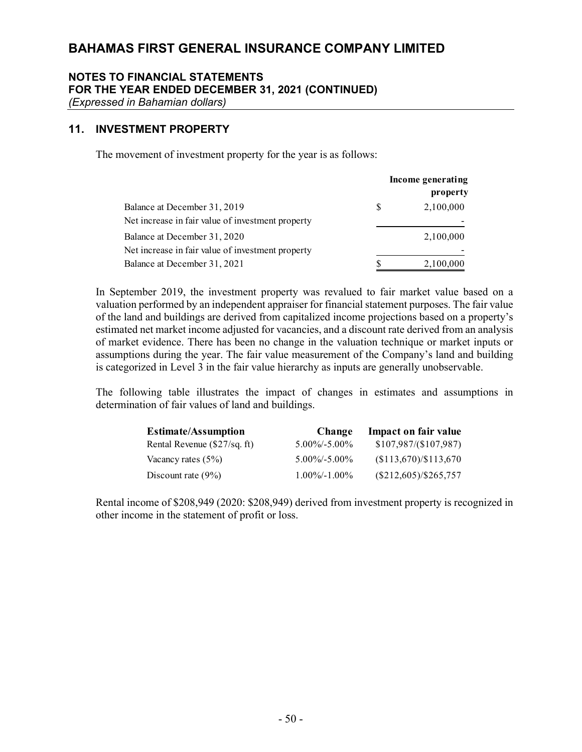# BAHAMAS FIRST GENERAL INSURANCE COMPANY LIMITED

**NOTES TO FINANCIAL STATEMENTS**
**FOR THE YEAR ENDED DECEMBER 31, 2021 (CONTINUED)**
*(Expressed in Bahamian dollars)*

## 11. INVESTMENT PROPERTY

The movement of investment property for the year is as follows:

| | | Income generating property |
|---|---|---|
| Balance at December 31, 2019 | $ | 2,100,000 |
| Net increase in fair value of investment property | | - |
| Balance at December 31, 2020 | | 2,100,000 |
| Net increase in fair value of investment property | | - |
| Balance at December 31, 2021 | $ | 2,100,000 |

In September 2019, the investment property was revalued to fair market value based on a valuation performed by an independent appraiser for financial statement purposes. The fair value of the land and buildings are derived from capitalized income projections based on a property's estimated net market income adjusted for vacancies, and a discount rate derived from an analysis of market evidence. There has been no change in the valuation technique or market inputs or assumptions during the year. The fair value measurement of the Company's land and building is categorized in Level 3 in the fair value hierarchy as inputs are generally unobservable.

The following table illustrates the impact of changes in estimates and assumptions in determination of fair values of land and buildings.

| Estimate/Assumption | Change | Impact on fair value |
|---|---|---|
| Rental Revenue ($27/sq. ft) | 5.00%/-5.00% | $107,987/($107,987) |
| Vacancy rates (5%) | 5.00%/-5.00% | ($113,670)/$113,670 |
| Discount rate (9%) | 1.00%/-1.00% | ($212,605)/$265,757 |

Rental income of $208,949 (2020: $208,949) derived from investment property is recognized in other income in the statement of profit or loss.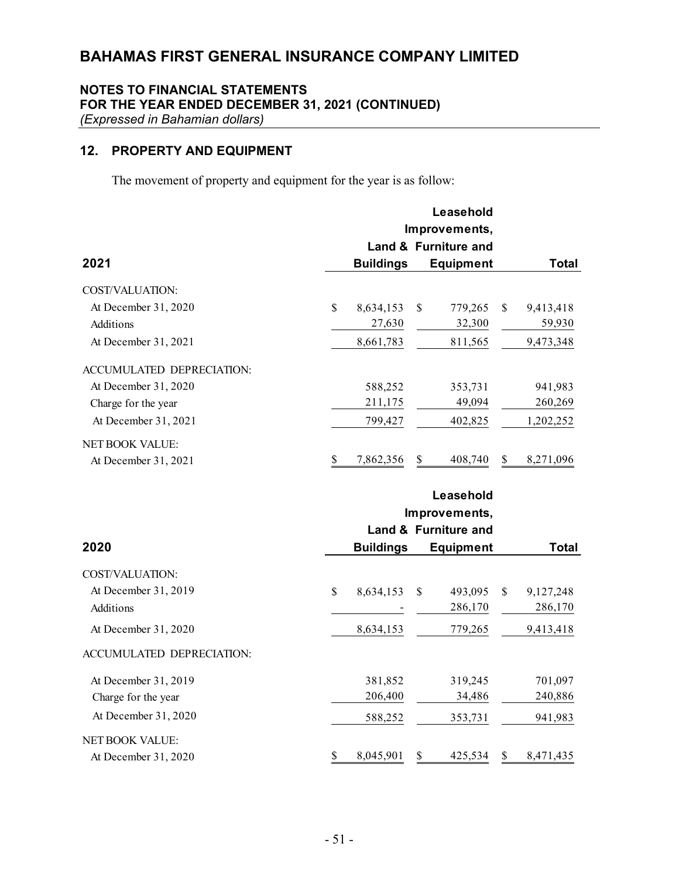# BAHAMAS FIRST GENERAL INSURANCE COMPANY LIMITED

**NOTES TO FINANCIAL STATEMENTS**
**FOR THE YEAR ENDED DECEMBER 31, 2021 (CONTINUED)**
*(Expressed in Bahamian dollars)*

## 12. PROPERTY AND EQUIPMENT

The movement of property and equipment for the year is as follow:

| 2021 | Land & Buildings | Leasehold Improvements, Furniture and Equipment | Total |
|---|---|---|---|
| COST/VALUATION: | | | |
| At December 31, 2020 | $ 8,634,153 | $ 779,265 | $ 9,413,418 |
| Additions | 27,630 | 32,300 | 59,930 |
| At December 31, 2021 | 8,661,783 | 811,565 | 9,473,348 |
| ACCUMULATED DEPRECIATION: | | | |
| At December 31, 2020 | 588,252 | 353,731 | 941,983 |
| Charge for the year | 211,175 | 49,094 | 260,269 |
| At December 31, 2021 | 799,427 | 402,825 | 1,202,252 |
| NET BOOK VALUE: | | | |
| At December 31, 2021 | $ 7,862,356 | $ 408,740 | $ 8,271,096 |

| 2020 | Land & Buildings | Leasehold Improvements, Furniture and Equipment | Total |
|---|---|---|---|
| COST/VALUATION: | | | |
| At December 31, 2019 | $ 8,634,153 | $ 493,095 | $ 9,127,248 |
| Additions | - | 286,170 | 286,170 |
| At December 31, 2020 | 8,634,153 | 779,265 | 9,413,418 |
| ACCUMULATED DEPRECIATION: | | | |
| At December 31, 2019 | 381,852 | 319,245 | 701,097 |
| Charge for the year | 206,400 | 34,486 | 240,886 |
| At December 31, 2020 | 588,252 | 353,731 | 941,983 |
| NET BOOK VALUE: | | | |
| At December 31, 2020 | $ 8,045,901 | $ 425,534 | $ 8,471,435 |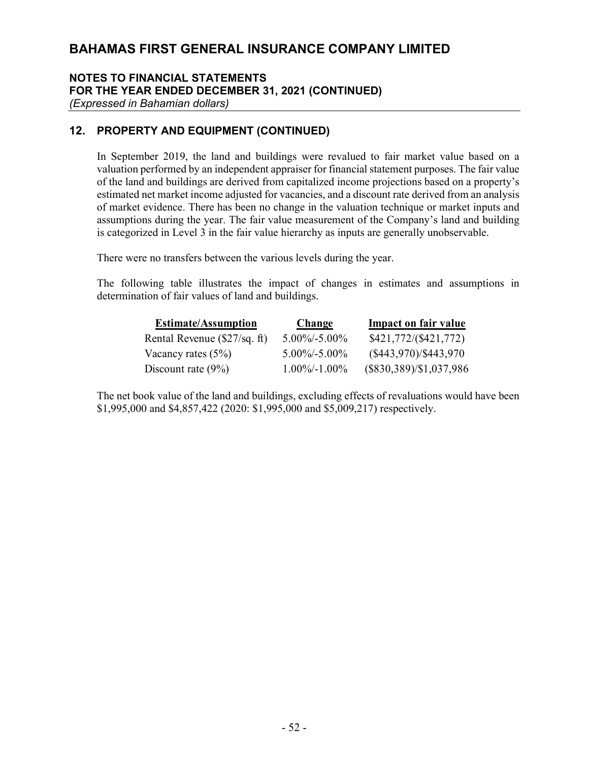# BAHAMAS FIRST GENERAL INSURANCE COMPANY LIMITED

**NOTES TO FINANCIAL STATEMENTS**
**FOR THE YEAR ENDED DECEMBER 31, 2021 (CONTINUED)**
*(Expressed in Bahamian dollars)*

## 12. PROPERTY AND EQUIPMENT (CONTINUED)

In September 2019, the land and buildings were revalued to fair market value based on a valuation performed by an independent appraiser for financial statement purposes. The fair value of the land and buildings are derived from capitalized income projections based on a property's estimated net market income adjusted for vacancies, and a discount rate derived from an analysis of market evidence. There has been no change in the valuation technique or market inputs and assumptions during the year. The fair value measurement of the Company's land and building is categorized in Level 3 in the fair value hierarchy as inputs are generally unobservable.

There were no transfers between the various levels during the year.

The following table illustrates the impact of changes in estimates and assumptions in determination of fair values of land and buildings.

| Estimate/Assumption | Change | Impact on fair value |
|---|---|---|
| Rental Revenue ($27/sq. ft) | 5.00%/-5.00% | $421,772/($421,772) |
| Vacancy rates (5%) | 5.00%/-5.00% | ($443,970)/$443,970 |
| Discount rate (9%) | 1.00%/-1.00% | ($830,389)/$1,037,986 |

The net book value of the land and buildings, excluding effects of revaluations would have been $1,995,000 and $4,857,422 (2020: $1,995,000 and $5,009,217) respectively.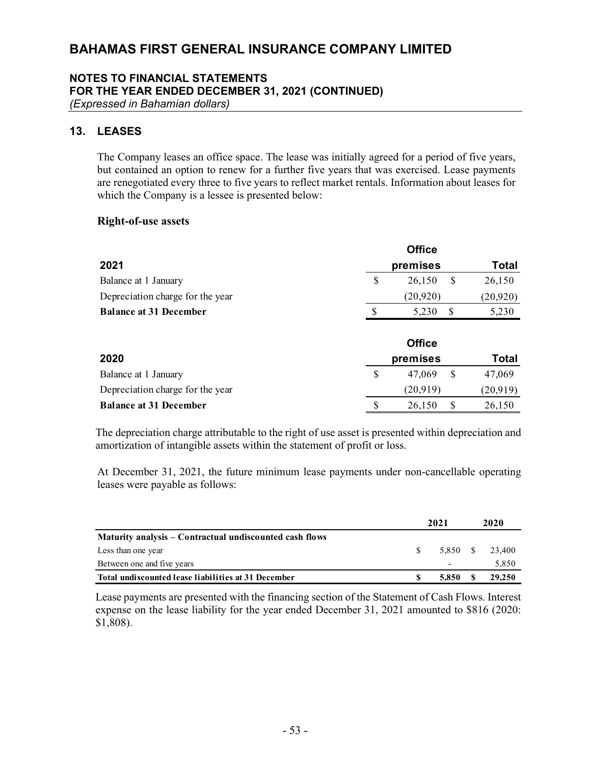# BAHAMAS FIRST GENERAL INSURANCE COMPANY LIMITED

## NOTES TO FINANCIAL STATEMENTS
## FOR THE YEAR ENDED DECEMBER 31, 2021 (CONTINUED)
*(Expressed in Bahamian dollars)*

## 13. LEASES

The Company leases an office space. The lease was initially agreed for a period of five years, but contained an option to renew for a further five years that was exercised. Lease payments are renegotiated every three to five years to reflect market rentals. Information about leases for which the Company is a lessee is presented below:

**Right-of-use assets**

| 2021 | Office premises | Total |
|---|---|---|
| Balance at 1 January | $ 26,150 | $ 26,150 |
| Depreciation charge for the year | (20,920) | (20,920) |
| **Balance at 31 December** | $ 5,230 | $ 5,230 |

| 2020 | Office premises | Total |
|---|---|---|
| Balance at 1 January | $ 47,069 | $ 47,069 |
| Depreciation charge for the year | (20,919) | (20,919) |
| **Balance at 31 December** | $ 26,150 | $ 26,150 |

The depreciation charge attributable to the right of use asset is presented within depreciation and amortization of intangible assets within the statement of profit or loss.

At December 31, 2021, the future minimum lease payments under non-cancellable operating leases were payable as follows:

| | 2021 | 2020 |
|---|---|---|
| **Maturity analysis – Contractual undiscounted cash flows** | | |
| Less than one year | $ 5,850 | $ 23,400 |
| Between one and five years | - | 5,850 |
| **Total undiscounted lease liabilities at 31 December** | **$ 5,850** | **$ 29,250** |

Lease payments are presented with the financing section of the Statement of Cash Flows. Interest expense on the lease liability for the year ended December 31, 2021 amounted to $816 (2020: $1,808).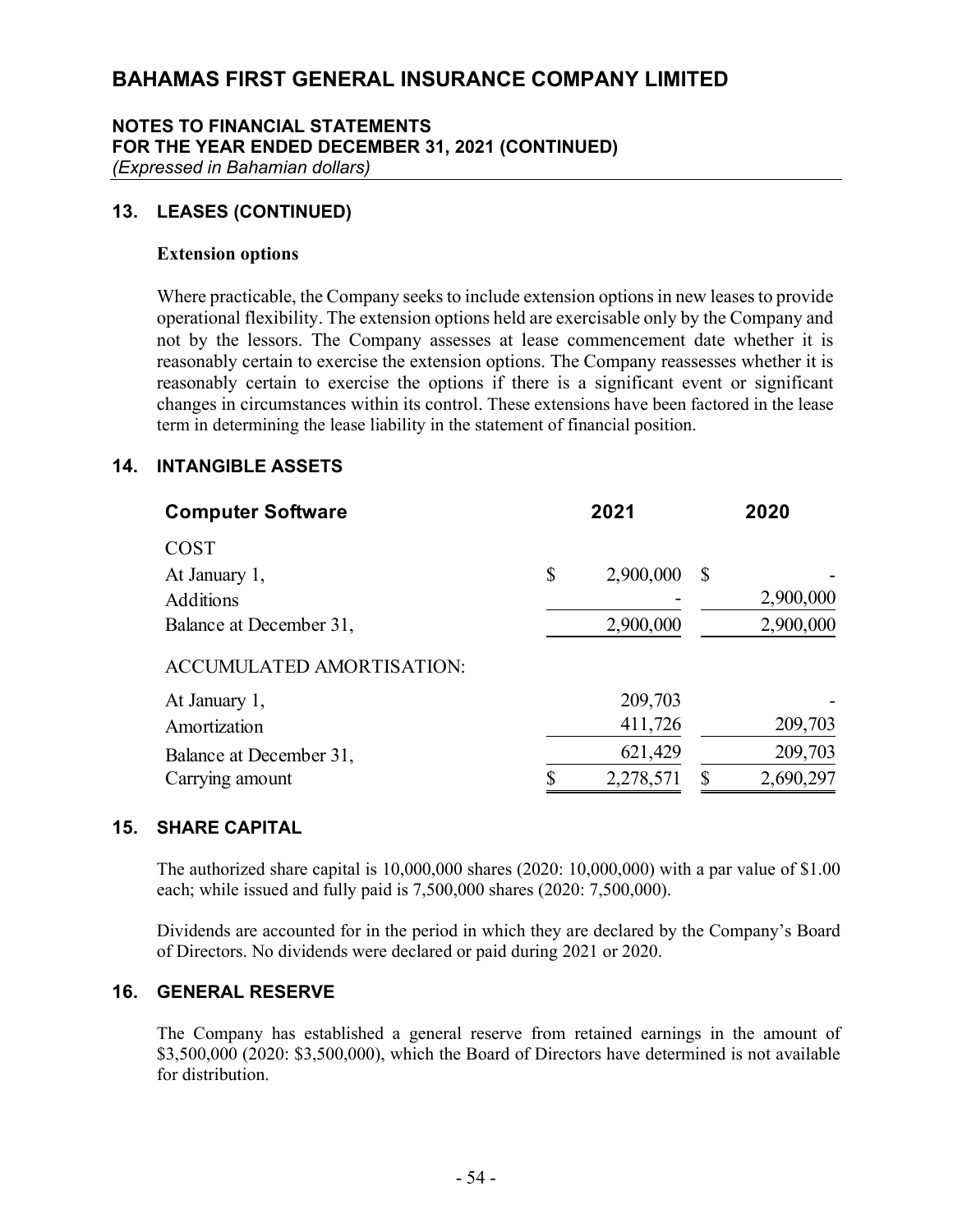# BAHAMAS FIRST GENERAL INSURANCE COMPANY LIMITED

## NOTES TO FINANCIAL STATEMENTS
## FOR THE YEAR ENDED DECEMBER 31, 2021 (CONTINUED)
*(Expressed in Bahamian dollars)*

### 13. LEASES (CONTINUED)

**Extension options**

Where practicable, the Company seeks to include extension options in new leases to provide operational flexibility. The extension options held are exercisable only by the Company and not by the lessors. The Company assesses at lease commencement date whether it is reasonably certain to exercise the extension options. The Company reassesses whether it is reasonably certain to exercise the options if there is a significant event or significant changes in circumstances within its control. These extensions have been factored in the lease term in determining the lease liability in the statement of financial position.

### 14. INTANGIBLE ASSETS

| Computer Software | 2021 | 2020 |
|---|---|---|
| COST | | |
| At January 1, | $ 2,900,000 | $ - |
| Additions | - | 2,900,000 |
| Balance at December 31, | 2,900,000 | 2,900,000 |
| ACCUMULATED AMORTISATION: | | |
| At January 1, | 209,703 | - |
| Amortization | 411,726 | 209,703 |
| Balance at December 31, | 621,429 | 209,703 |
| Carrying amount | $ 2,278,571 | $ 2,690,297 |

### 15. SHARE CAPITAL

The authorized share capital is 10,000,000 shares (2020: 10,000,000) with a par value of $1.00 each; while issued and fully paid is 7,500,000 shares (2020: 7,500,000).

Dividends are accounted for in the period in which they are declared by the Company's Board of Directors. No dividends were declared or paid during 2021 or 2020.

### 16. GENERAL RESERVE

The Company has established a general reserve from retained earnings in the amount of $3,500,000 (2020: $3,500,000), which the Board of Directors have determined is not available for distribution.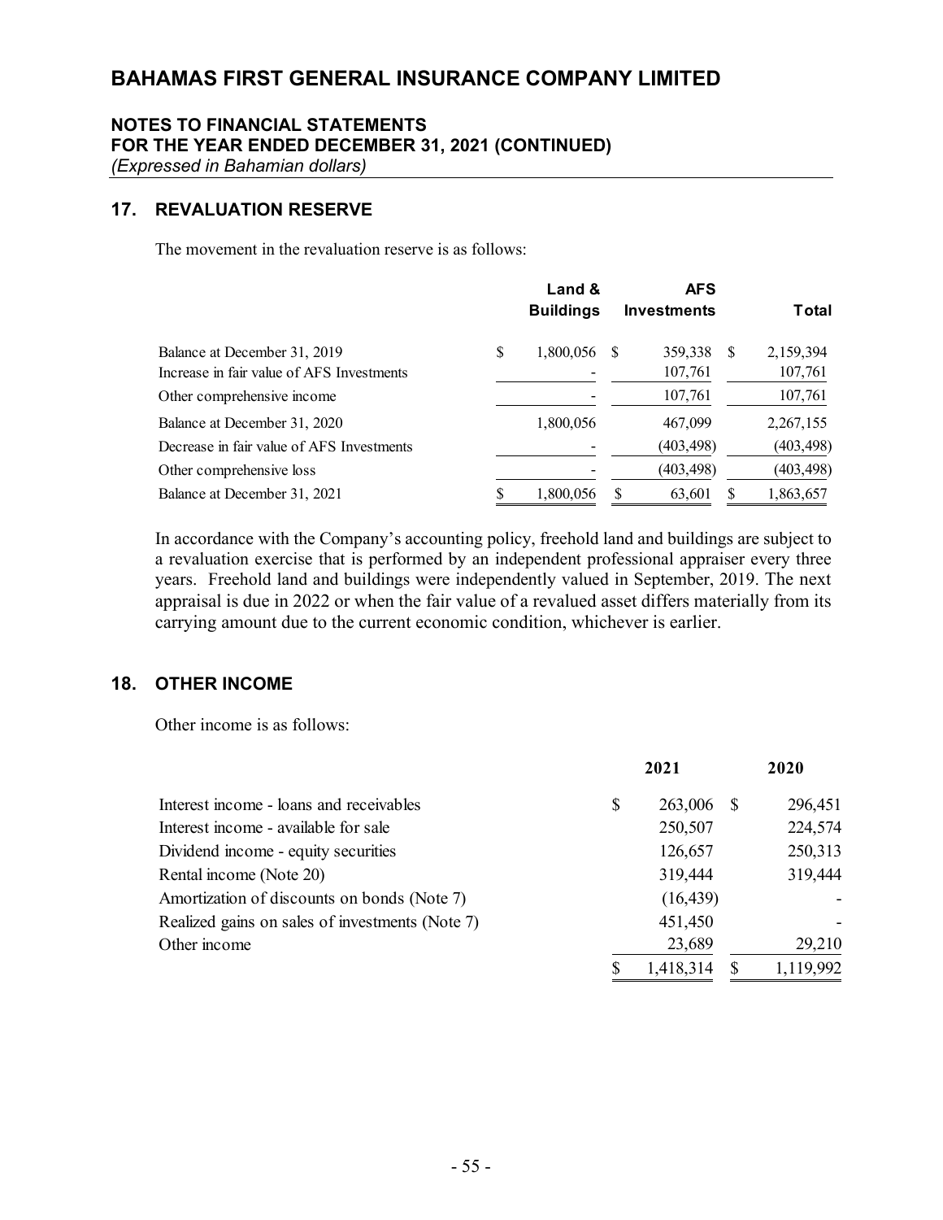# BAHAMAS FIRST GENERAL INSURANCE COMPANY LIMITED

## NOTES TO FINANCIAL STATEMENTS
## FOR THE YEAR ENDED DECEMBER 31, 2021 (CONTINUED)
*(Expressed in Bahamian dollars)*

### 17. REVALUATION RESERVE

The movement in the revaluation reserve is as follows:

| | Land & Buildings | AFS Investments | Total |
|---|---|---|---|
| Balance at December 31, 2019 | $ 1,800,056 | $ 359,338 | $ 2,159,394 |
| Increase in fair value of AFS Investments | - | 107,761 | 107,761 |
| Other comprehensive income | - | 107,761 | 107,761 |
| Balance at December 31, 2020 | 1,800,056 | 467,099 | 2,267,155 |
| Decrease in fair value of AFS Investments | - | (403,498) | (403,498) |
| Other comprehensive loss | - | (403,498) | (403,498) |
| Balance at December 31, 2021 | $ 1,800,056 | $ 63,601 | $ 1,863,657 |

In accordance with the Company's accounting policy, freehold land and buildings are subject to a revaluation exercise that is performed by an independent professional appraiser every three years. Freehold land and buildings were independently valued in September, 2019. The next appraisal is due in 2022 or when the fair value of a revalued asset differs materially from its carrying amount due to the current economic condition, whichever is earlier.

### 18. OTHER INCOME

Other income is as follows:

| | 2021 | 2020 |
|---|---|---|
| Interest income - loans and receivables | $ 263,006 | $ 296,451 |
| Interest income - available for sale | 250,507 | 224,574 |
| Dividend income - equity securities | 126,657 | 250,313 |
| Rental income (Note 20) | 319,444 | 319,444 |
| Amortization of discounts on bonds (Note 7) | (16,439) | - |
| Realized gains on sales of investments (Note 7) | 451,450 | - |
| Other income | 23,689 | 29,210 |
| | $ 1,418,314 | $ 1,119,992 |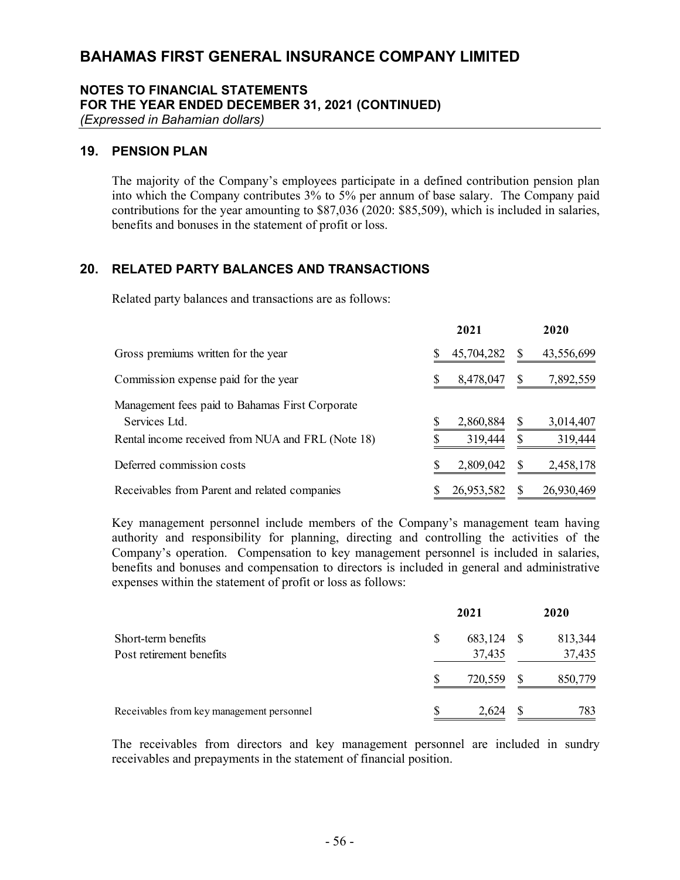# BAHAMAS FIRST GENERAL INSURANCE COMPANY LIMITED

## NOTES TO FINANCIAL STATEMENTS
## FOR THE YEAR ENDED DECEMBER 31, 2021 (CONTINUED)
*(Expressed in Bahamian dollars)*

## 19. PENSION PLAN

The majority of the Company's employees participate in a defined contribution pension plan into which the Company contributes 3% to 5% per annum of base salary. The Company paid contributions for the year amounting to $87,036 (2020: $85,509), which is included in salaries, benefits and bonuses in the statement of profit or loss.

## 20. RELATED PARTY BALANCES AND TRANSACTIONS

Related party balances and transactions are as follows:

| | 2021 | 2020 |
|---|---|---|
| Gross premiums written for the year | $ 45,704,282 | $ 43,556,699 |
| Commission expense paid for the year | $ 8,478,047 | $ 7,892,559 |
| Management fees paid to Bahamas First Corporate Services Ltd. | $ 2,860,884 | $ 3,014,407 |
| Rental income received from NUA and FRL (Note 18) | $ 319,444 | $ 319,444 |
| Deferred commission costs | $ 2,809,042 | $ 2,458,178 |
| Receivables from Parent and related companies | $ 26,953,582 | $ 26,930,469 |

Key management personnel include members of the Company's management team having authority and responsibility for planning, directing and controlling the activities of the Company's operation. Compensation to key management personnel is included in salaries, benefits and bonuses and compensation to directors is included in general and administrative expenses within the statement of profit or loss as follows:

| | 2021 | 2020 |
|---|---|---|
| Short-term benefits | $ 683,124 | $ 813,344 |
| Post retirement benefits | 37,435 | 37,435 |
| | $ 720,559 | $ 850,779 |
| Receivables from key management personnel | $ 2,624 | $ 783 |

The receivables from directors and key management personnel are included in sundry receivables and prepayments in the statement of financial position.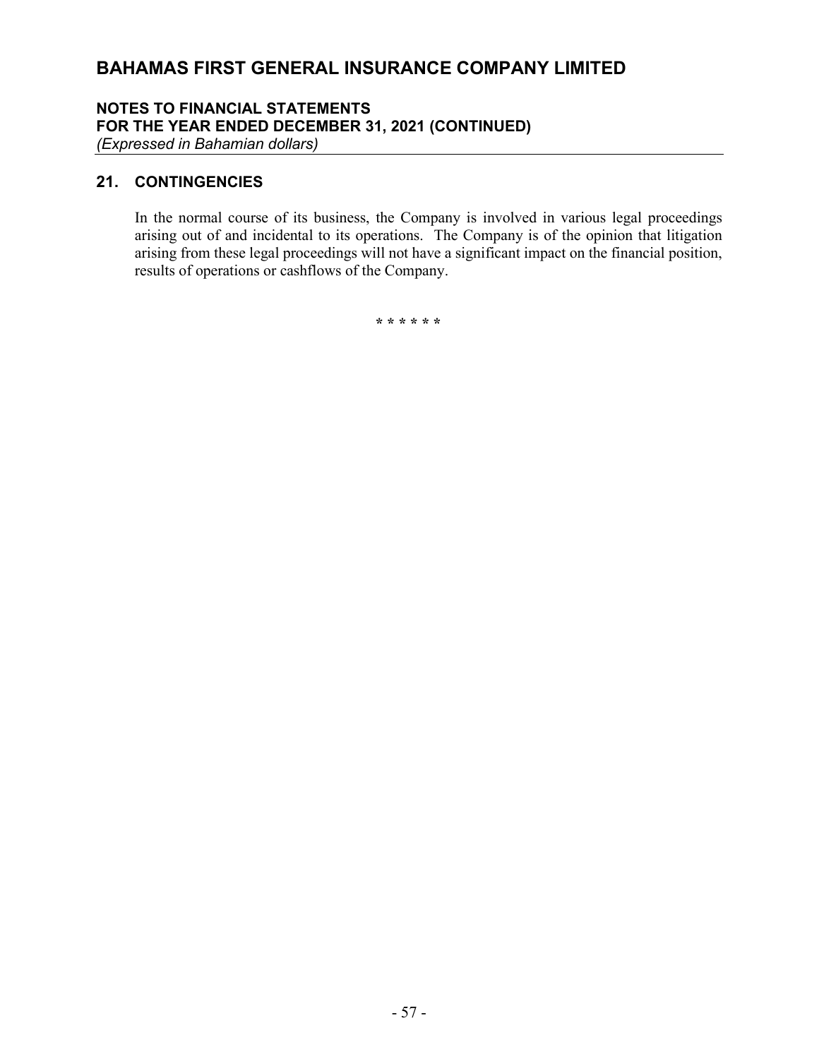## 21. CONTINGENCIES

In the normal course of its business, the Company is involved in various legal proceedings arising out of and incidental to its operations. The Company is of the opinion that litigation arising from these legal proceedings will not have a significant impact on the financial position, results of operations or cashflows of the Company.

* * * * * *